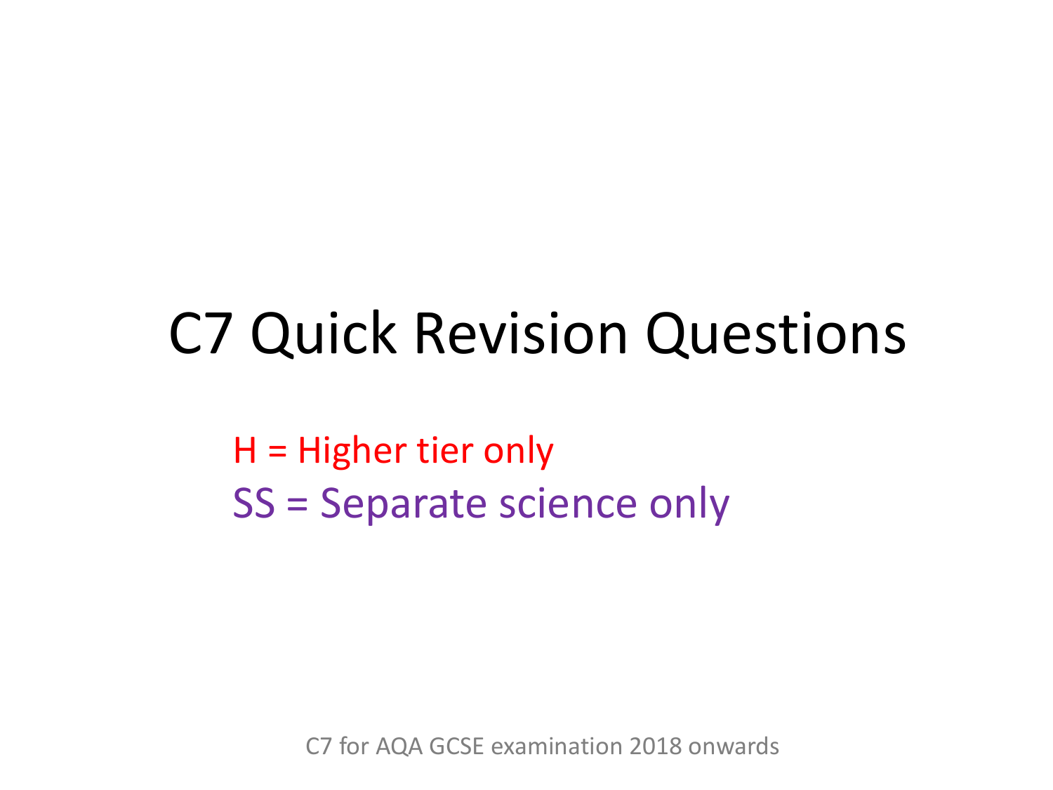# C7 Quick Revision Questions

H = Higher tier only

SS = Separate science only

C7 for AQA GCSE examination 2018 onwards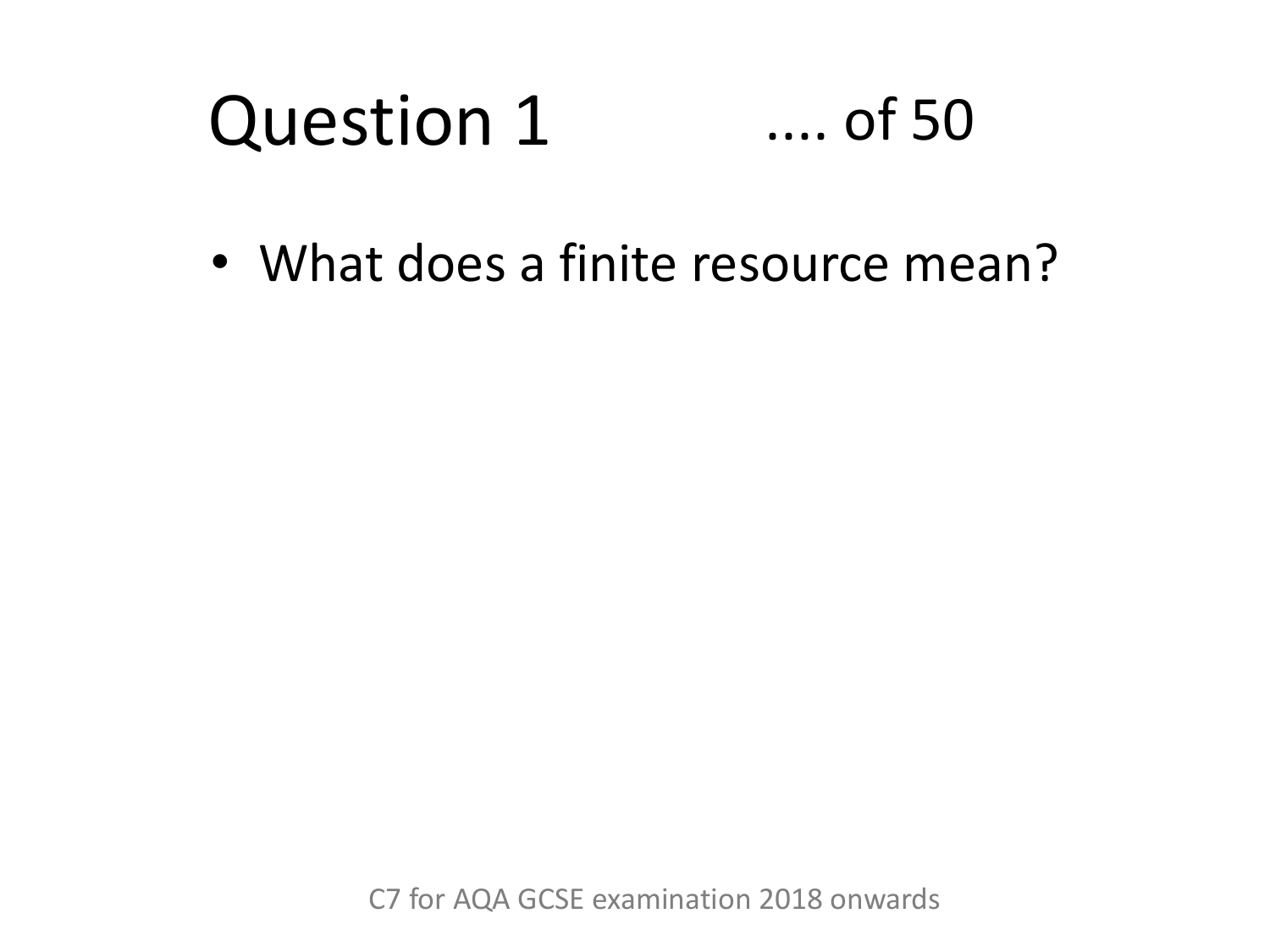# Question 1 .... of 50

- What does a finite resource mean?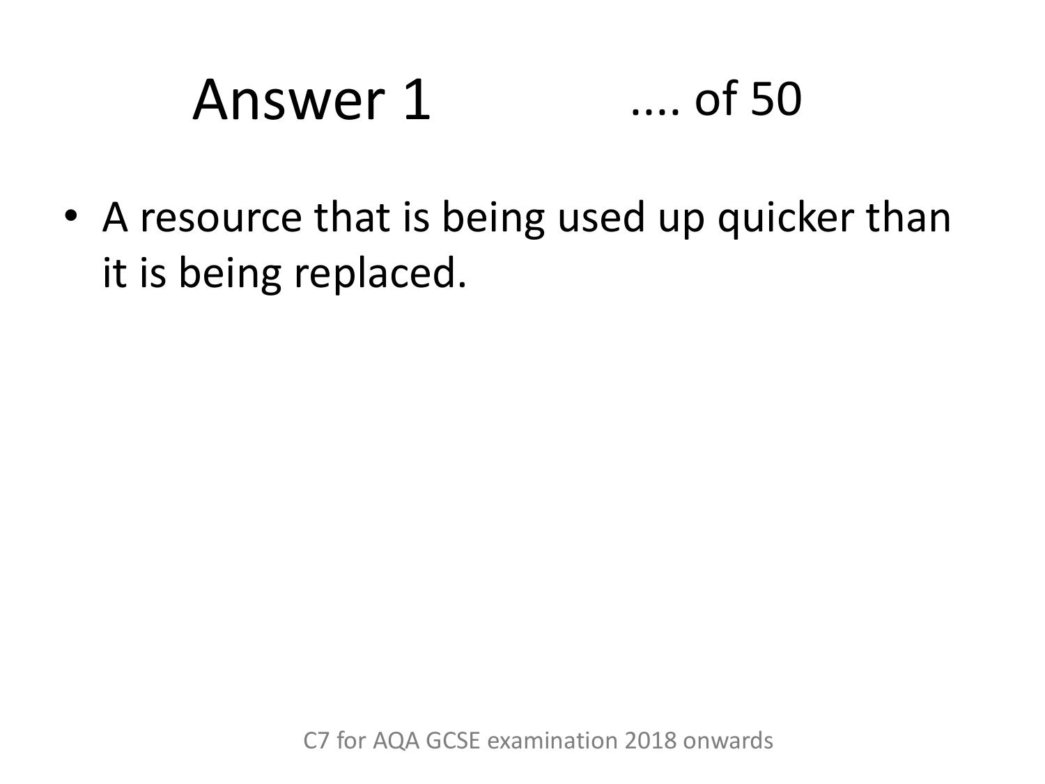# Answer 1 .... of 50

- A resource that is being used up quicker than it is being replaced.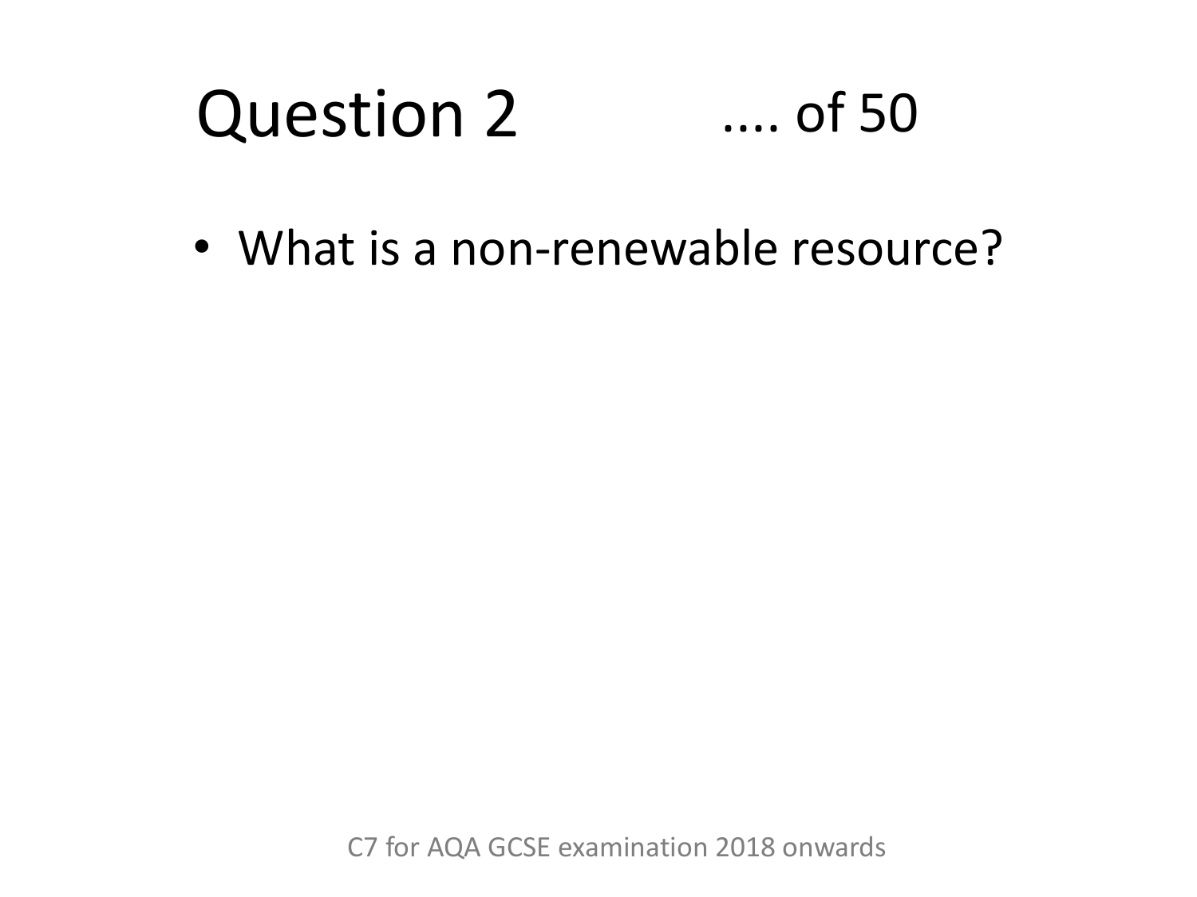# Question 2 .... of 50

- What is a non-renewable resource?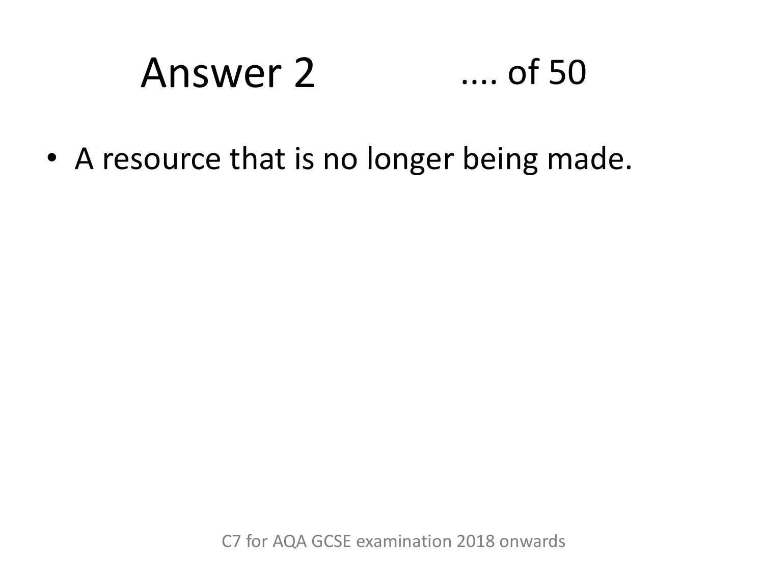# Answer 2 .... of 50

- A resource that is no longer being made.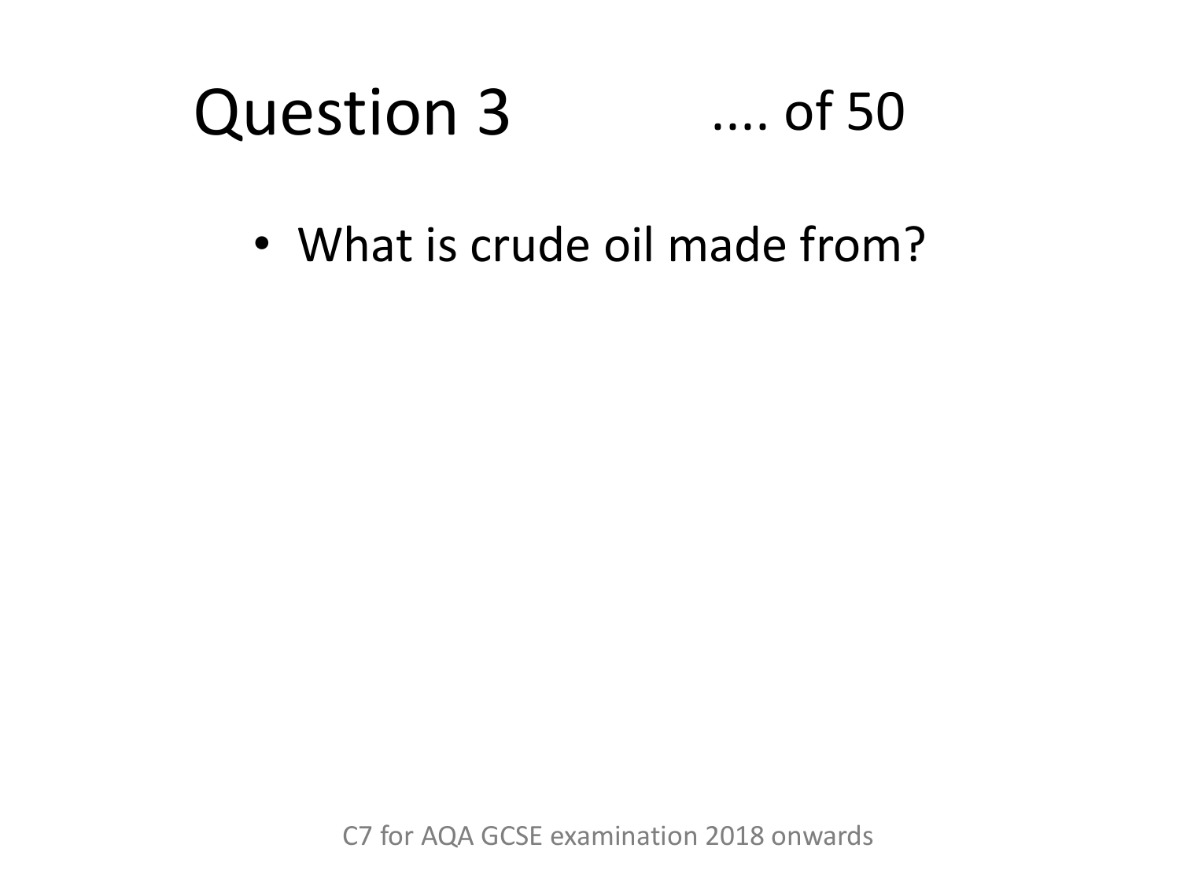# Question 3 .... of 50

- What is crude oil made from?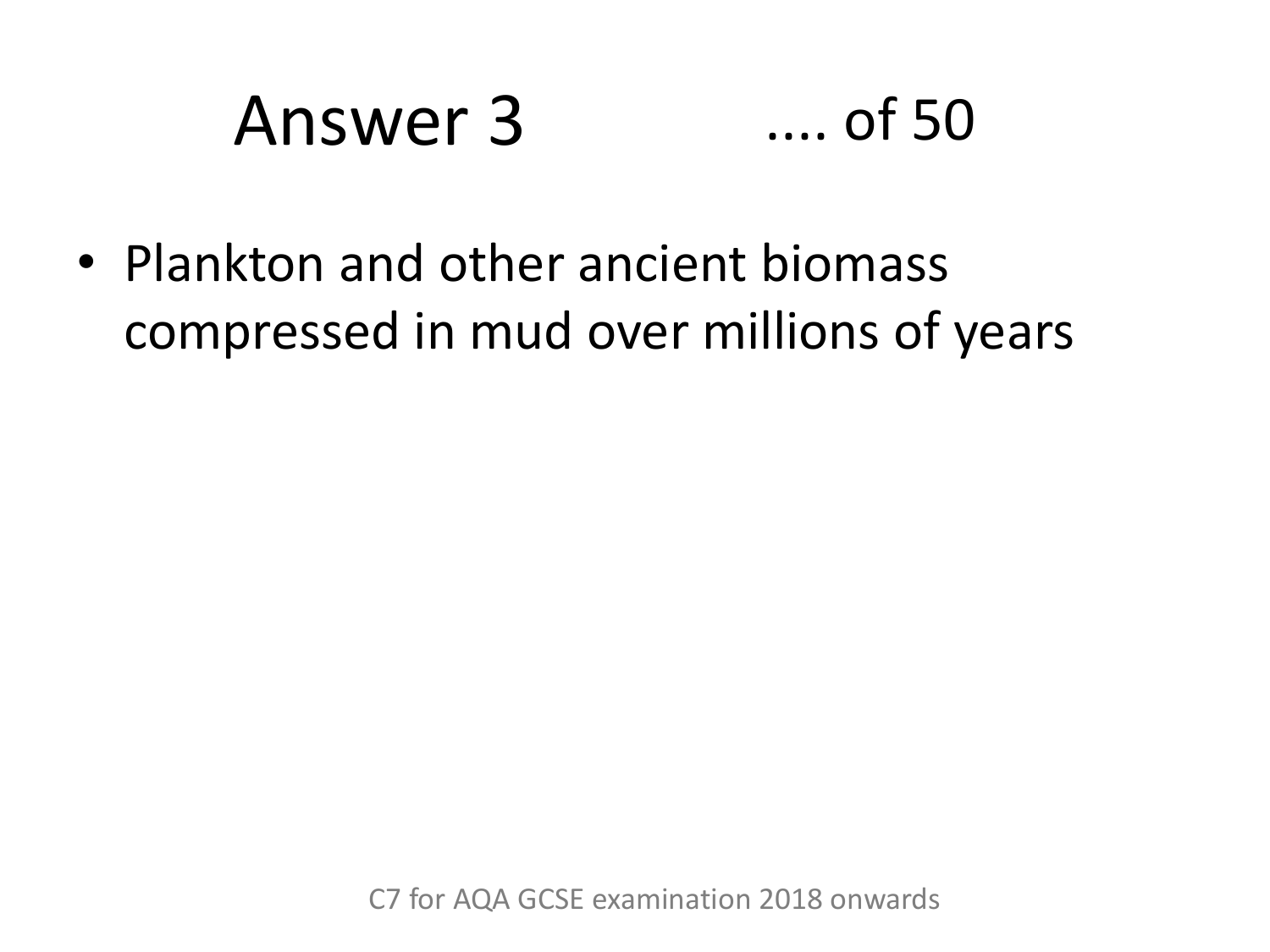# Answer 3 .... of 50

- Plankton and other ancient biomass compressed in mud over millions of years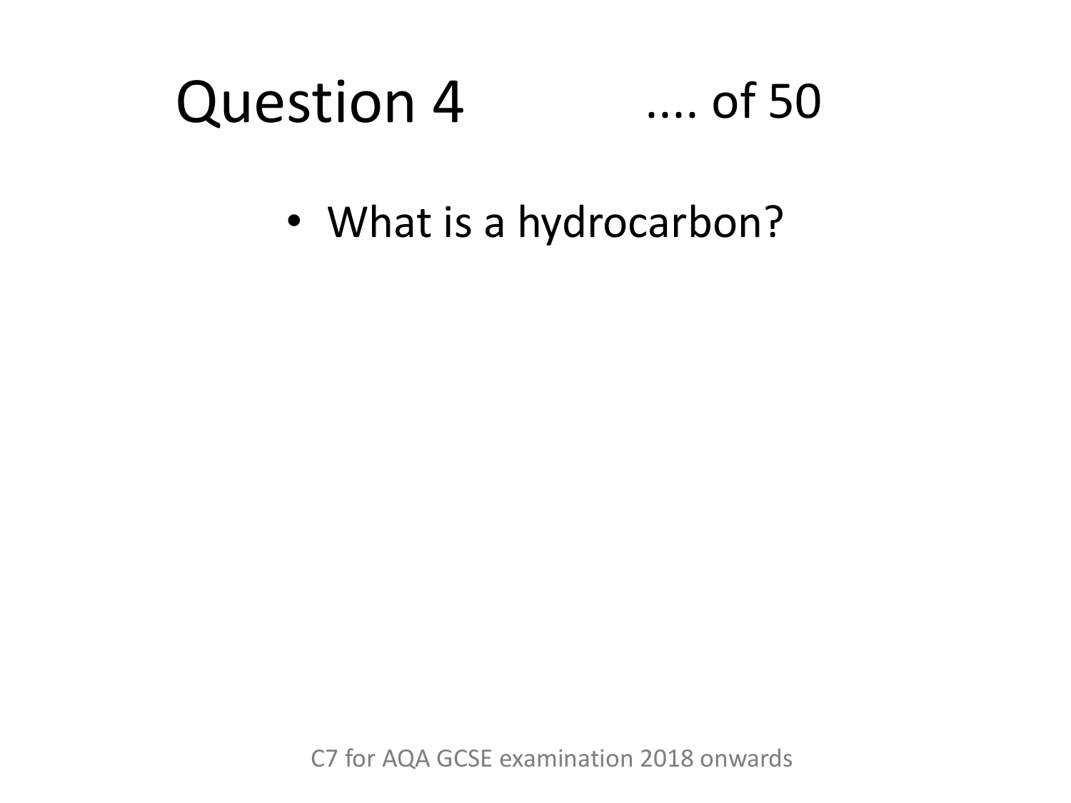# Question 4 .... of 50

- What is a hydrocarbon?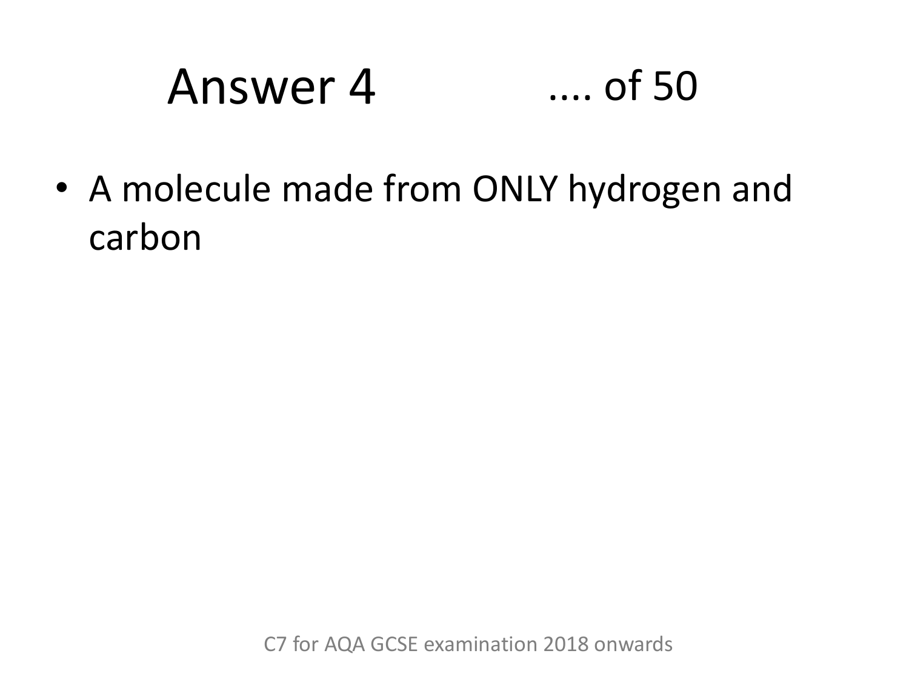# Answer 4 .... of 50

- A molecule made from ONLY hydrogen and carbon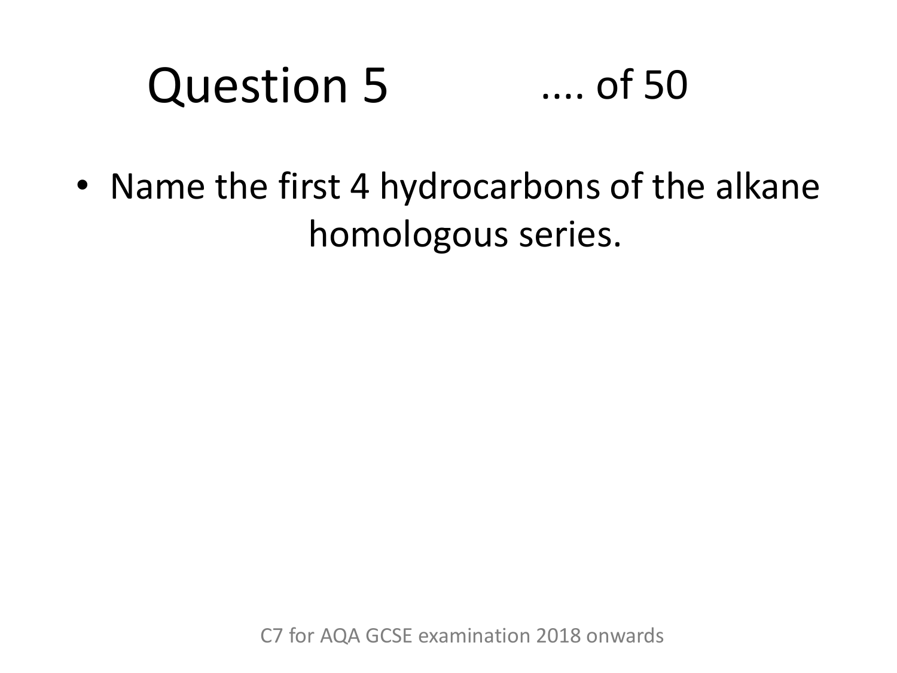# Question 5 .... of 50

- Name the first 4 hydrocarbons of the alkane homologous series.

C7 for AQA GCSE examination 2018 onwards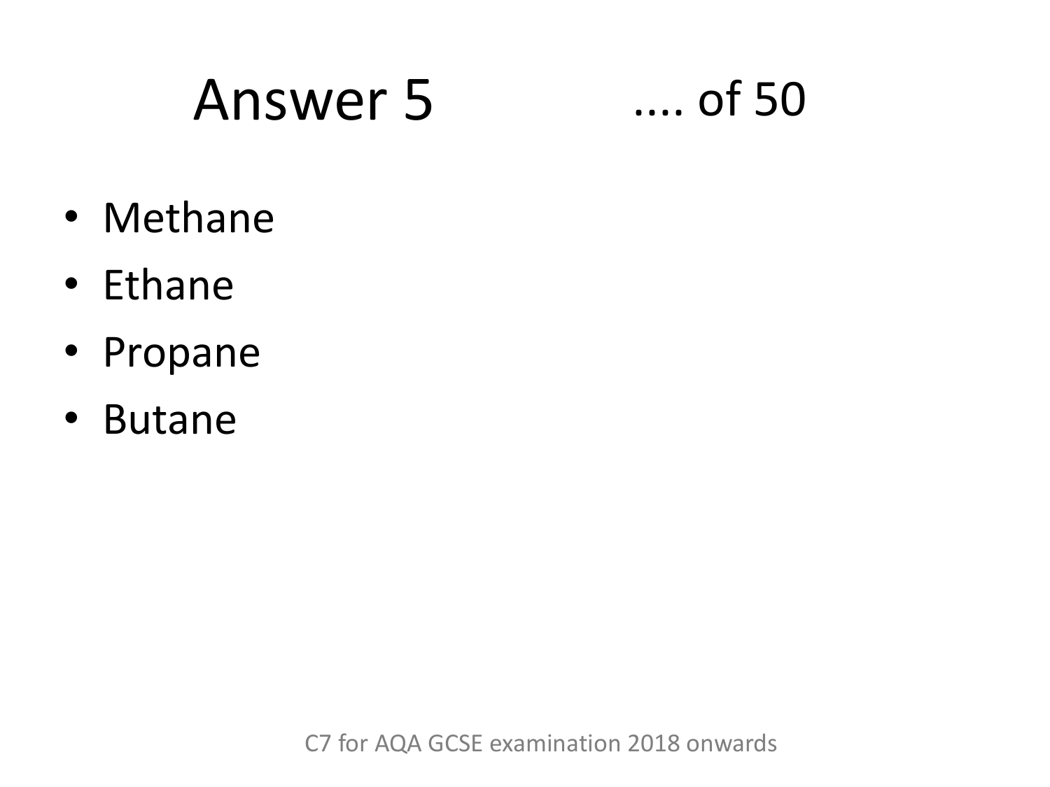# Answer 5 .... of 50

- Methane
- Ethane
- Propane
- Butane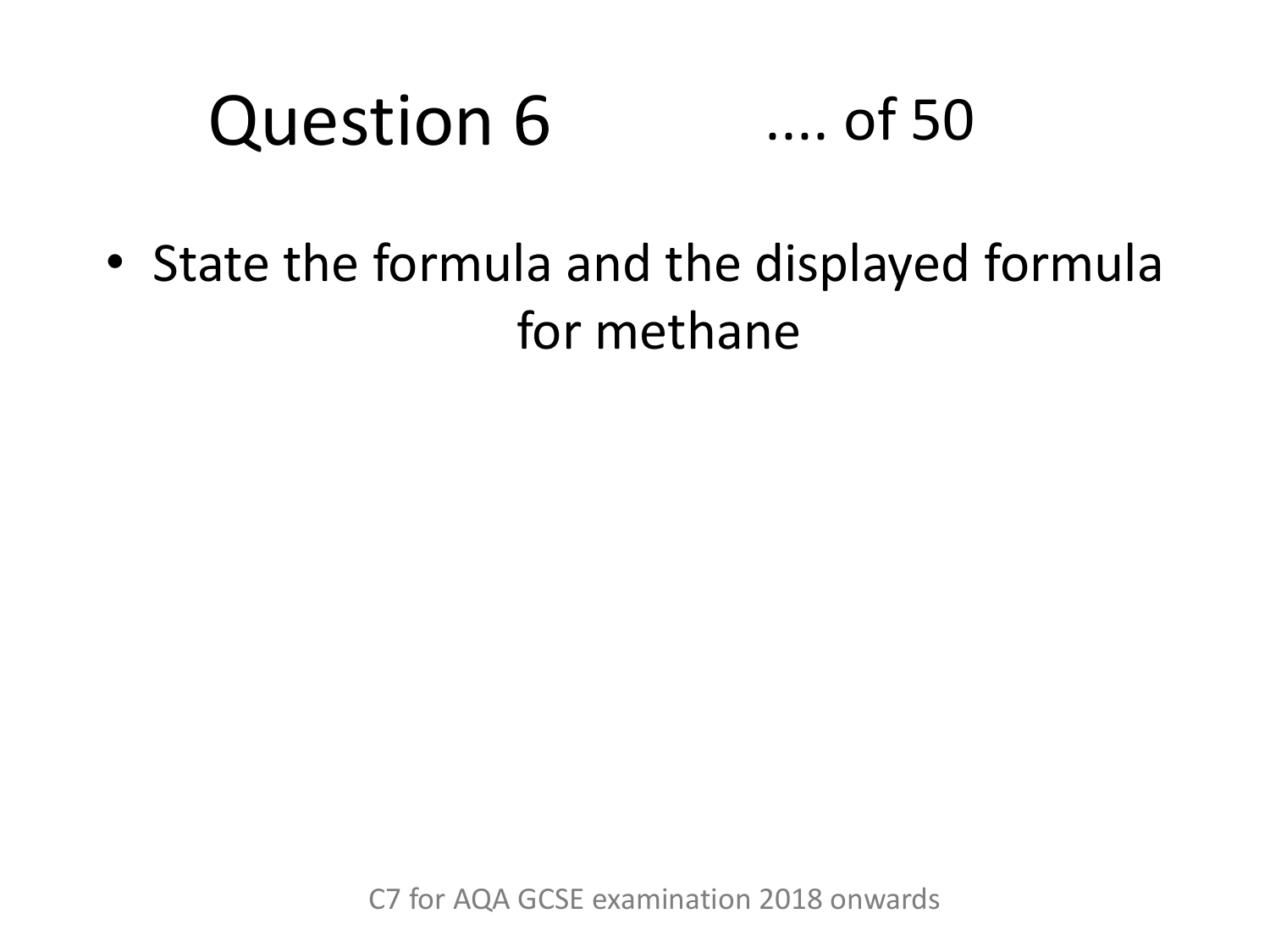# Question 6 .... of 50

- State the formula and the displayed formula for methane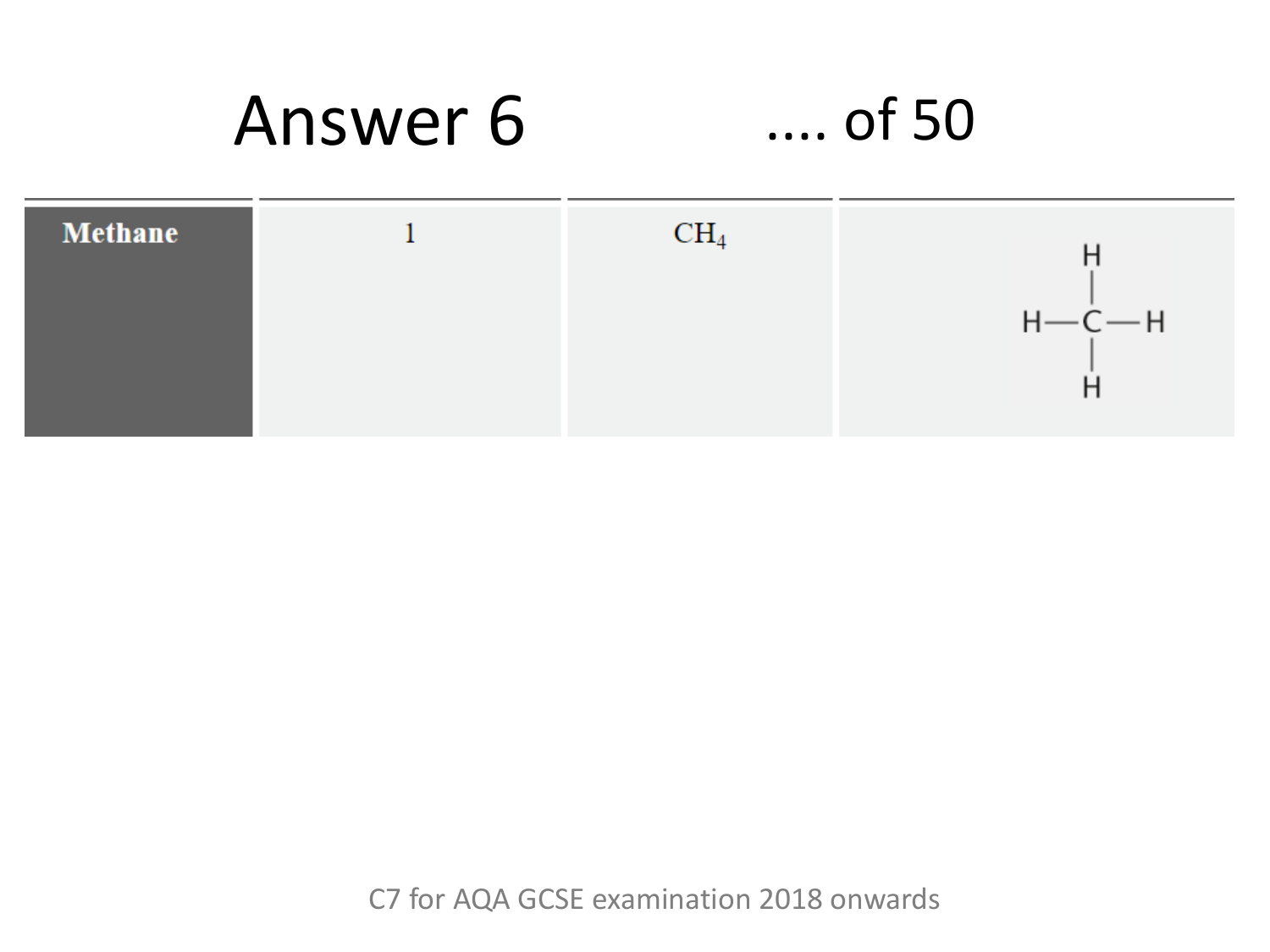# Answer 6 .... of 50

| Methane | 1 | $CH_4$ | H<br>\|<br>H—C—H<br>\|<br>H |
|---|---|---|---|

C7 for AQA GCSE examination 2018 onwards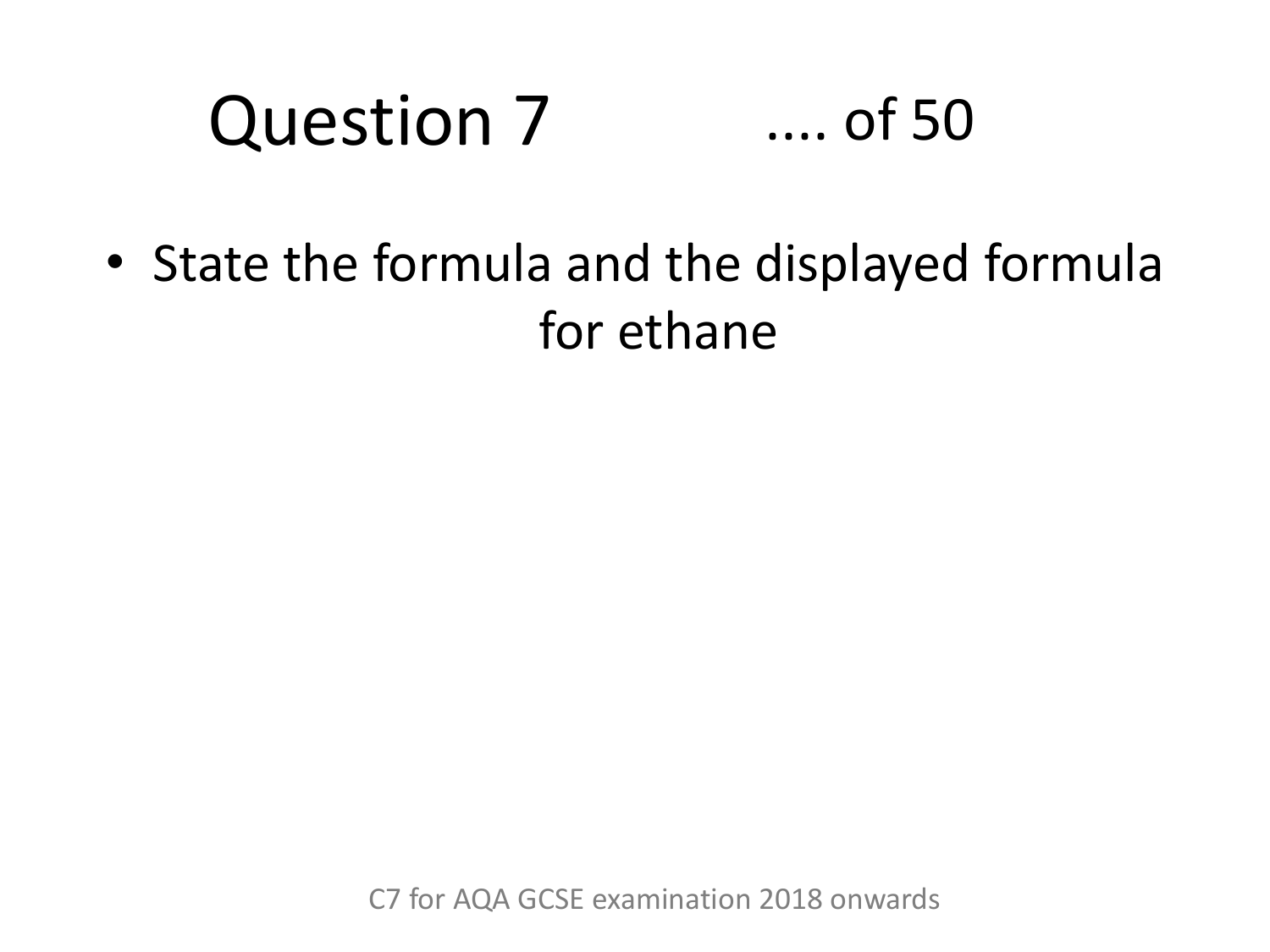# Question 7 .... of 50

- State the formula and the displayed formula for ethane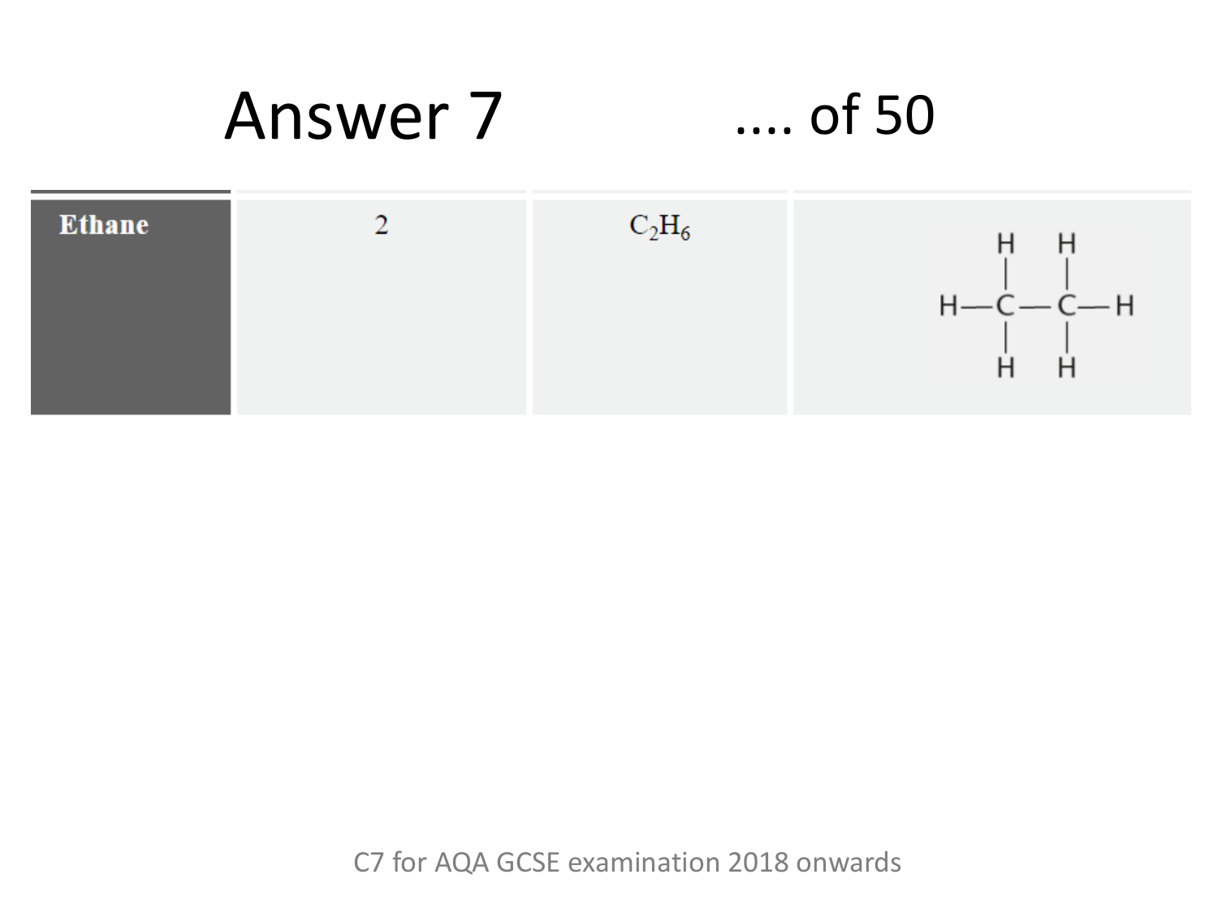# Answer 7 .... of 50

| Ethane | 2 | $C_2H_6$ | H–C–C–H with 3 H on each C (displayed formula) |
|---|---|---|---|

C7 for AQA GCSE examination 2018 onwards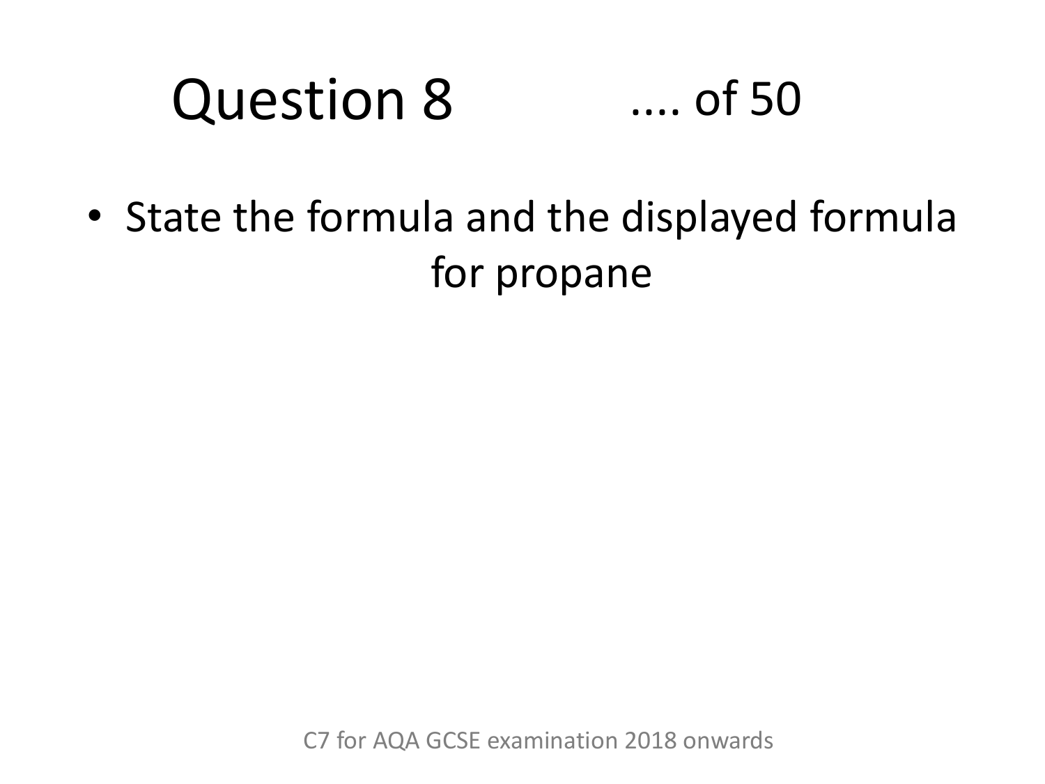# Question 8 .... of 50

- State the formula and the displayed formula for propane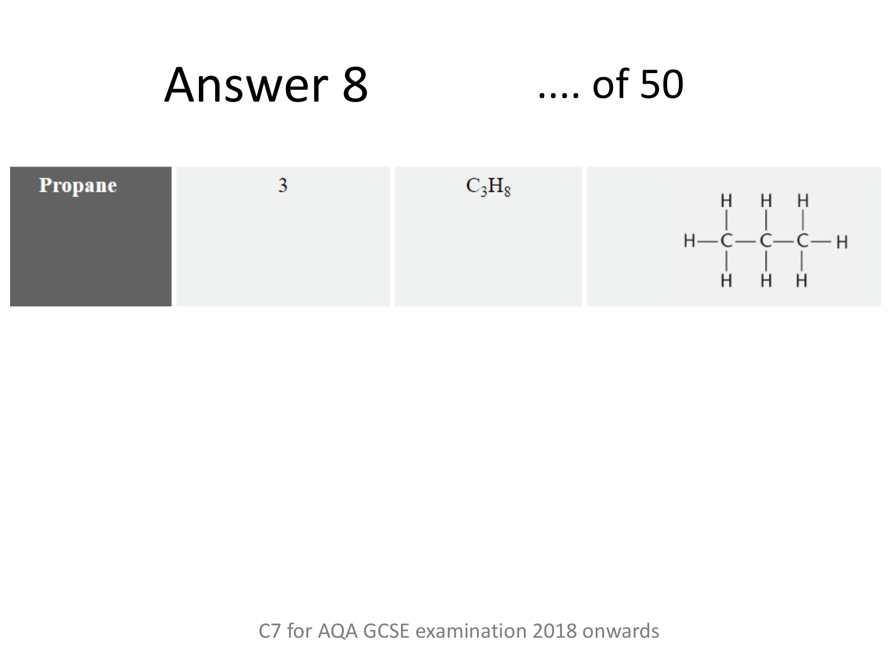# Answer 8

.... of 50

| **Propane** | 3 | $C_3H_8$ | H–C–C–C–H with three H above and three H below (each C bonded to H above and below) |
|---|---|---|---|

C7 for AQA GCSE examination 2018 onwards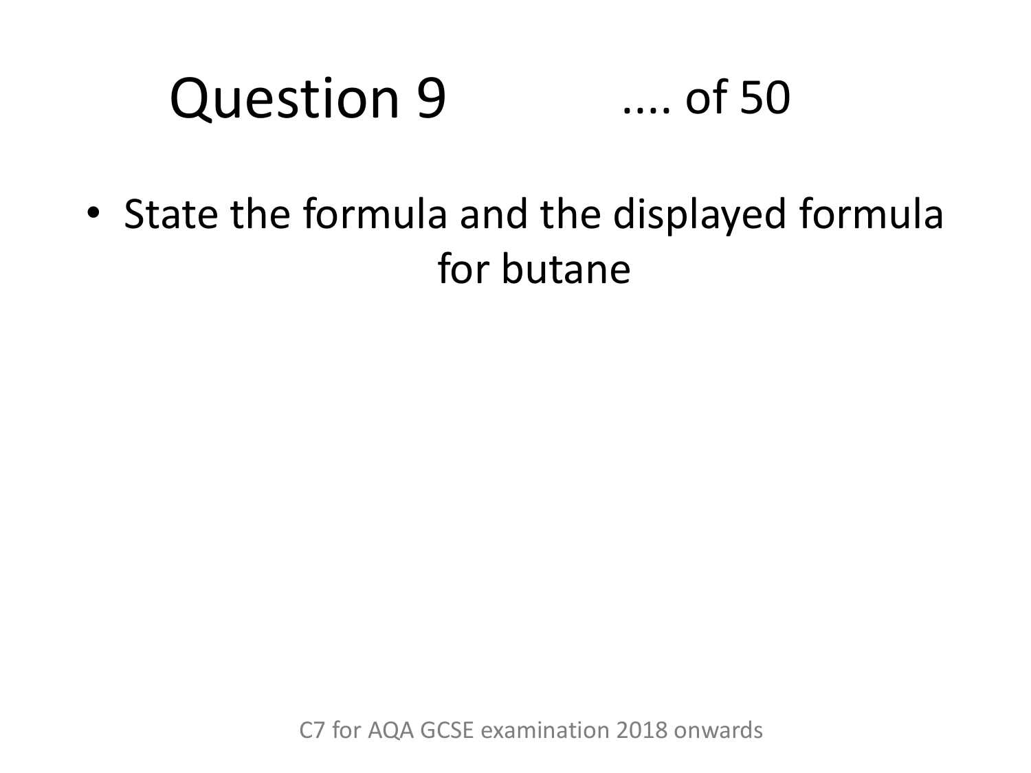# Question 9 .... of 50

- State the formula and the displayed formula for butane

C7 for AQA GCSE examination 2018 onwards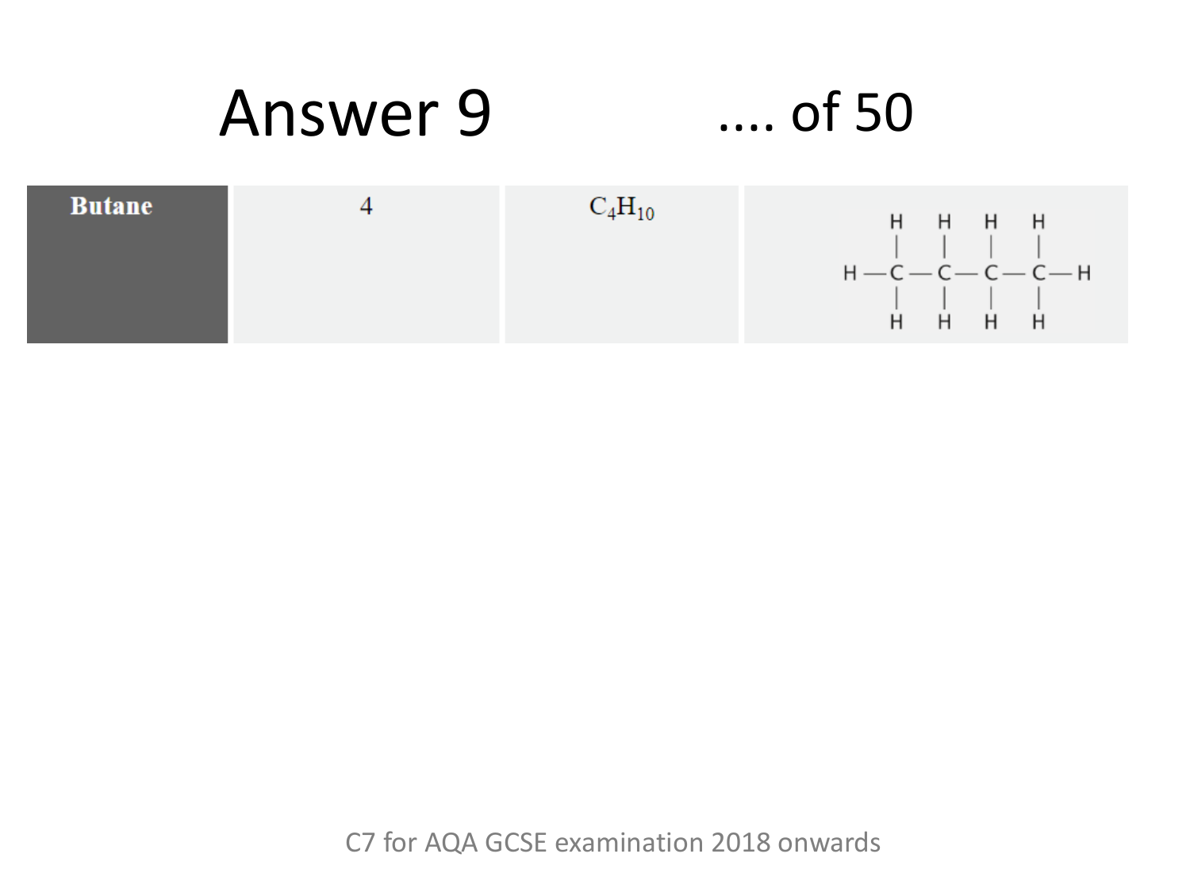# Answer 9 .... of 50

| Butane | 4 | $C_4H_{10}$ | $H-\overset{\displaystyle H}{\underset{\displaystyle H}{\overset{\vert}{\underset{\vert}{C}}}}-\overset{\displaystyle H}{\underset{\displaystyle H}{\overset{\vert}{\underset{\vert}{C}}}}-\overset{\displaystyle H}{\underset{\displaystyle H}{\overset{\vert}{\underset{\vert}{C}}}}-\overset{\displaystyle H}{\underset{\displaystyle H}{\overset{\vert}{\underset{\vert}{C}}}}-H$ |
|---|---|---|---|

C7 for AQA GCSE examination 2018 onwards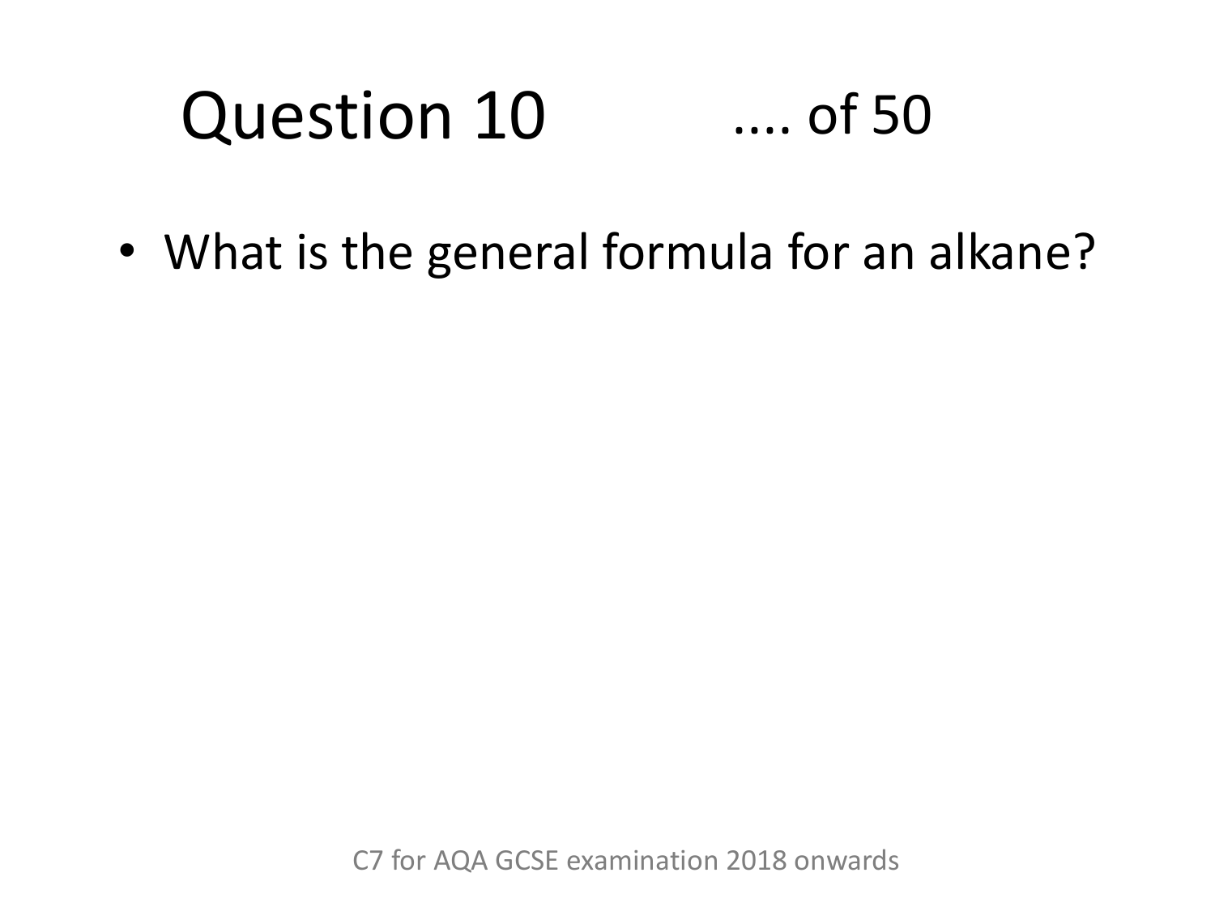# Question 10 .... of 50

- What is the general formula for an alkane?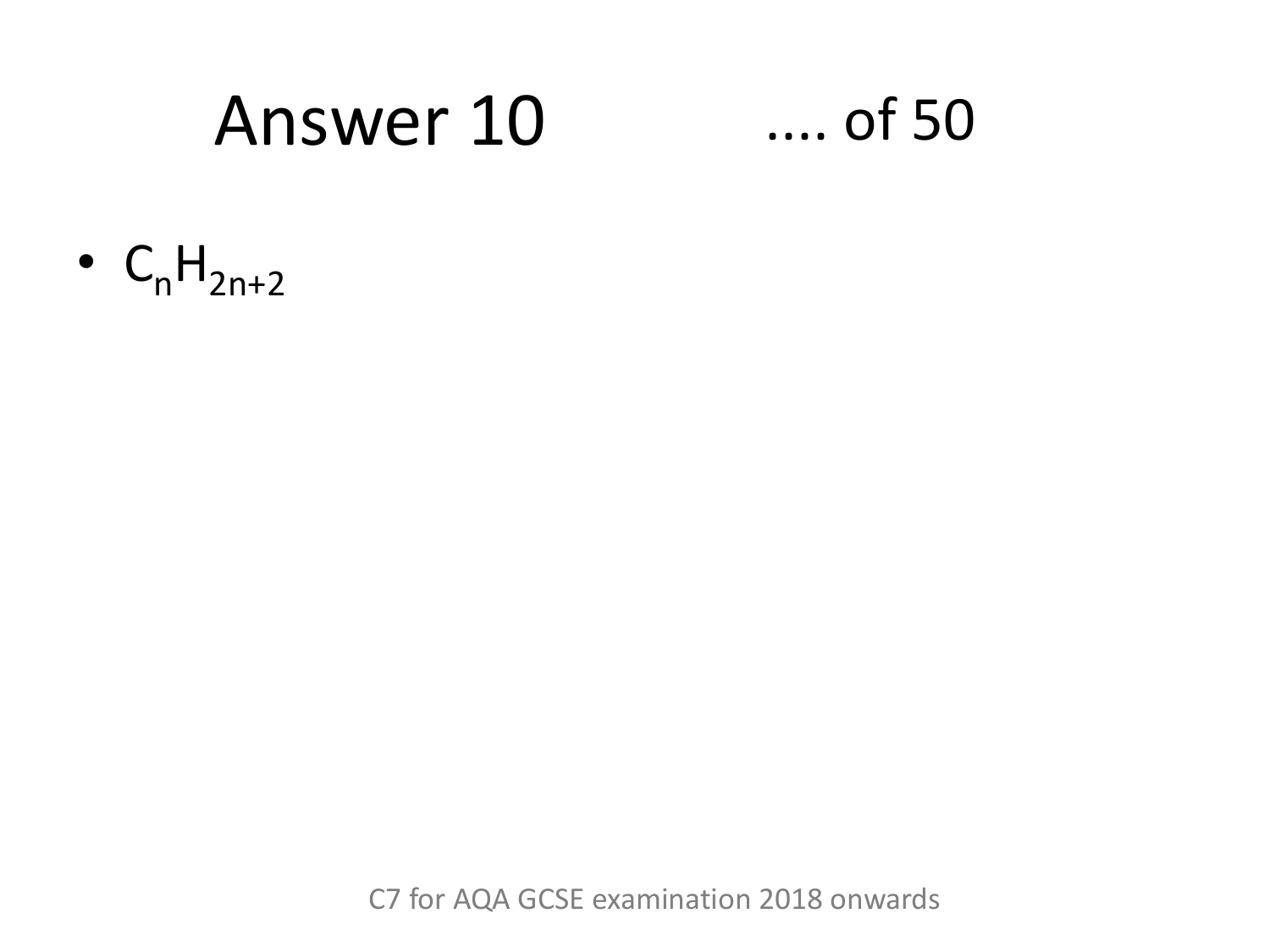# Answer 10 .... of 50

- $C_nH_{2n+2}$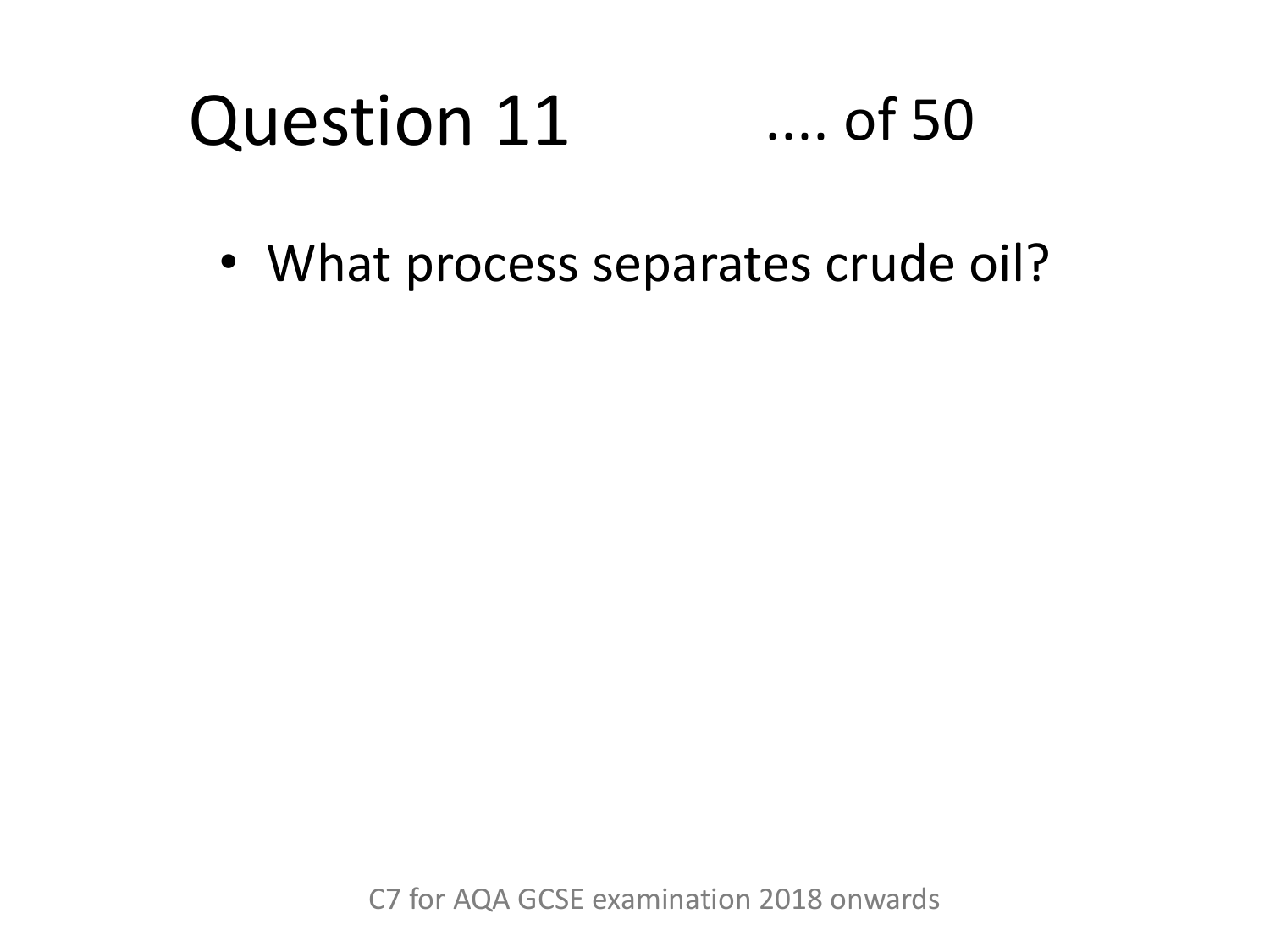# Question 11 .... of 50

- What process separates crude oil?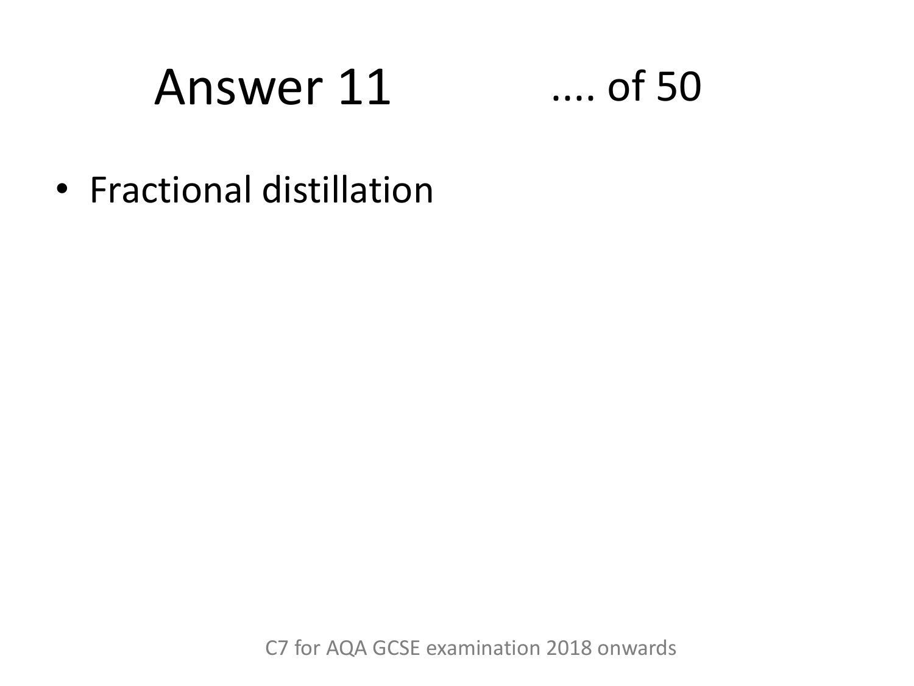# Answer 11 .... of 50

- Fractional distillation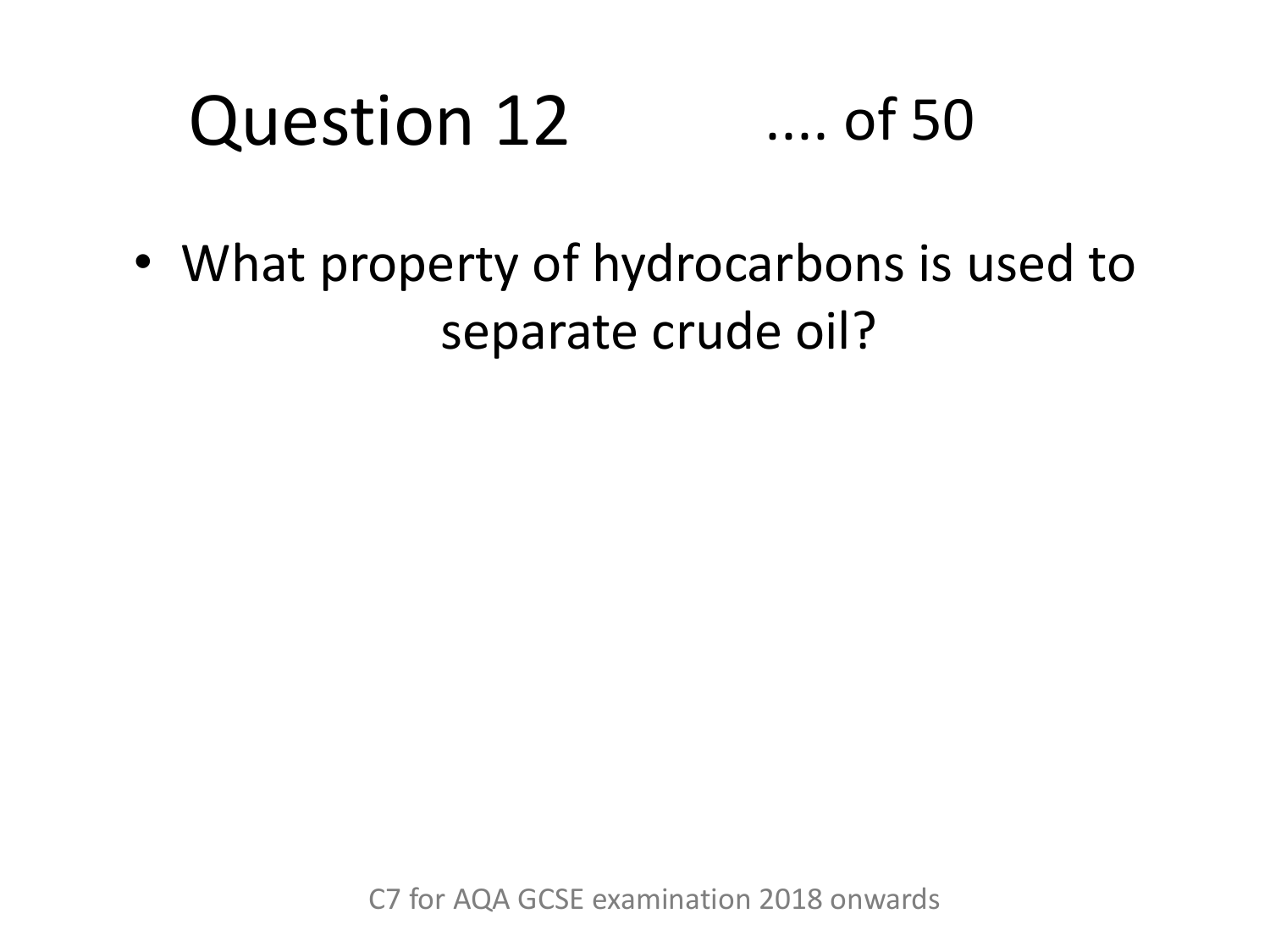# Question 12 .... of 50

- What property of hydrocarbons is used to separate crude oil?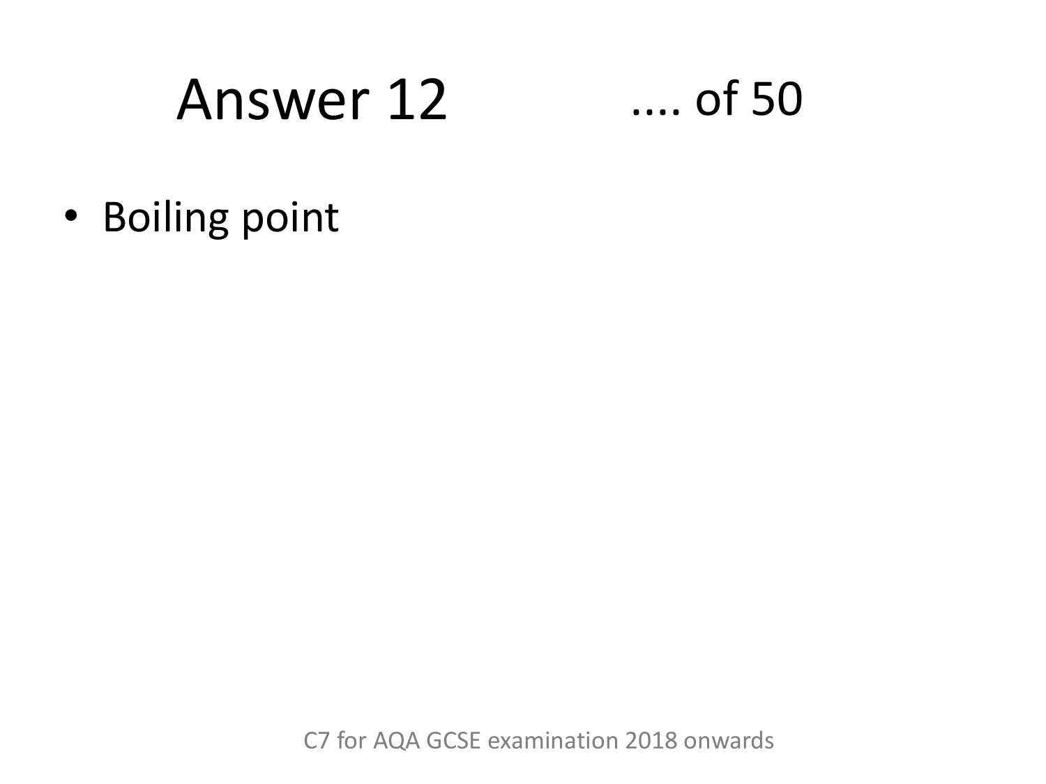# Answer 12 .... of 50

- Boiling point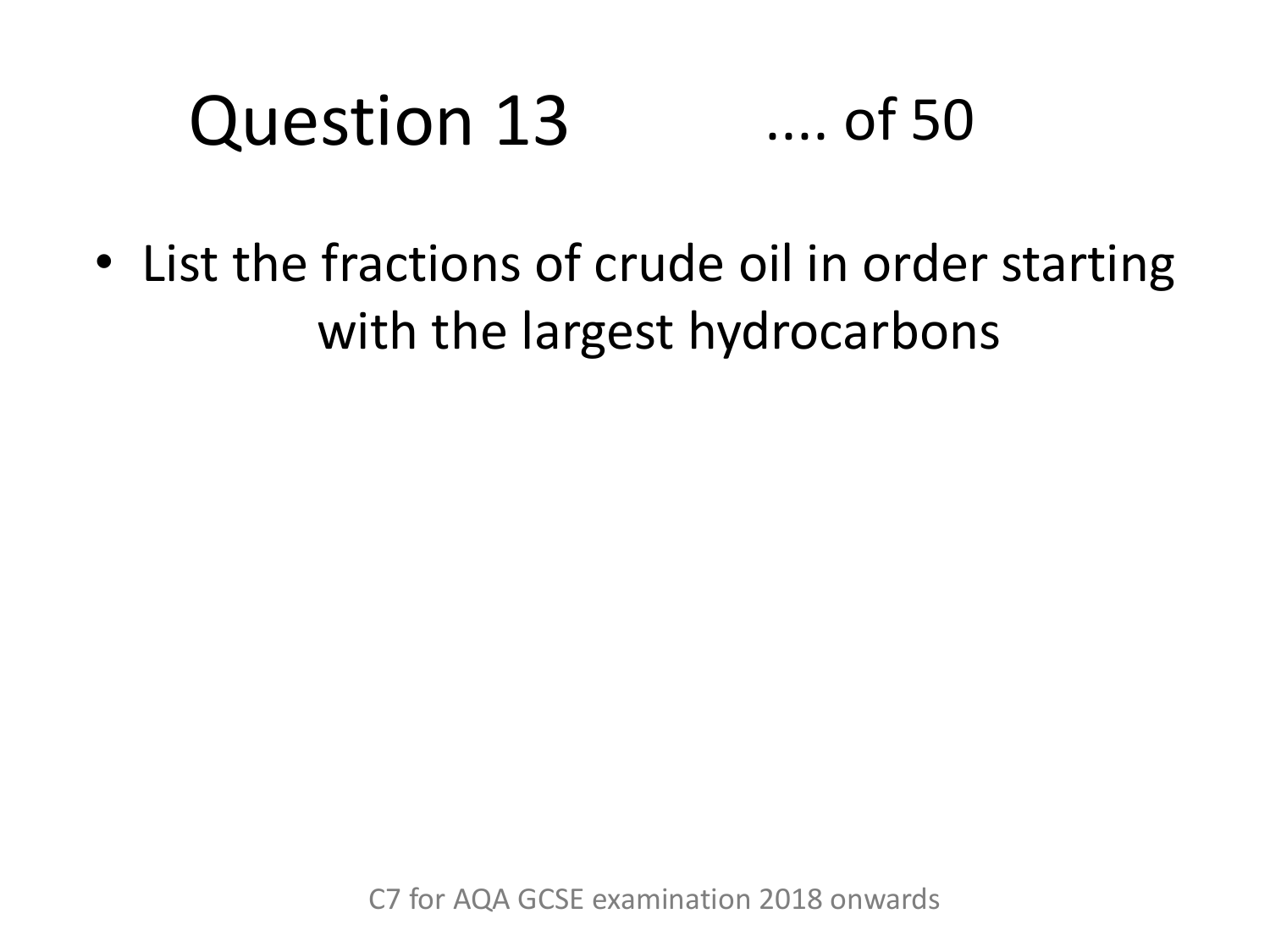# Question 13 .... of 50

- List the fractions of crude oil in order starting with the largest hydrocarbons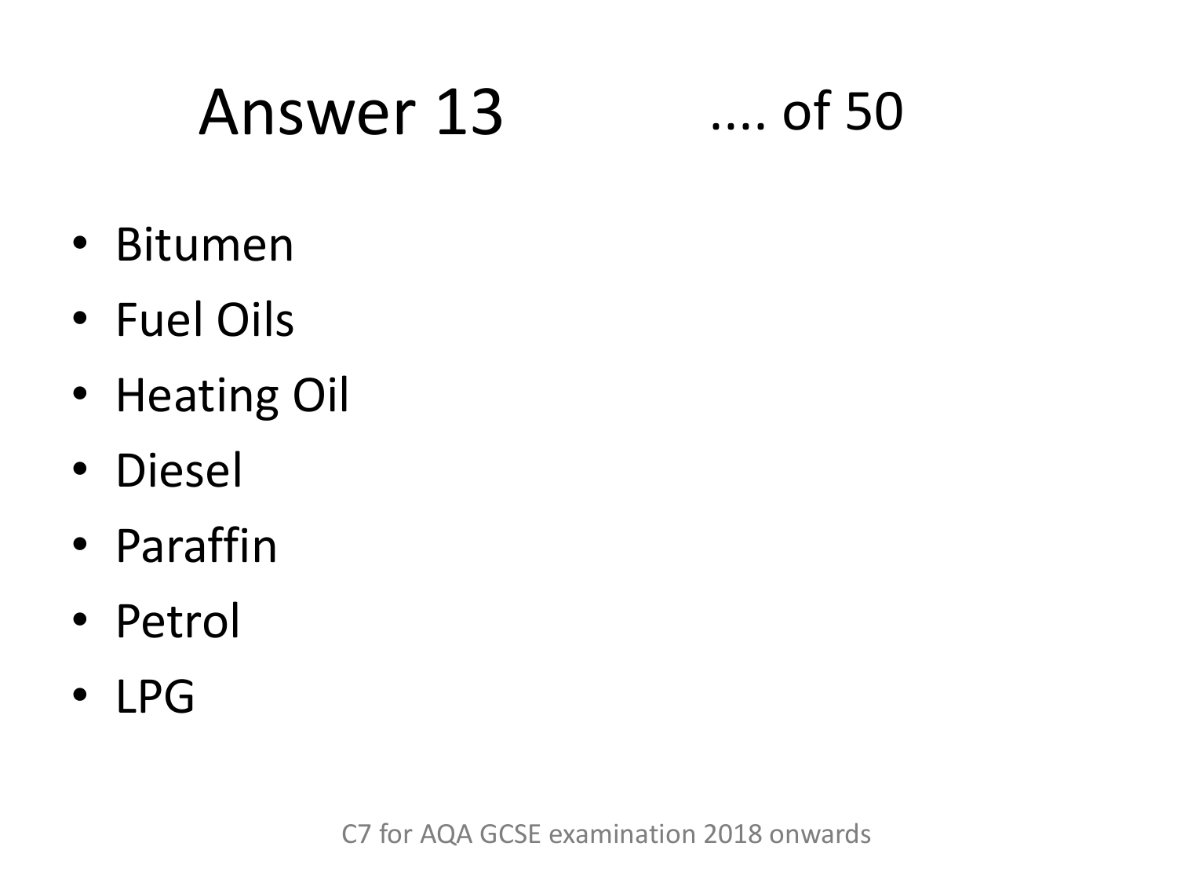# Answer 13

- Bitumen
- Fuel Oils
- Heating Oil
- Diesel
- Paraffin
- Petrol
- LPG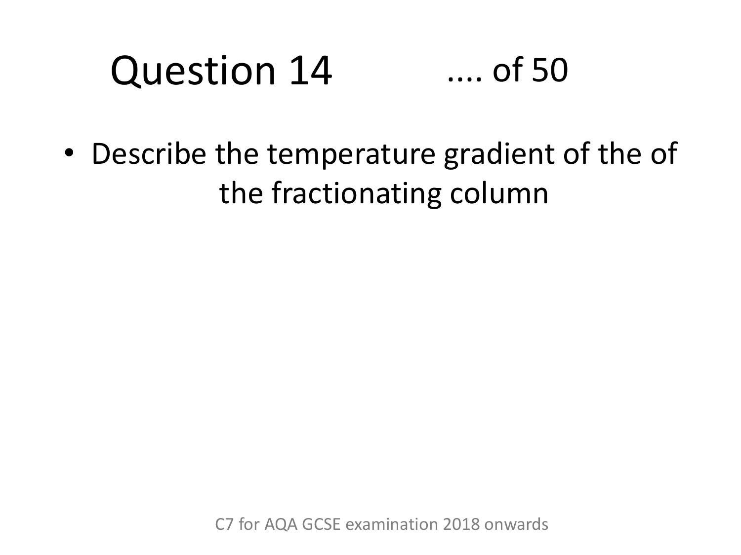# Question 14 .... of 50

- Describe the temperature gradient of the of the fractionating column

C7 for AQA GCSE examination 2018 onwards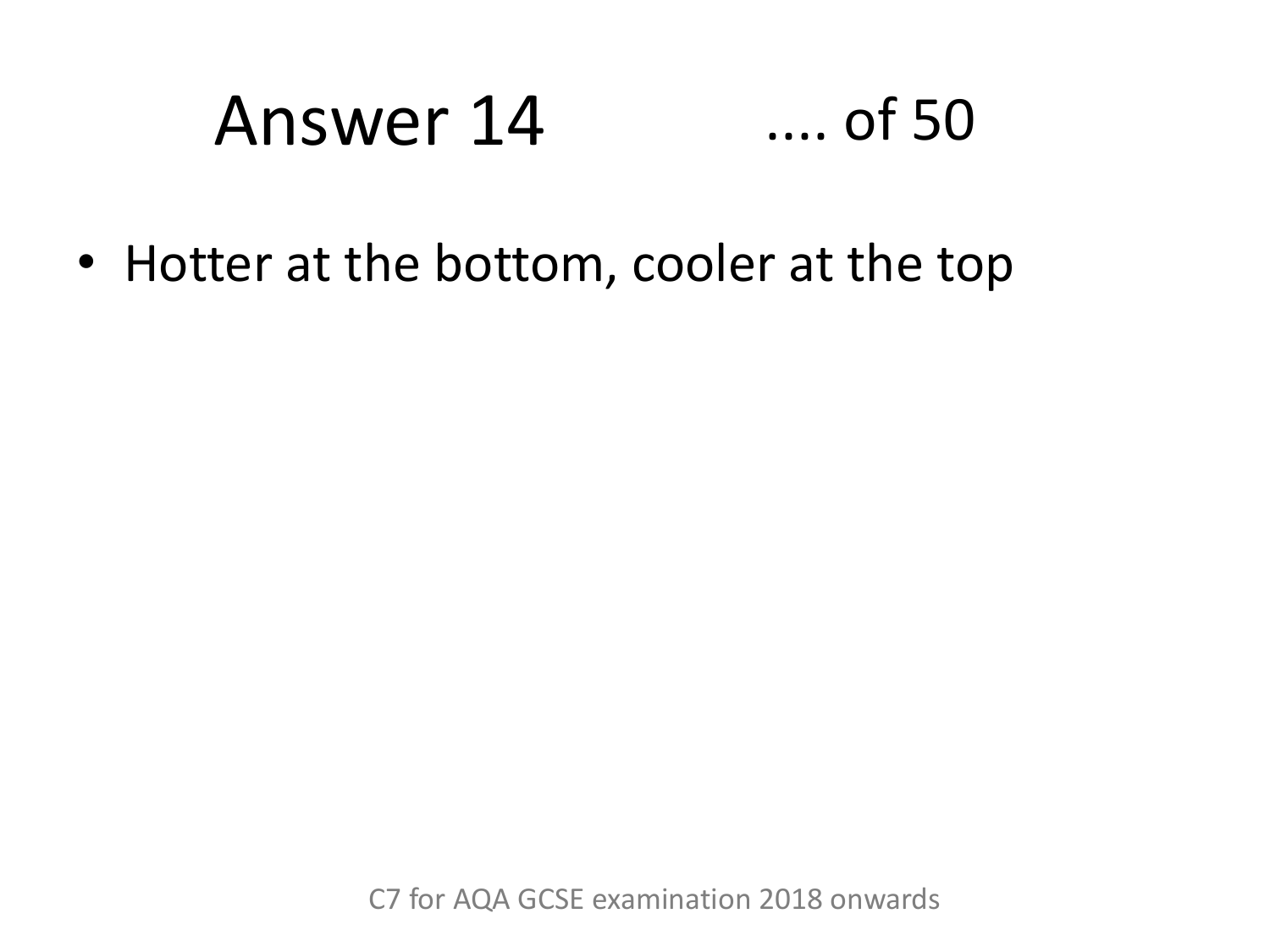# Answer 14 .... of 50

- Hotter at the bottom, cooler at the top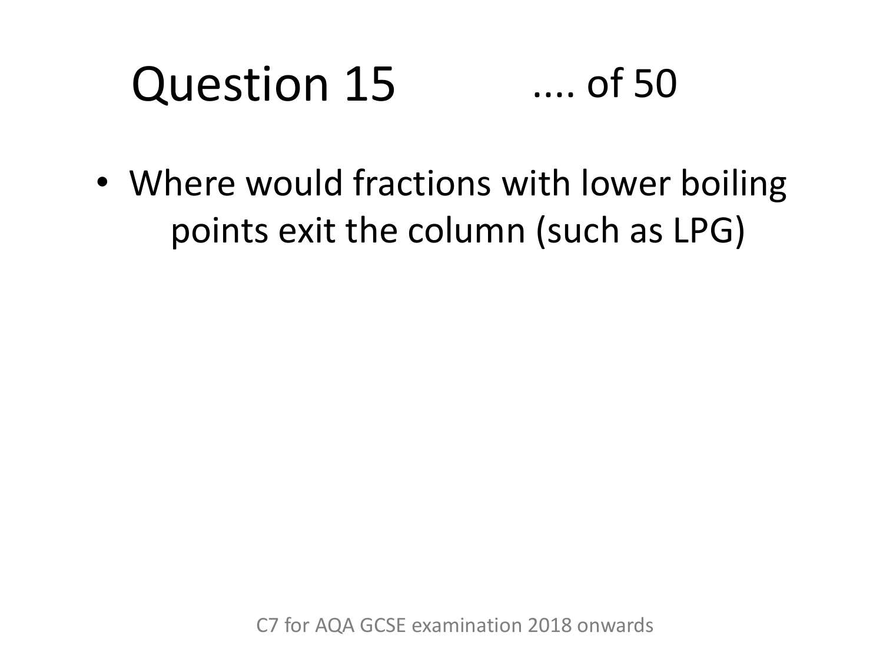# Question 15 .... of 50

- Where would fractions with lower boiling points exit the column (such as LPG)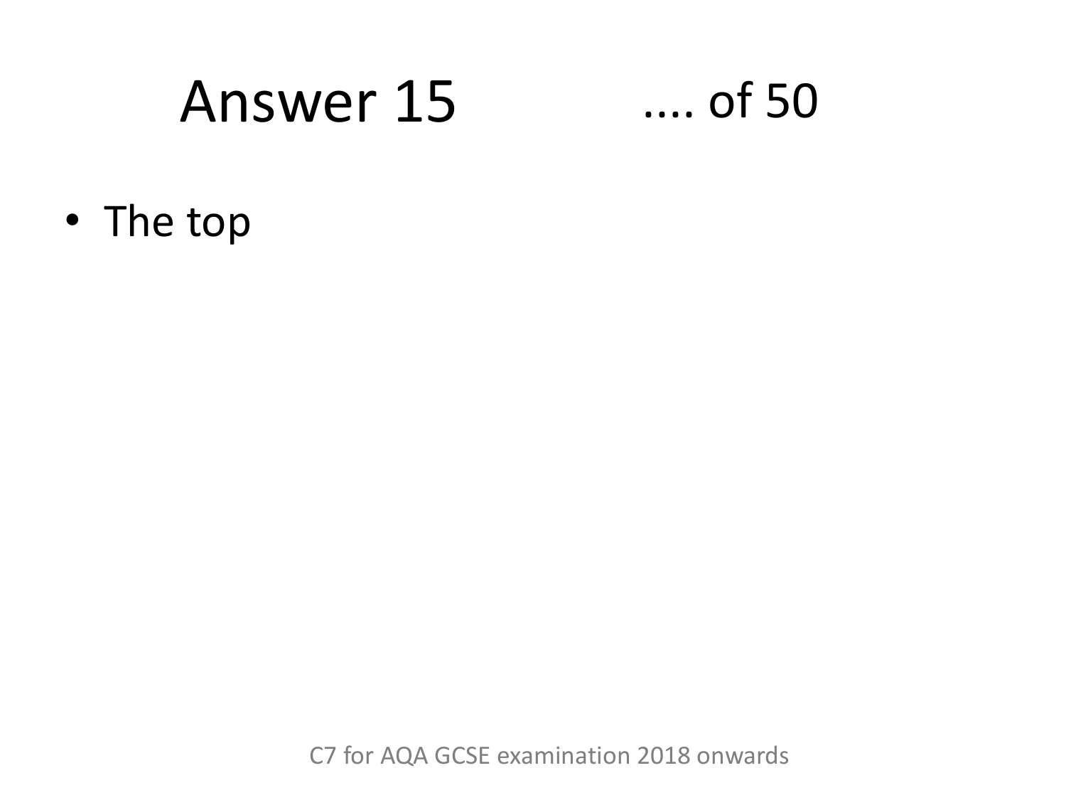# Answer 15

.... of 50

- The top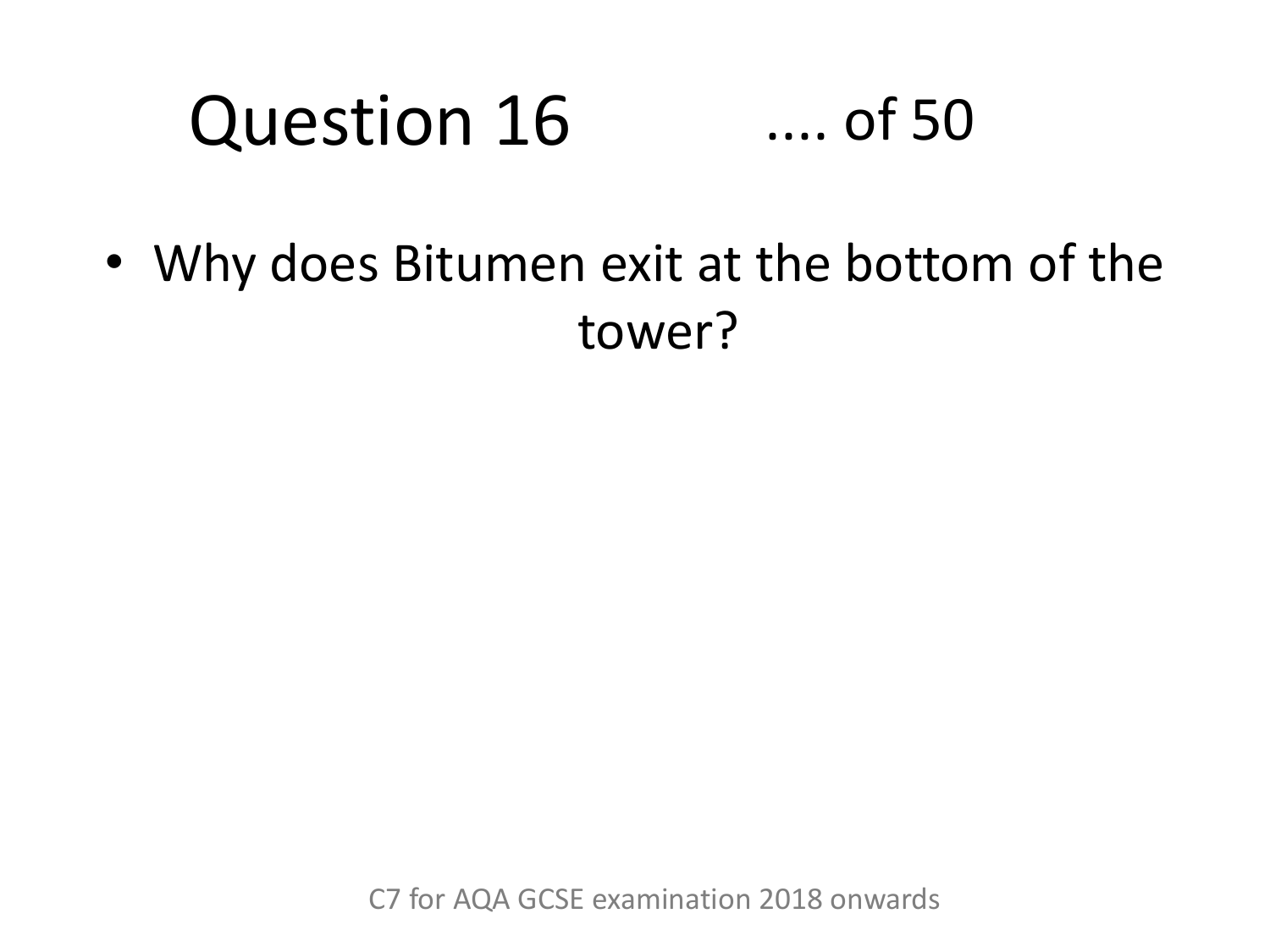# Question 16 .... of 50

- Why does Bitumen exit at the bottom of the tower?

C7 for AQA GCSE examination 2018 onwards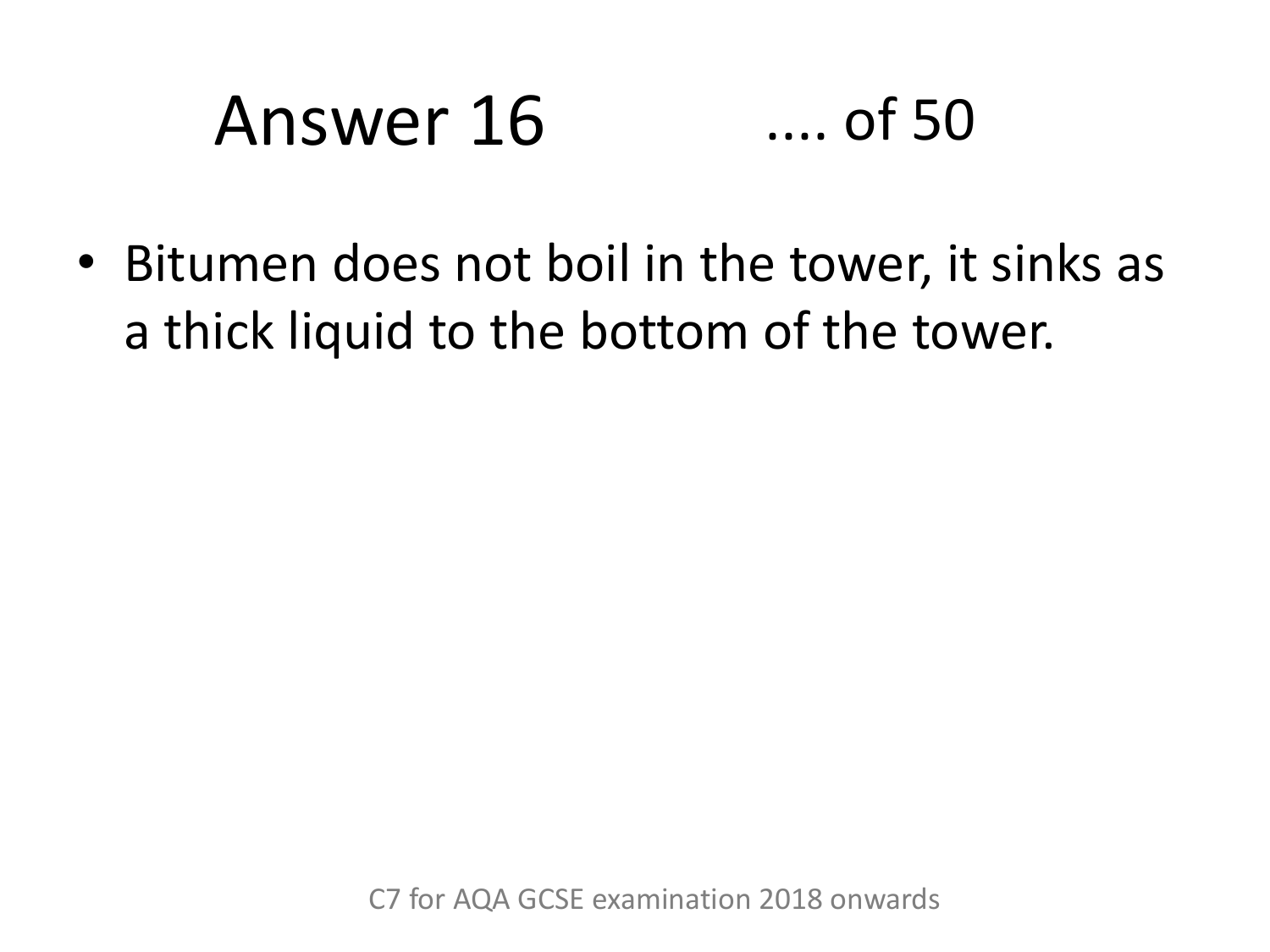# Answer 16

.... of 50

- Bitumen does not boil in the tower, it sinks as a thick liquid to the bottom of the tower.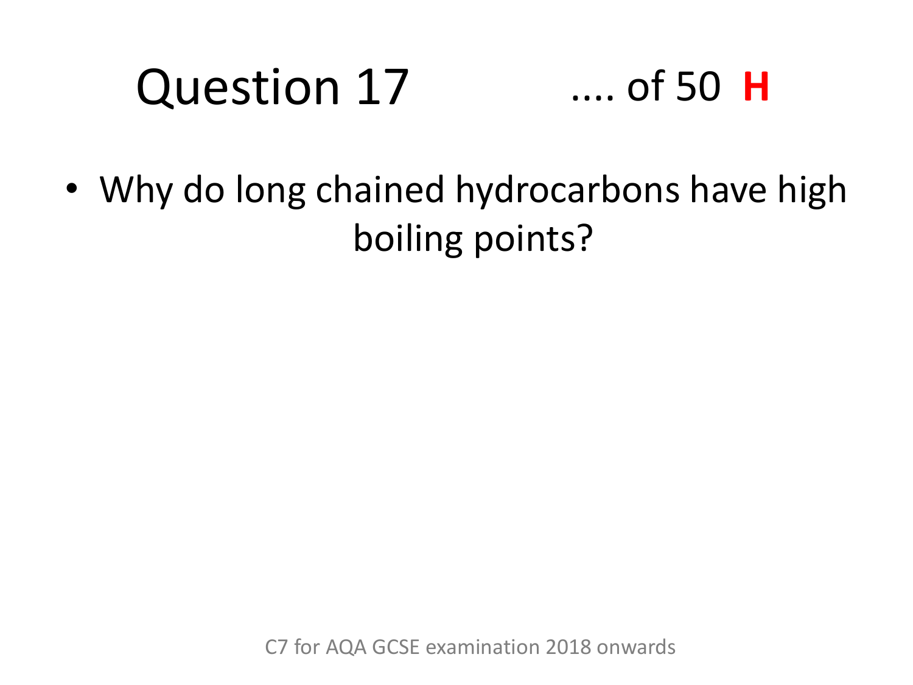# Question 17 .... of 50 **H**

- Why do long chained hydrocarbons have high boiling points?

C7 for AQA GCSE examination 2018 onwards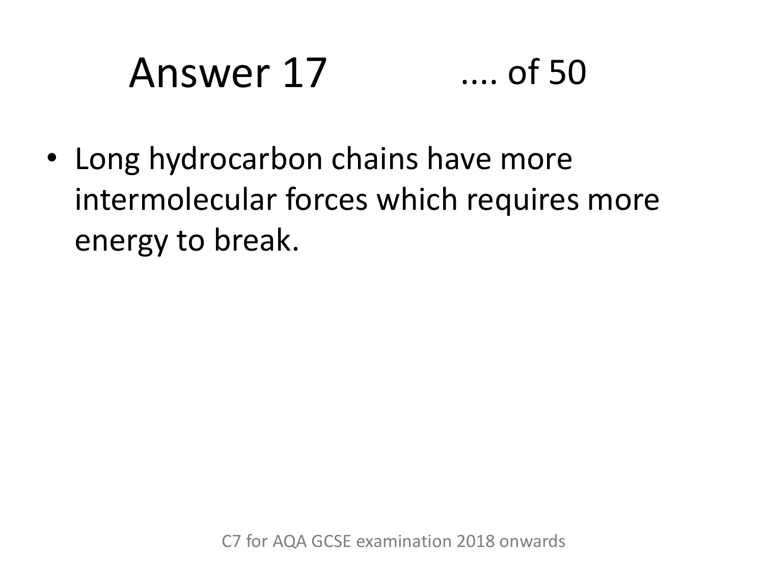# Answer 17 .... of 50

- Long hydrocarbon chains have more intermolecular forces which requires more energy to break.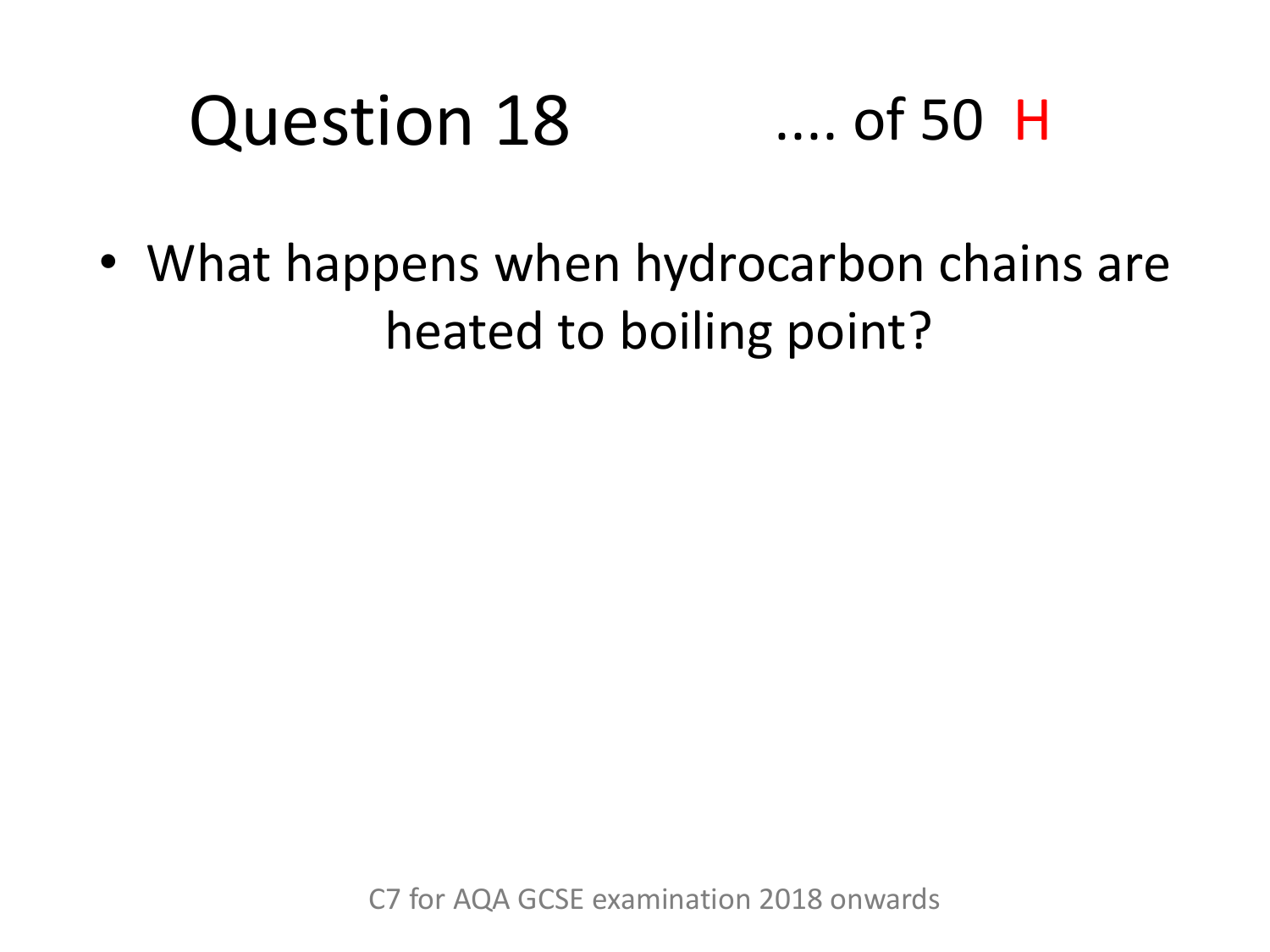# Question 18 .... of 50 H

- What happens when hydrocarbon chains are heated to boiling point?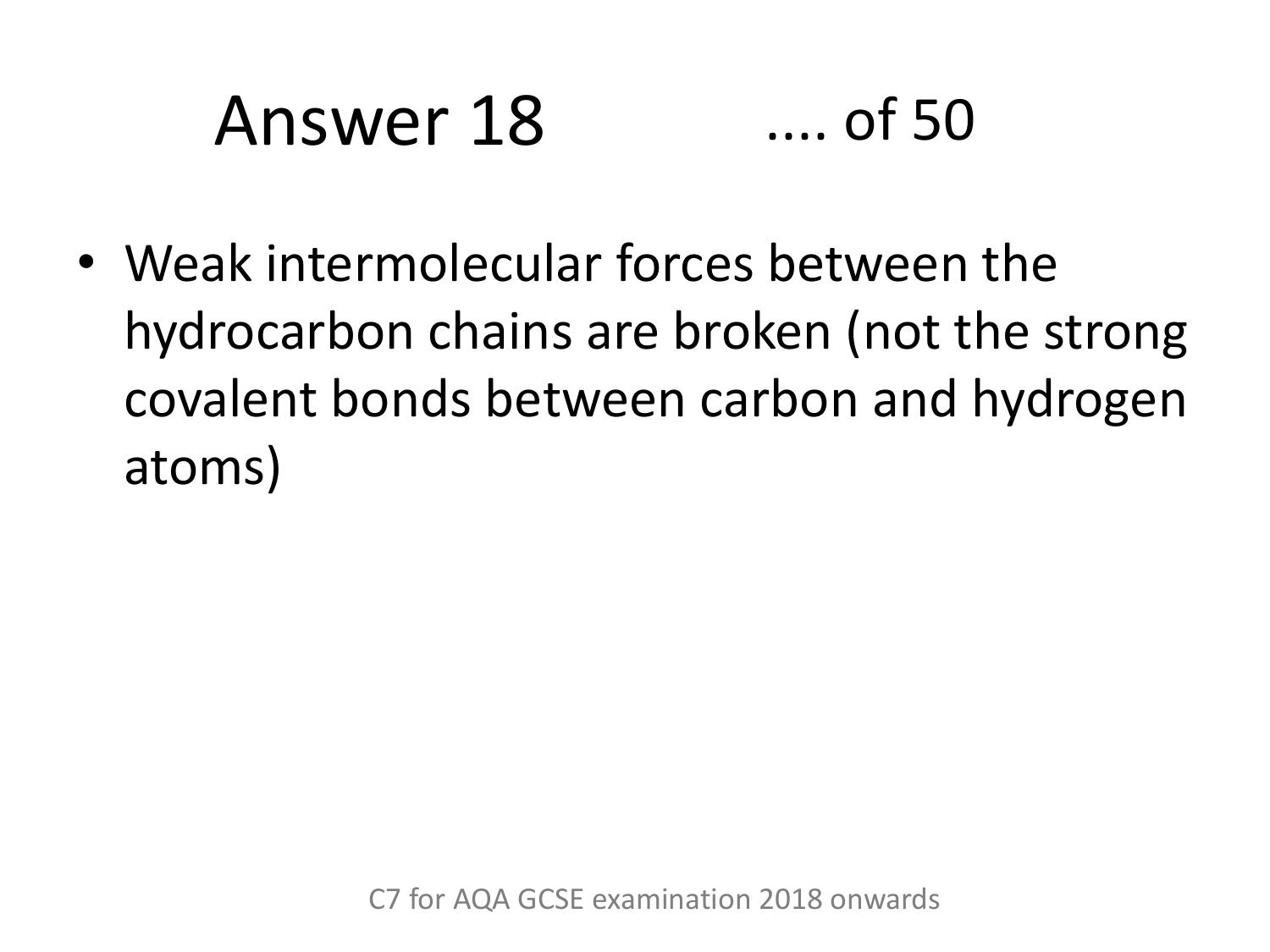# Answer 18 .... of 50

- Weak intermolecular forces between the hydrocarbon chains are broken (not the strong covalent bonds between carbon and hydrogen atoms)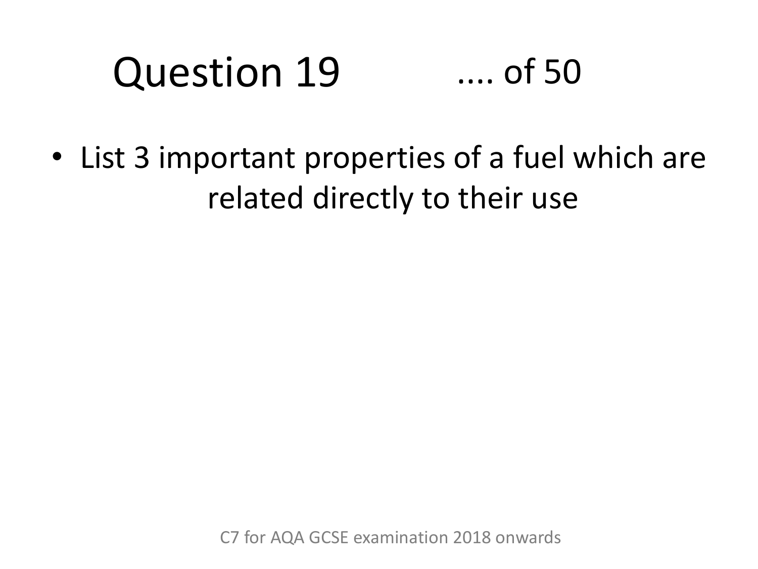# Question 19 .... of 50

- List 3 important properties of a fuel which are related directly to their use

C7 for AQA GCSE examination 2018 onwards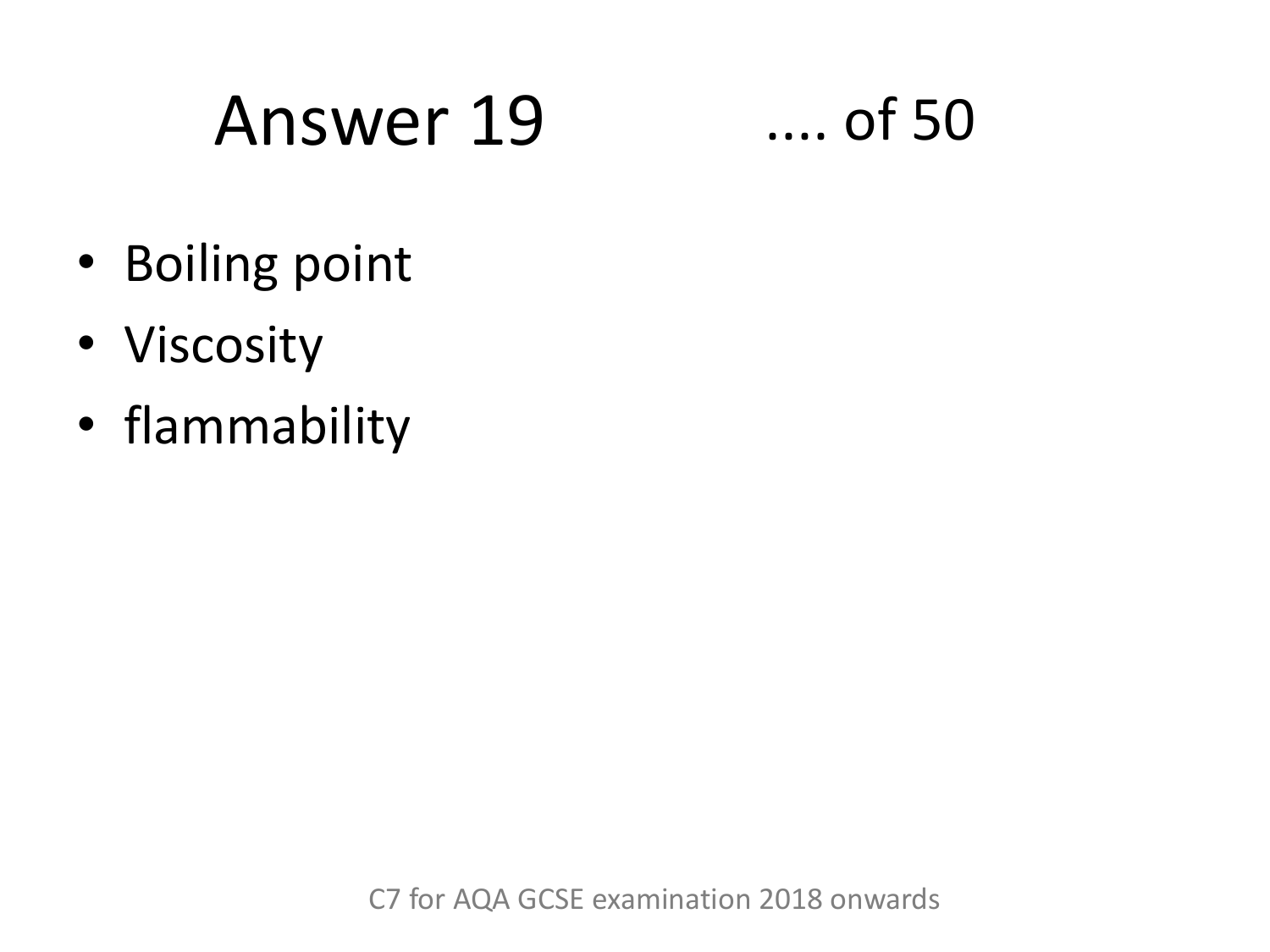# Answer 19 .... of 50

- Boiling point
- Viscosity
- flammability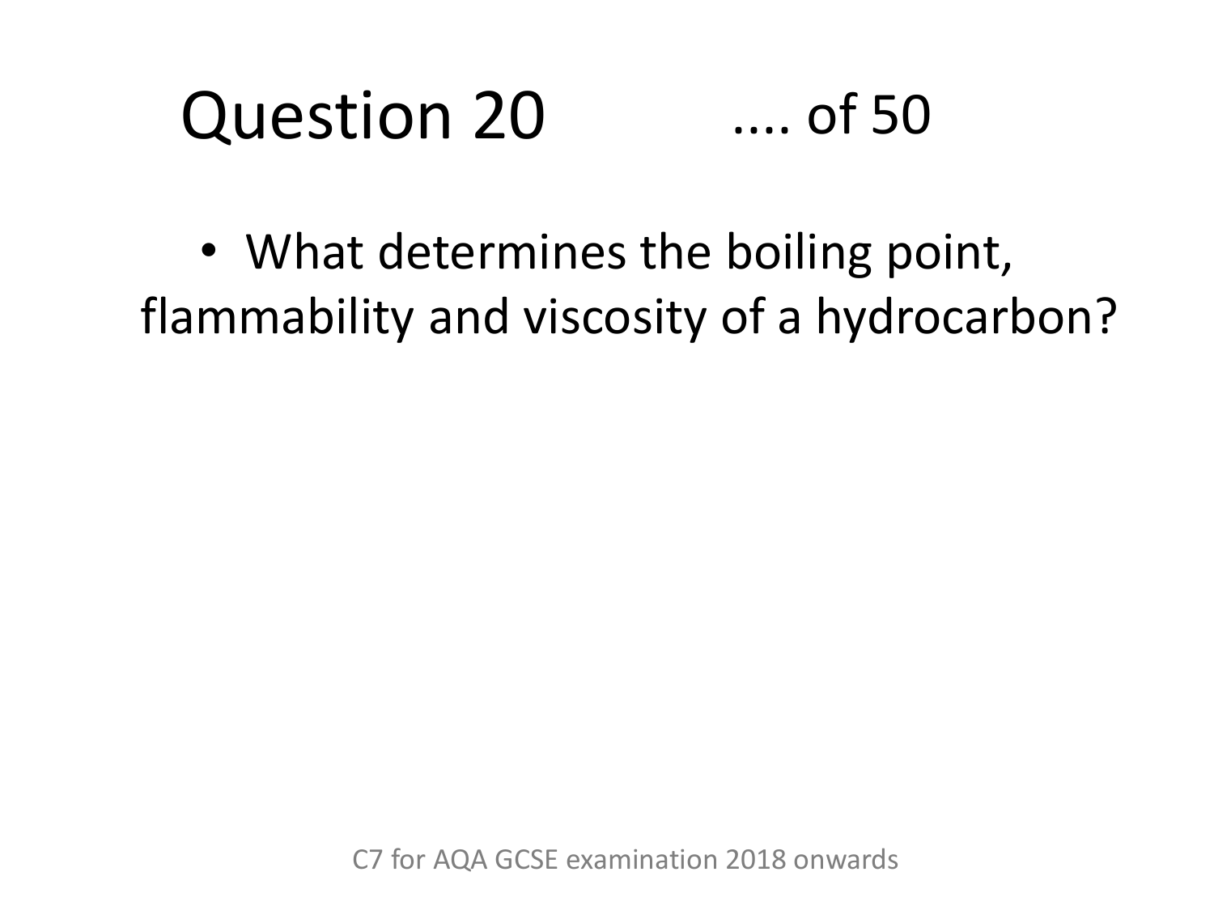# Question 20 .... of 50

- What determines the boiling point, flammability and viscosity of a hydrocarbon?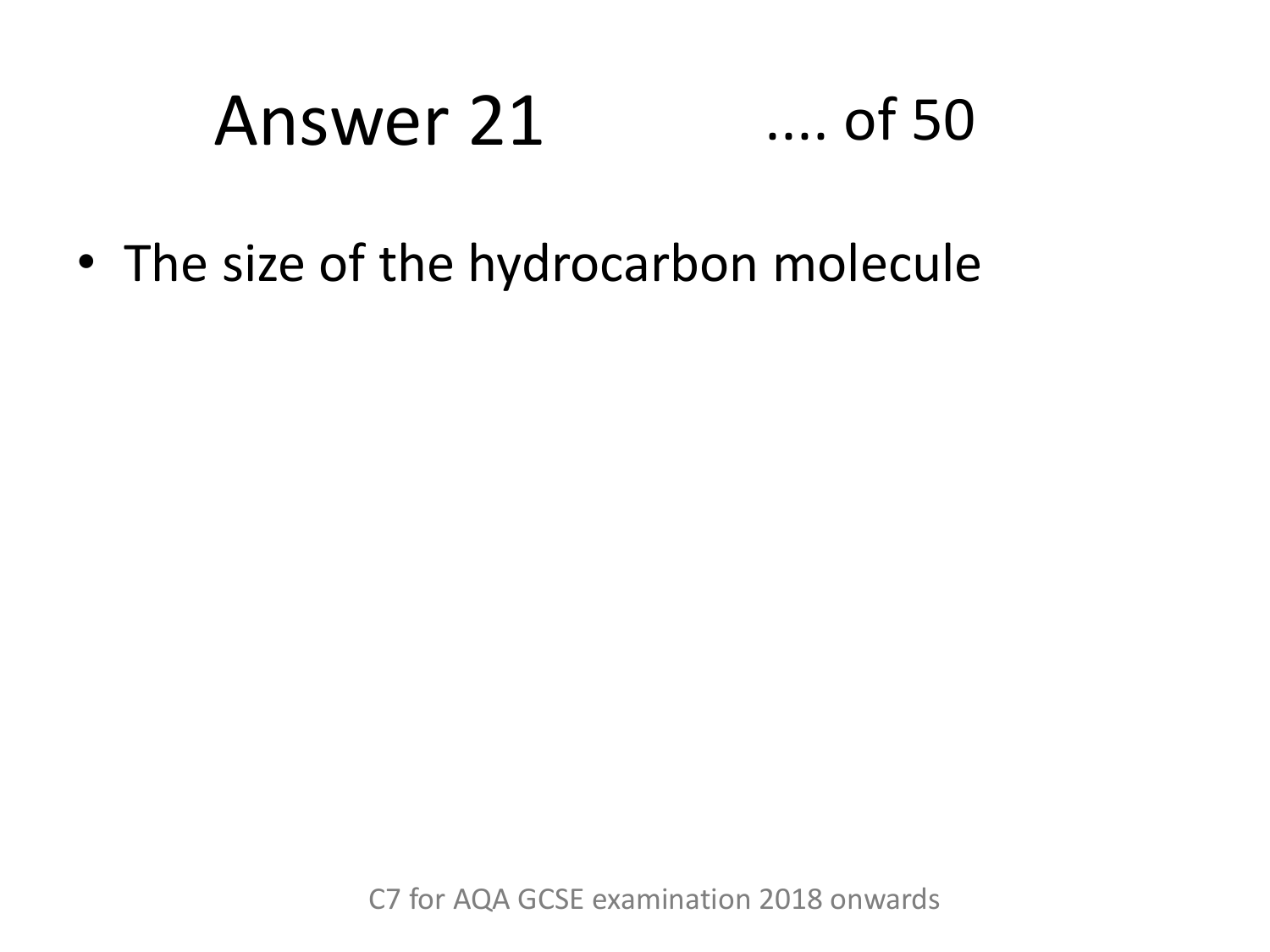# Answer 21 .... of 50

- The size of the hydrocarbon molecule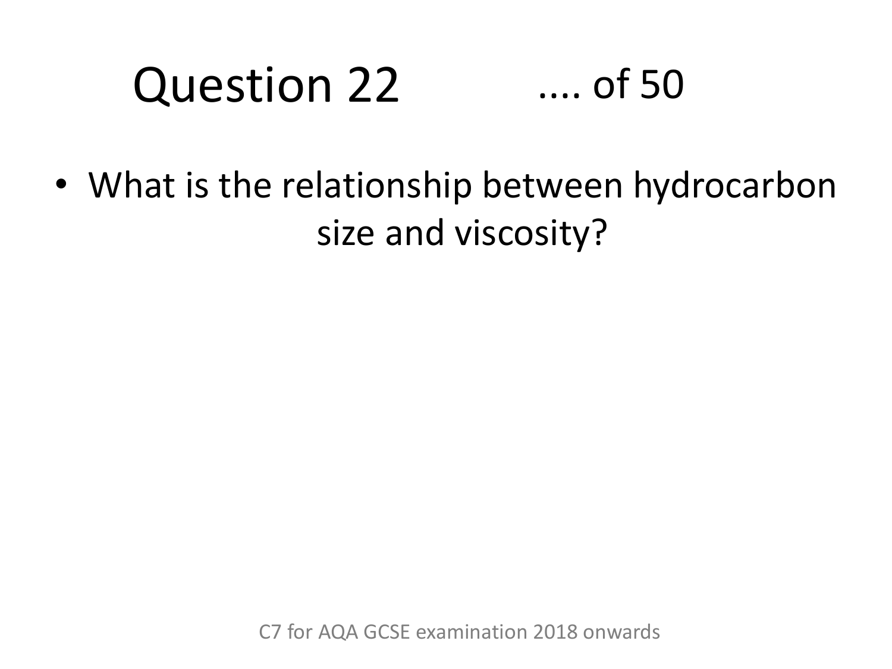# Question 22 .... of 50

- What is the relationship between hydrocarbon size and viscosity?

C7 for AQA GCSE examination 2018 onwards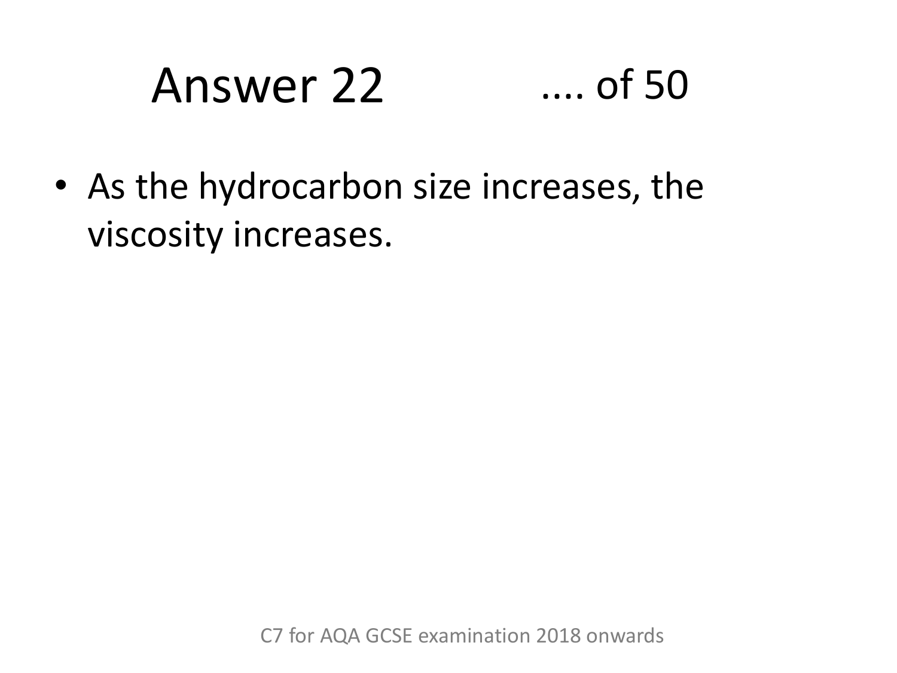# Answer 22

.... of 50

- As the hydrocarbon size increases, the viscosity increases.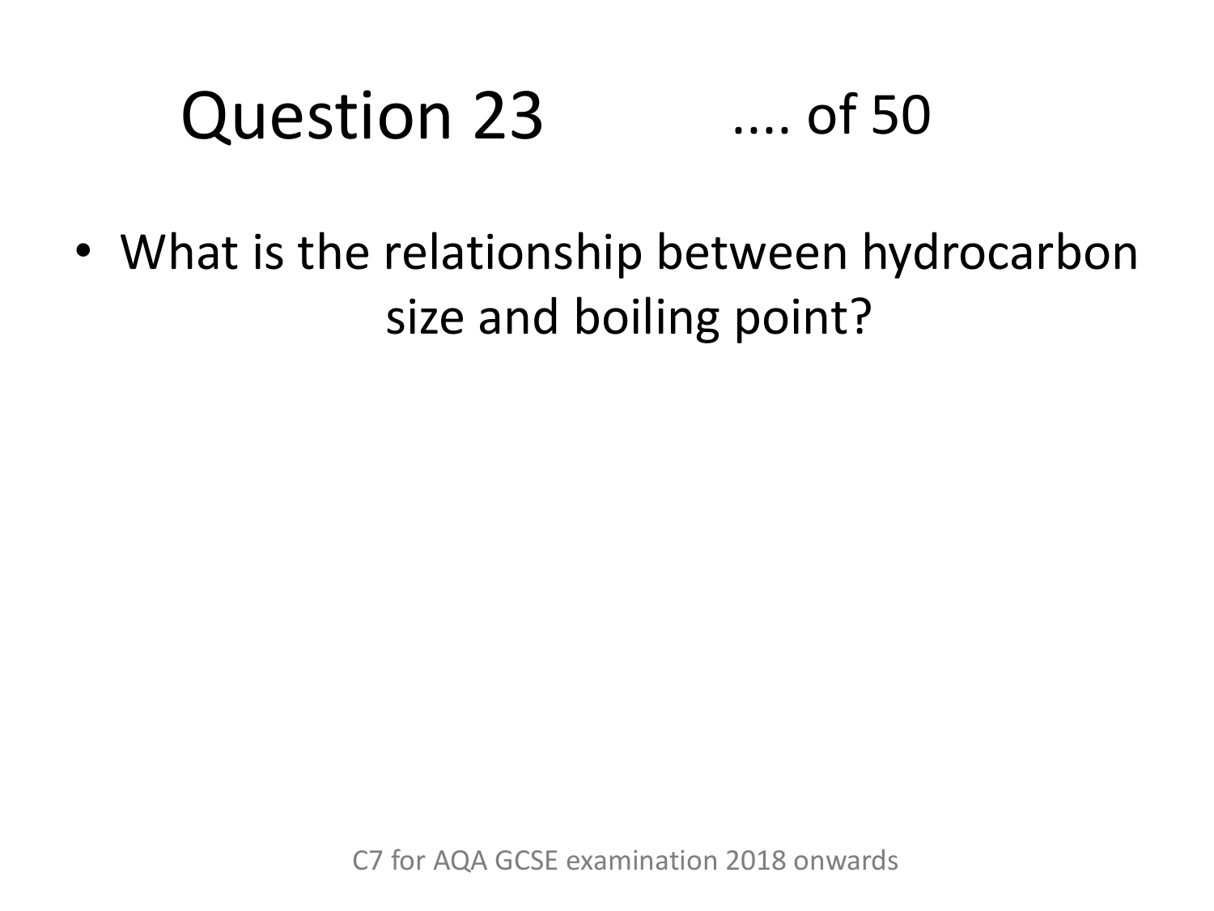# Question 23 .... of 50

- What is the relationship between hydrocarbon size and boiling point?

C7 for AQA GCSE examination 2018 onwards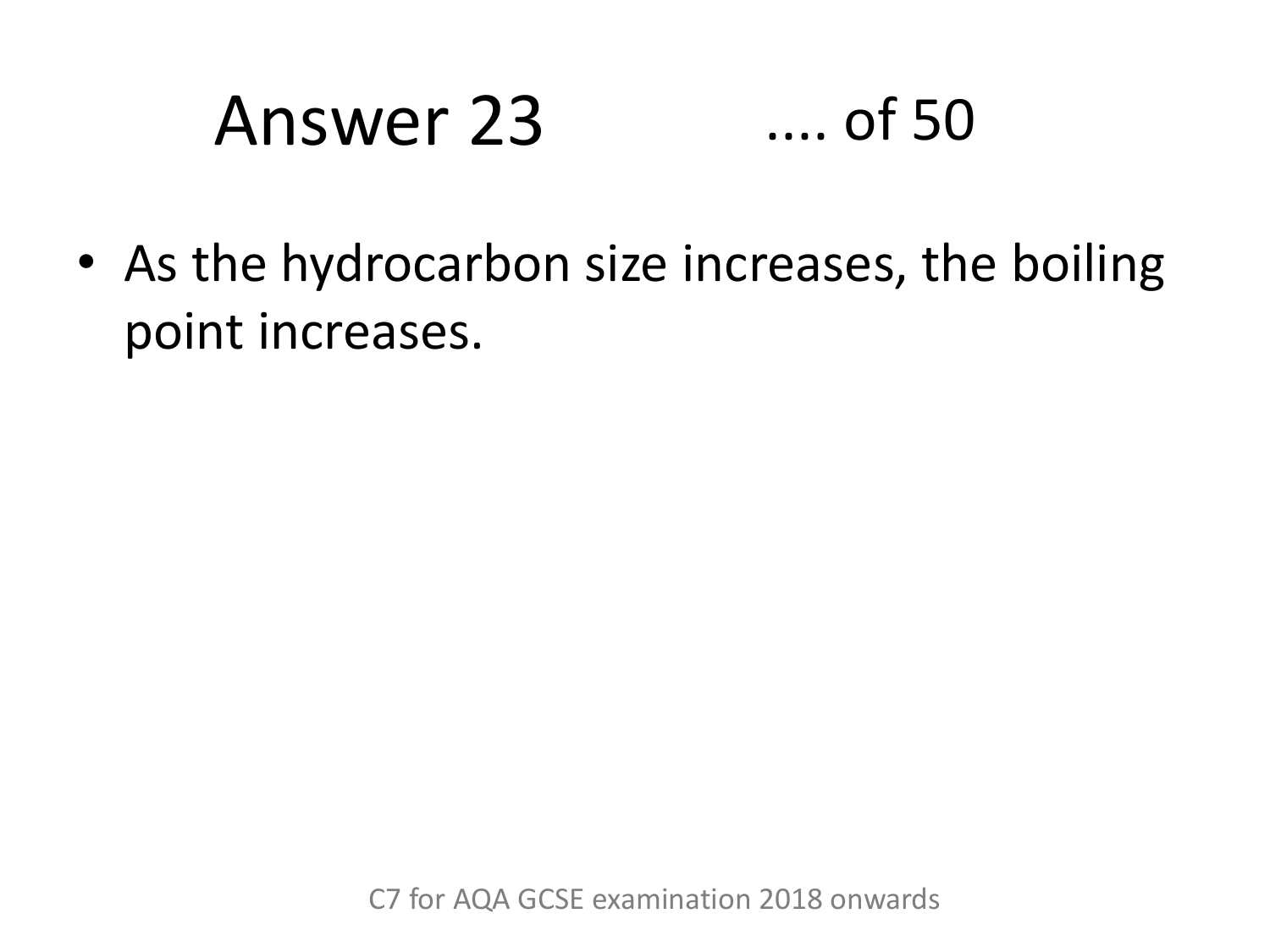# Answer 23 .... of 50

- As the hydrocarbon size increases, the boiling point increases.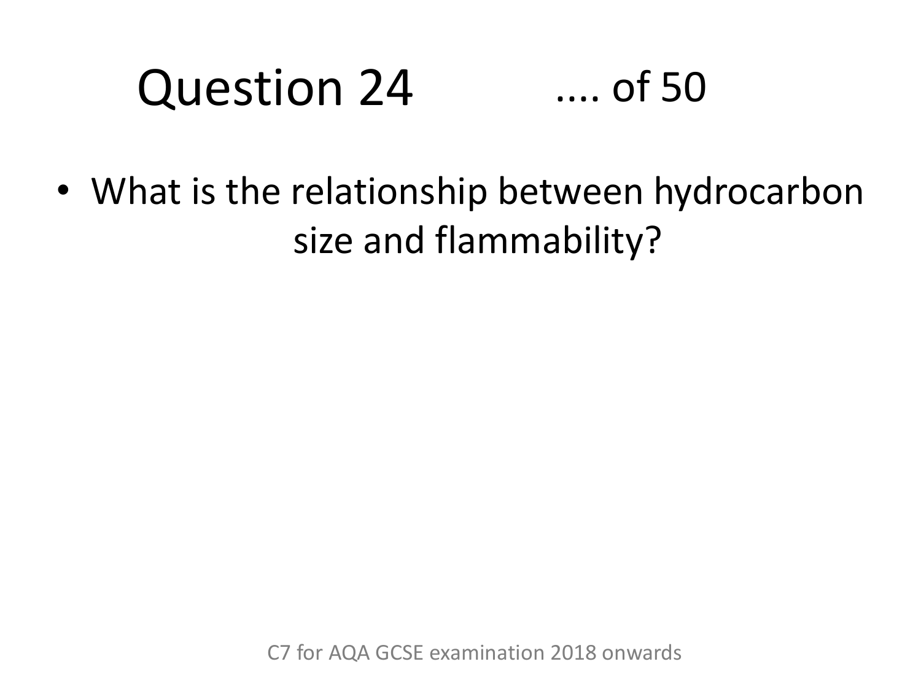# Question 24 .... of 50

- What is the relationship between hydrocarbon size and flammability?

C7 for AQA GCSE examination 2018 onwards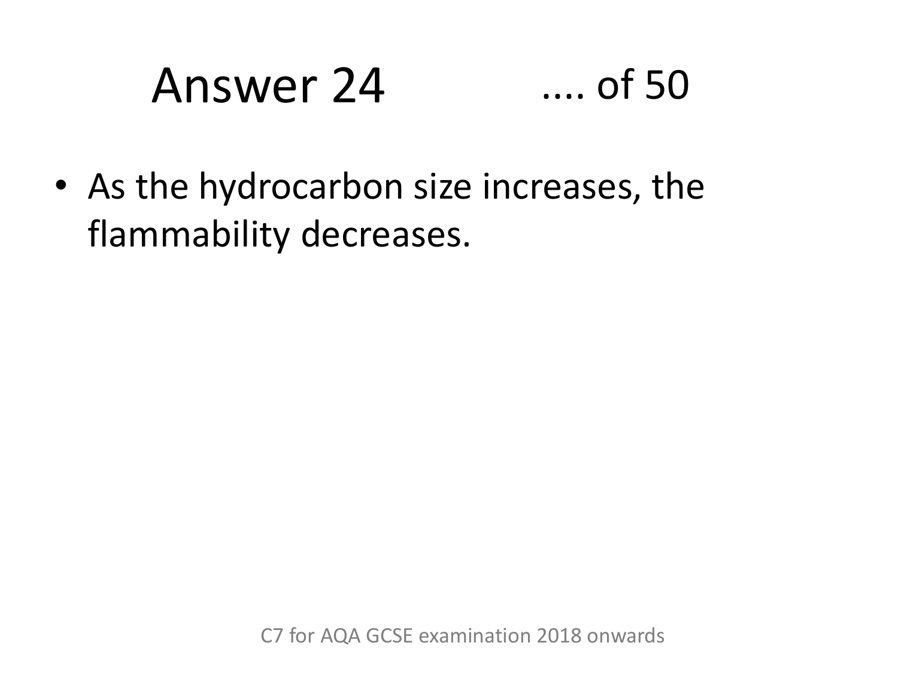# Answer 24 .... of 50

- As the hydrocarbon size increases, the flammability decreases.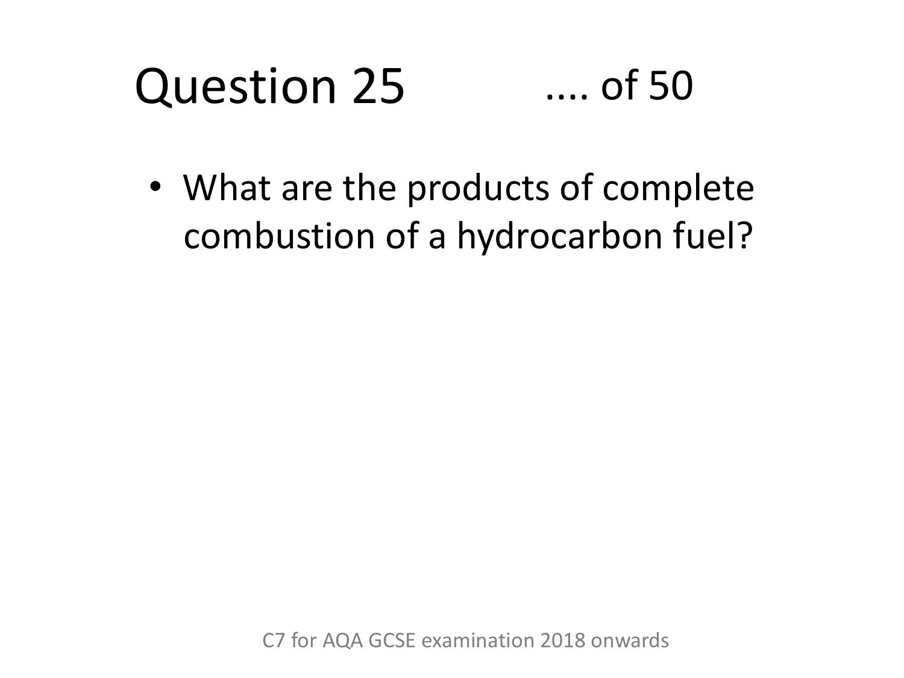# Question 25

.... of 50

- What are the products of complete combustion of a hydrocarbon fuel?

C7 for AQA GCSE examination 2018 onwards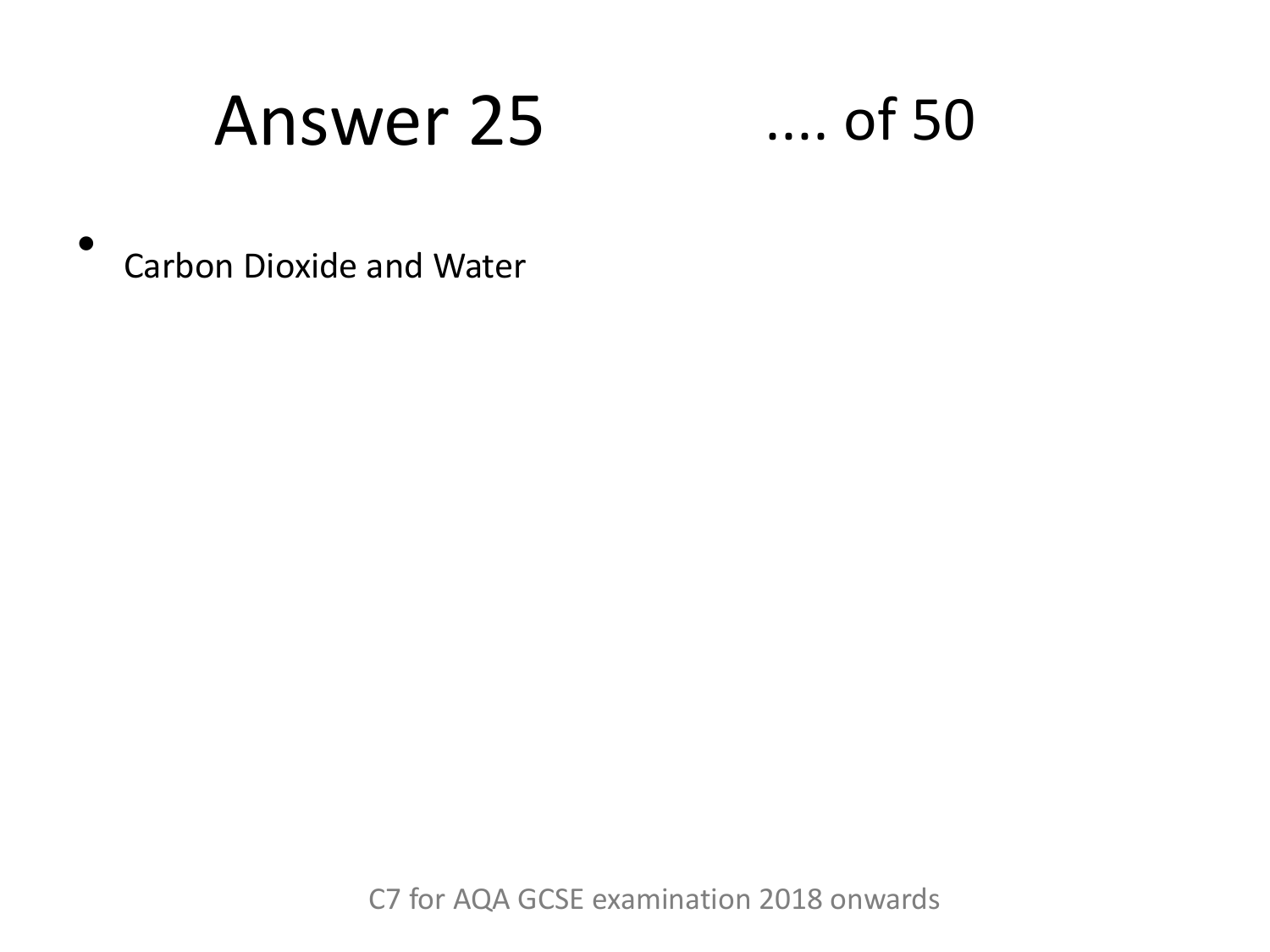# Answer 25 .... of 50

- Carbon Dioxide and Water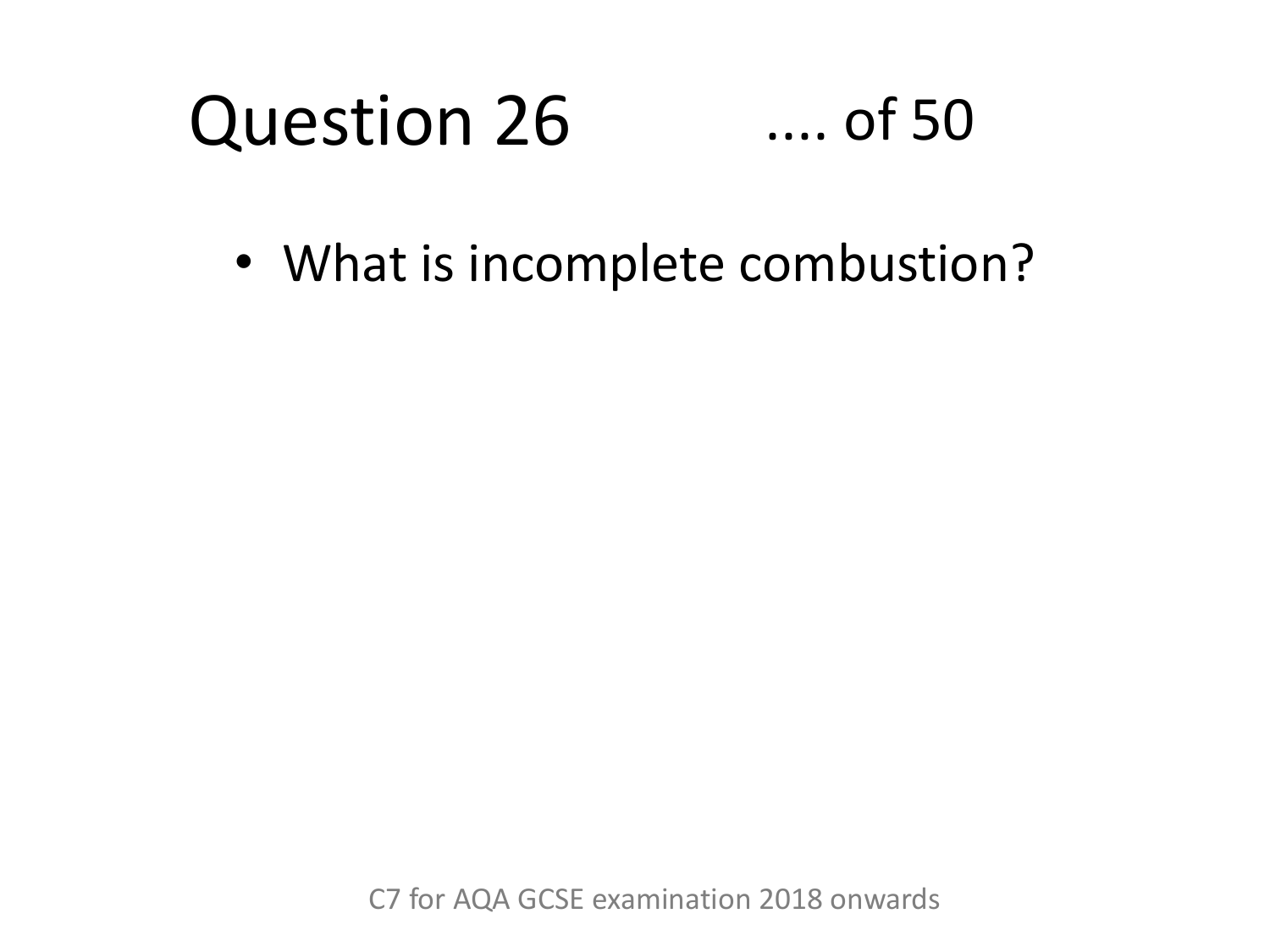# Question 26 .... of 50

- What is incomplete combustion?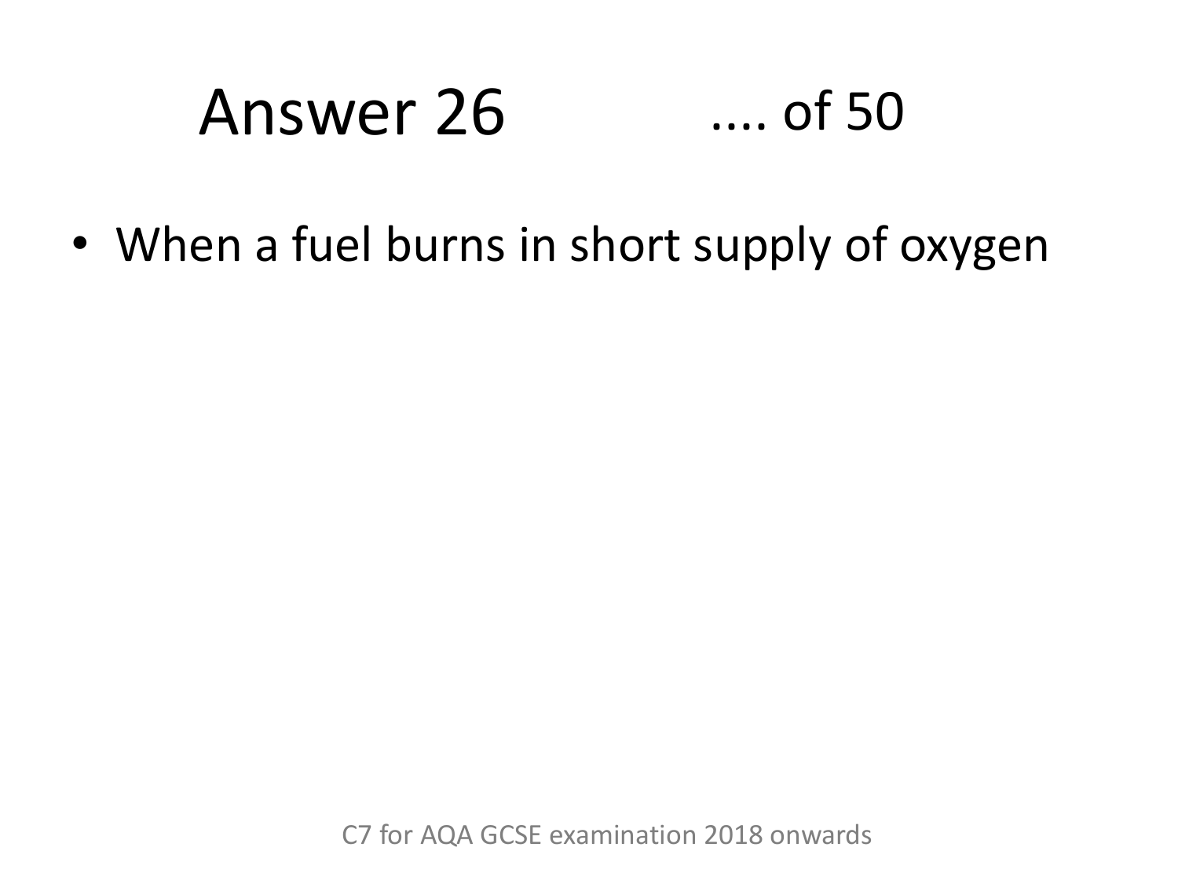# Answer 26

.... of 50

- When a fuel burns in short supply of oxygen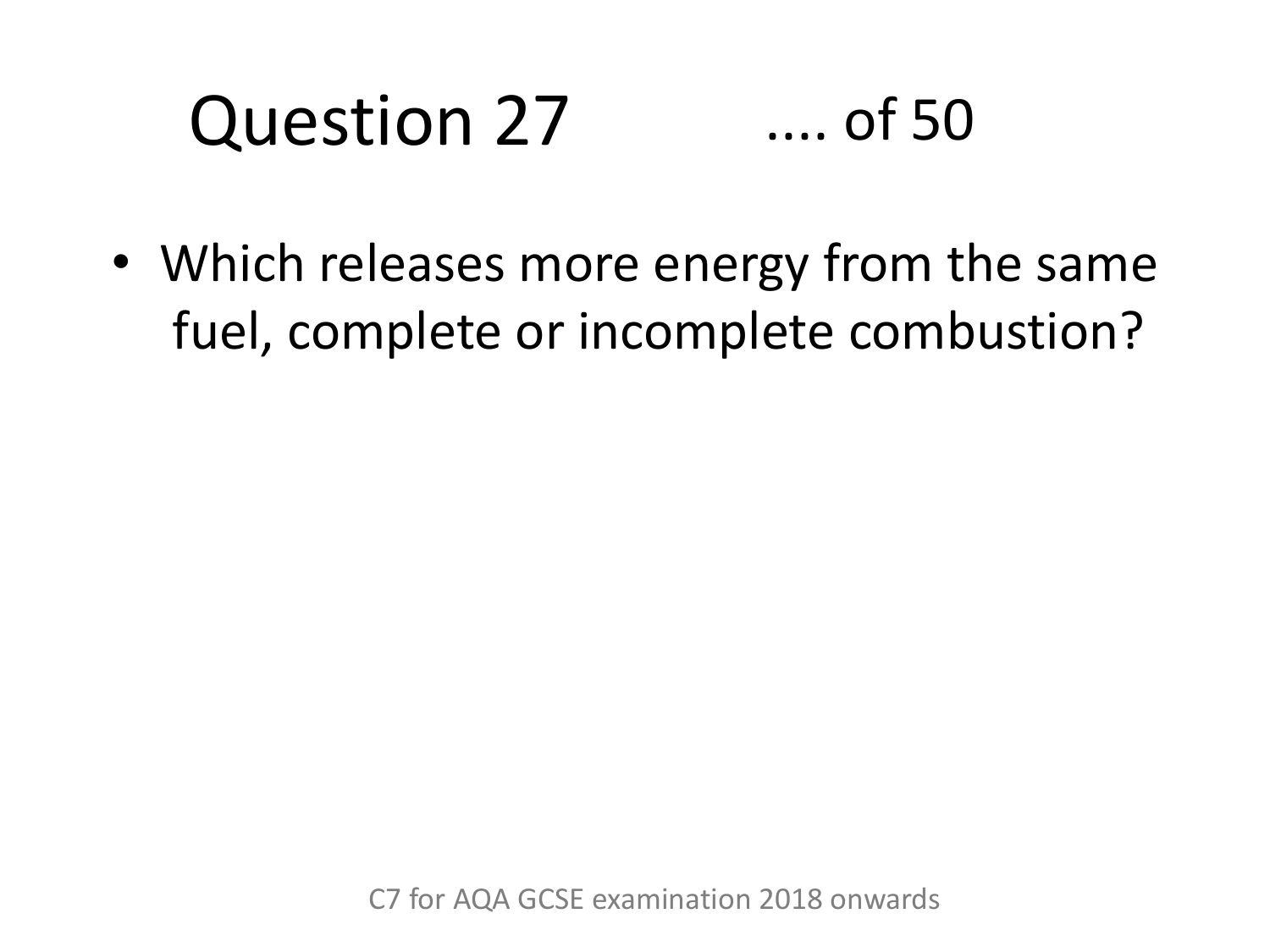# Question 27 .... of 50

- Which releases more energy from the same fuel, complete or incomplete combustion?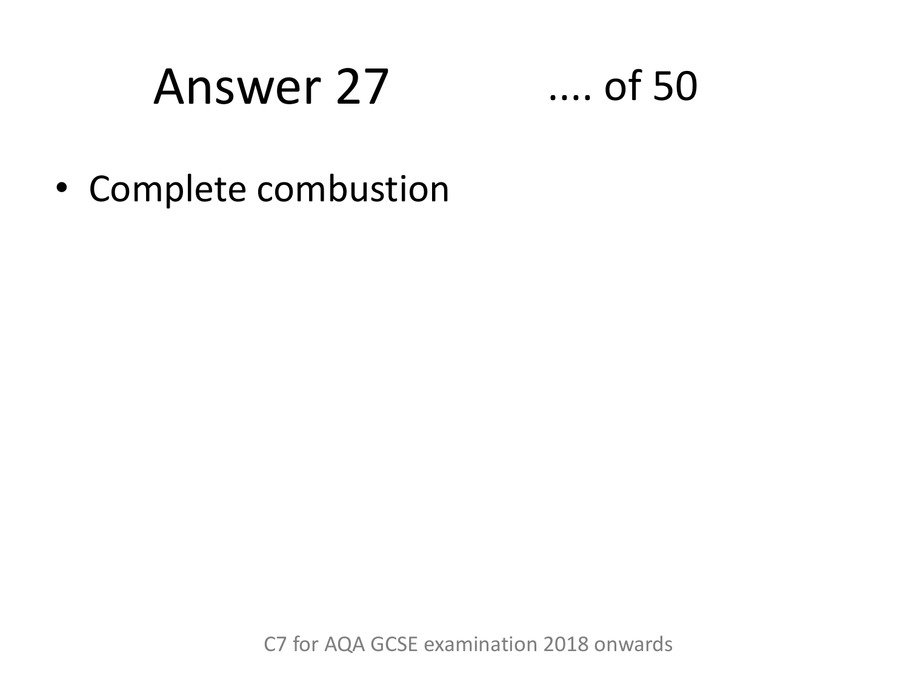# Answer 27 .... of 50

- Complete combustion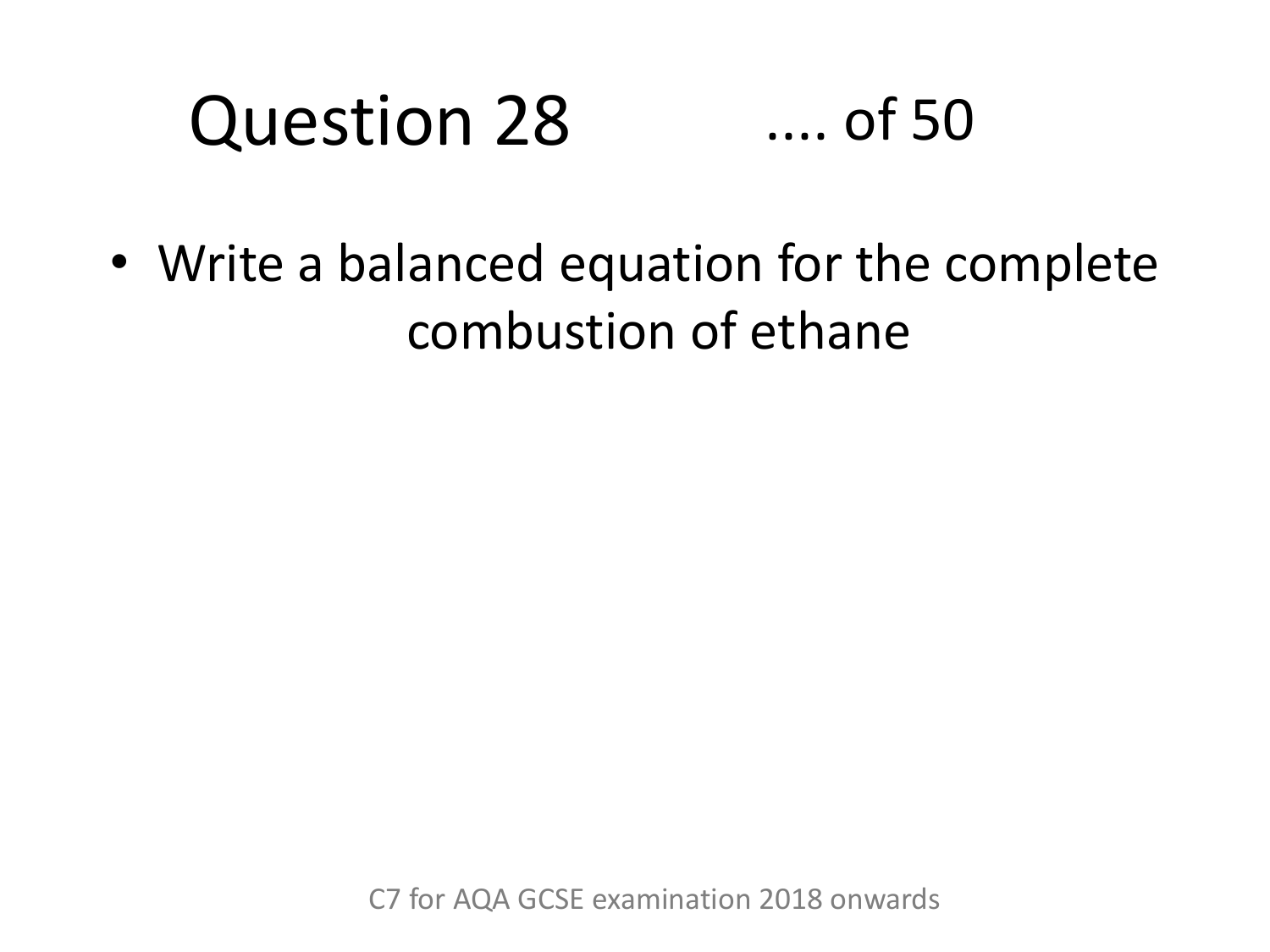# Question 28 .... of 50

- Write a balanced equation for the complete combustion of ethane

C7 for AQA GCSE examination 2018 onwards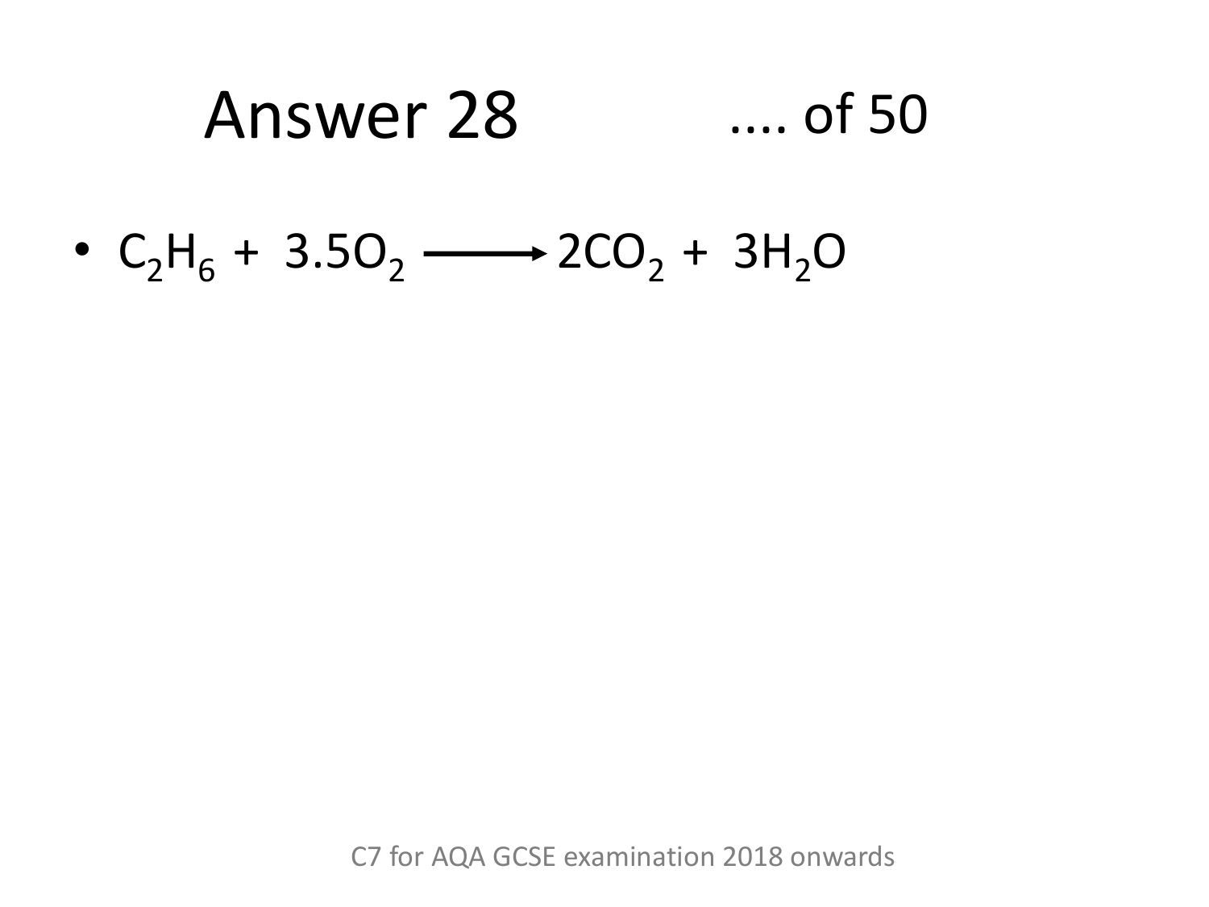# Answer 28

.... of 50

- $C_2H_6 + 3.5O_2 \longrightarrow 2CO_2 + 3H_2O$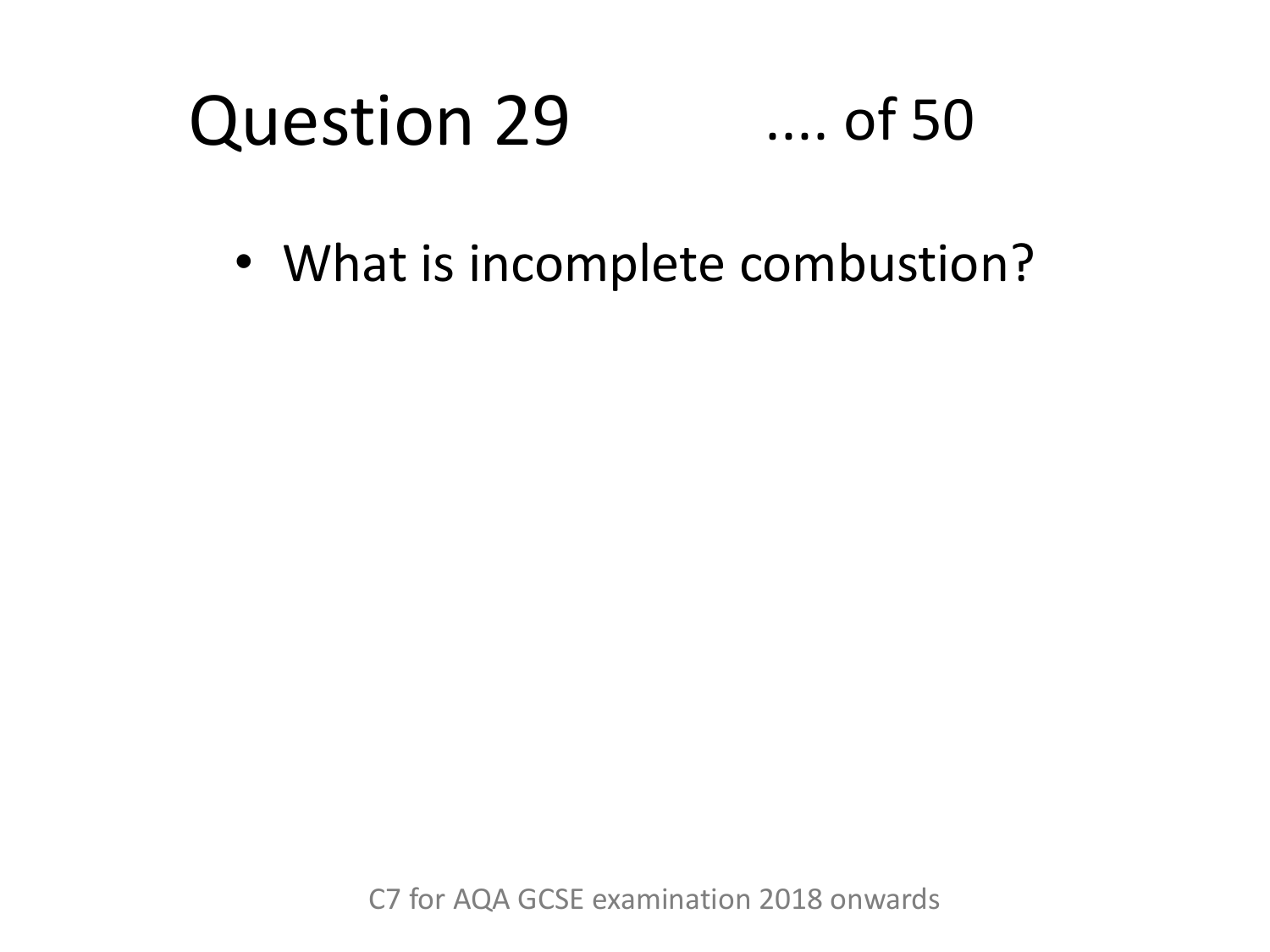# Question 29 .... of 50

- What is incomplete combustion?

C7 for AQA GCSE examination 2018 onwards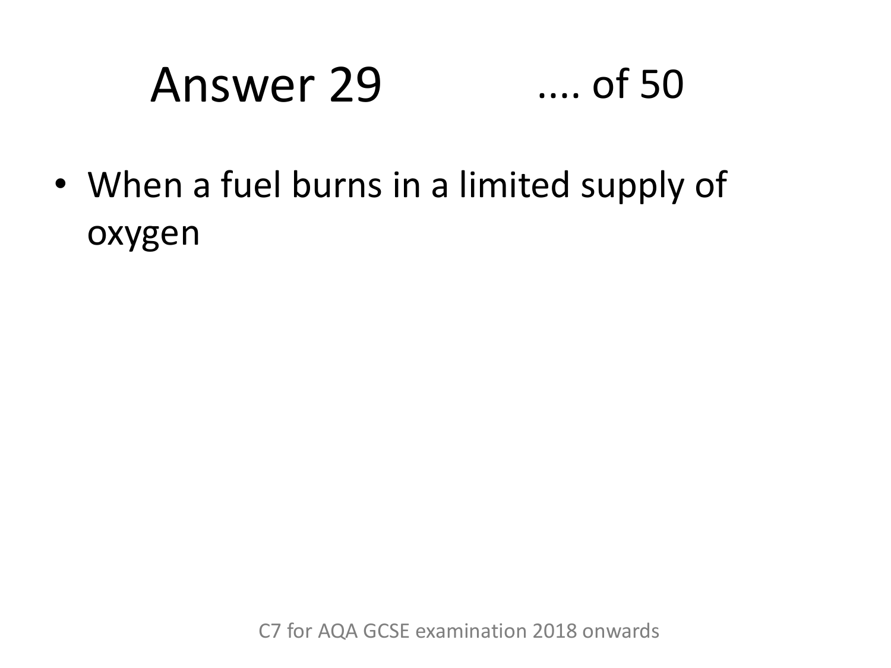# Answer 29 .... of 50

- When a fuel burns in a limited supply of oxygen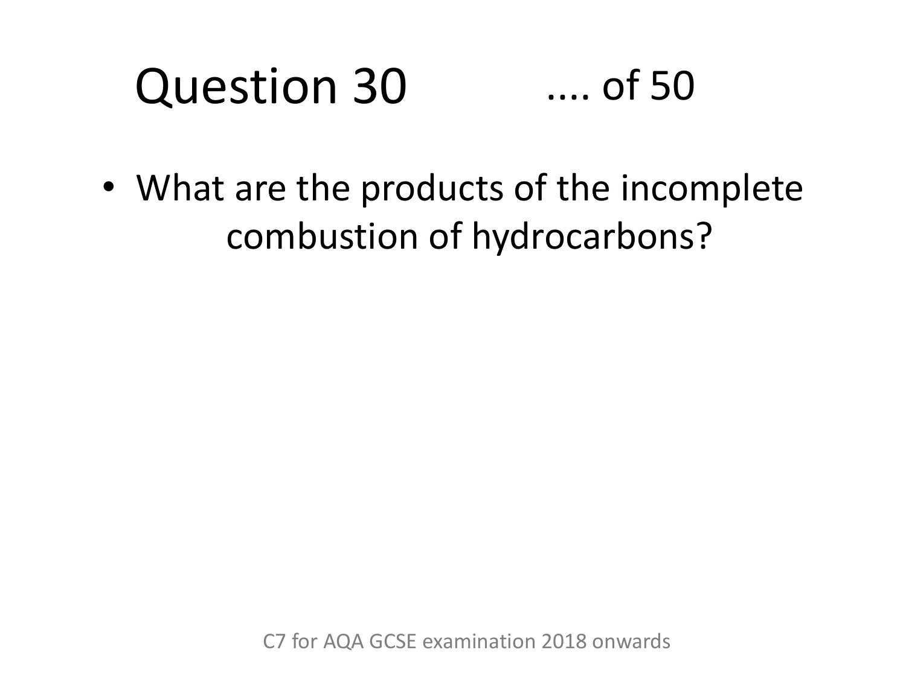# Question 30 .... of 50

- What are the products of the incomplete combustion of hydrocarbons?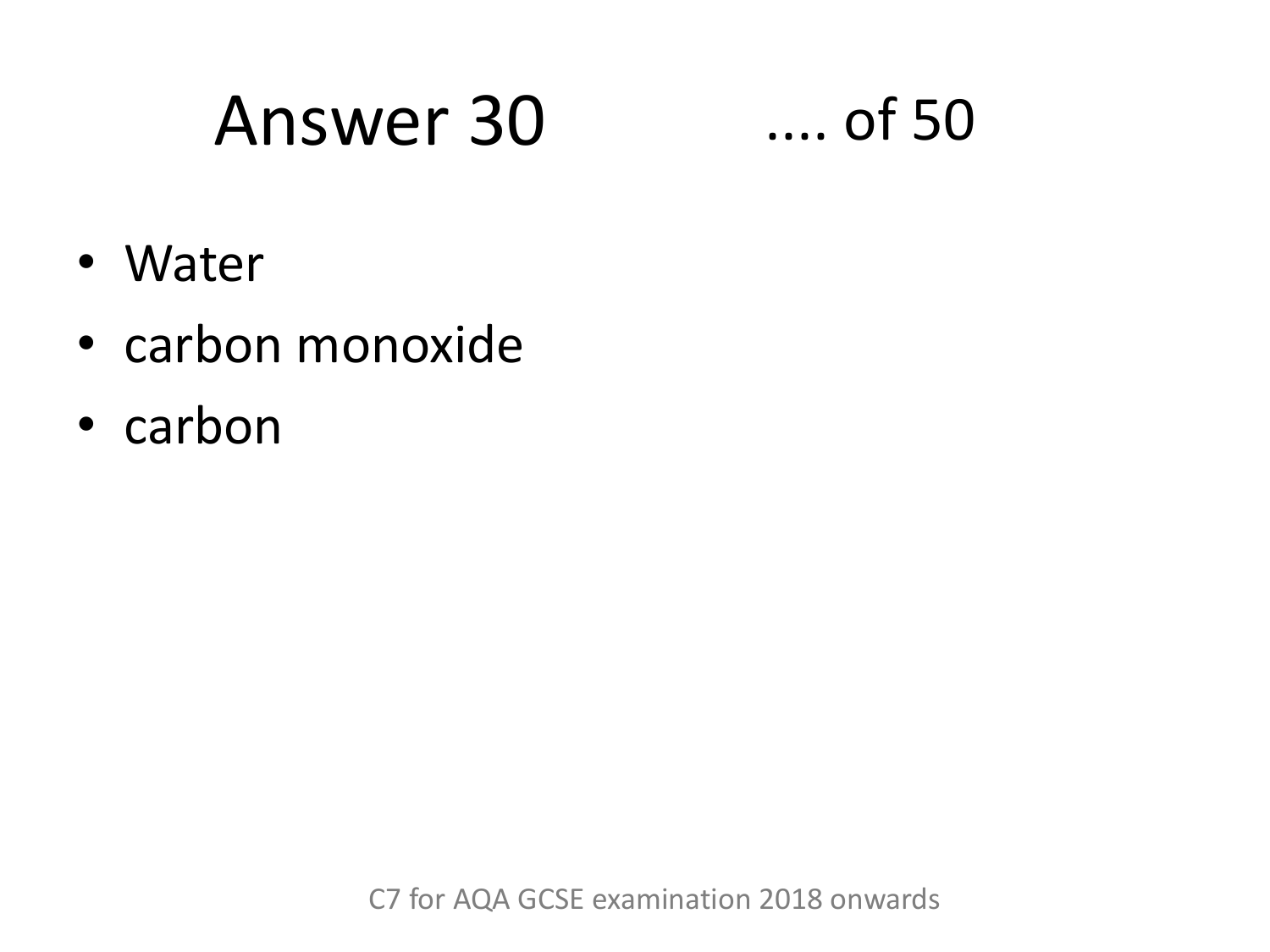# Answer 30

- Water
- carbon monoxide
- carbon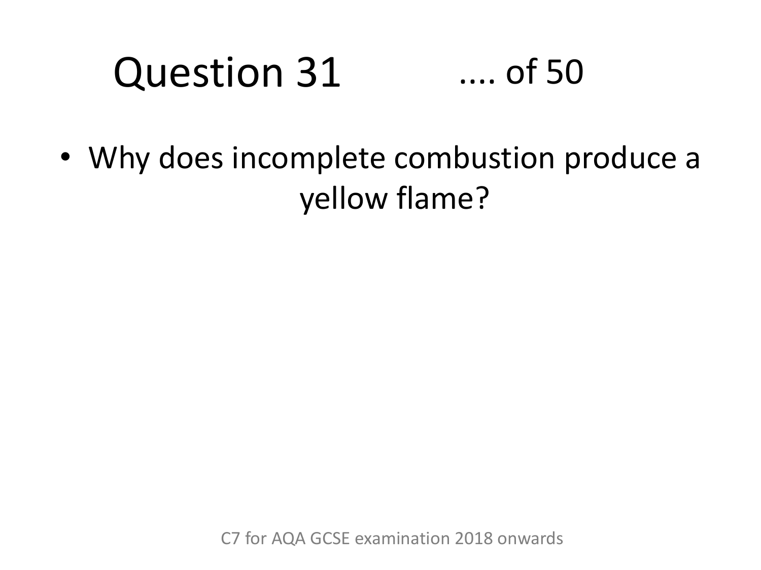# Question 31 .... of 50

- Why does incomplete combustion produce a yellow flame?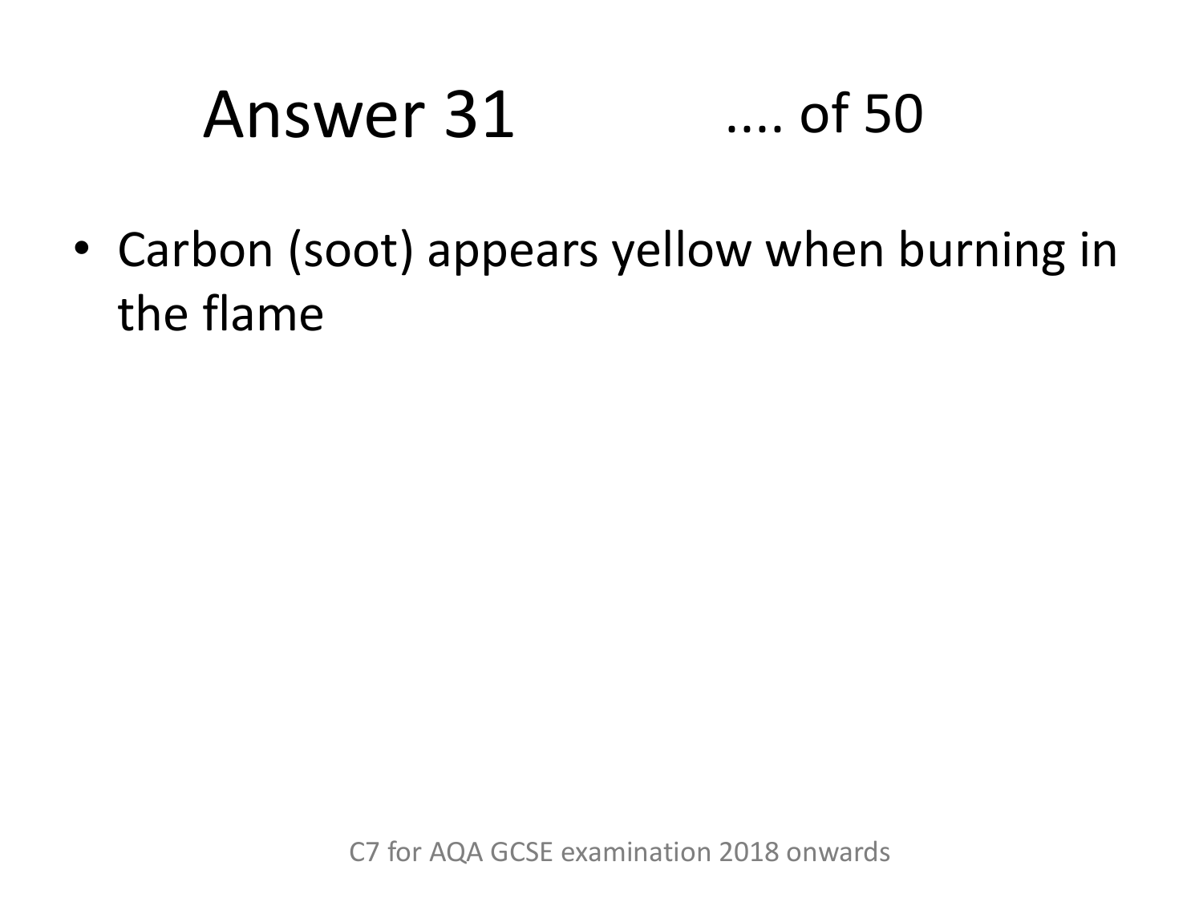# Answer 31 .... of 50

- Carbon (soot) appears yellow when burning in the flame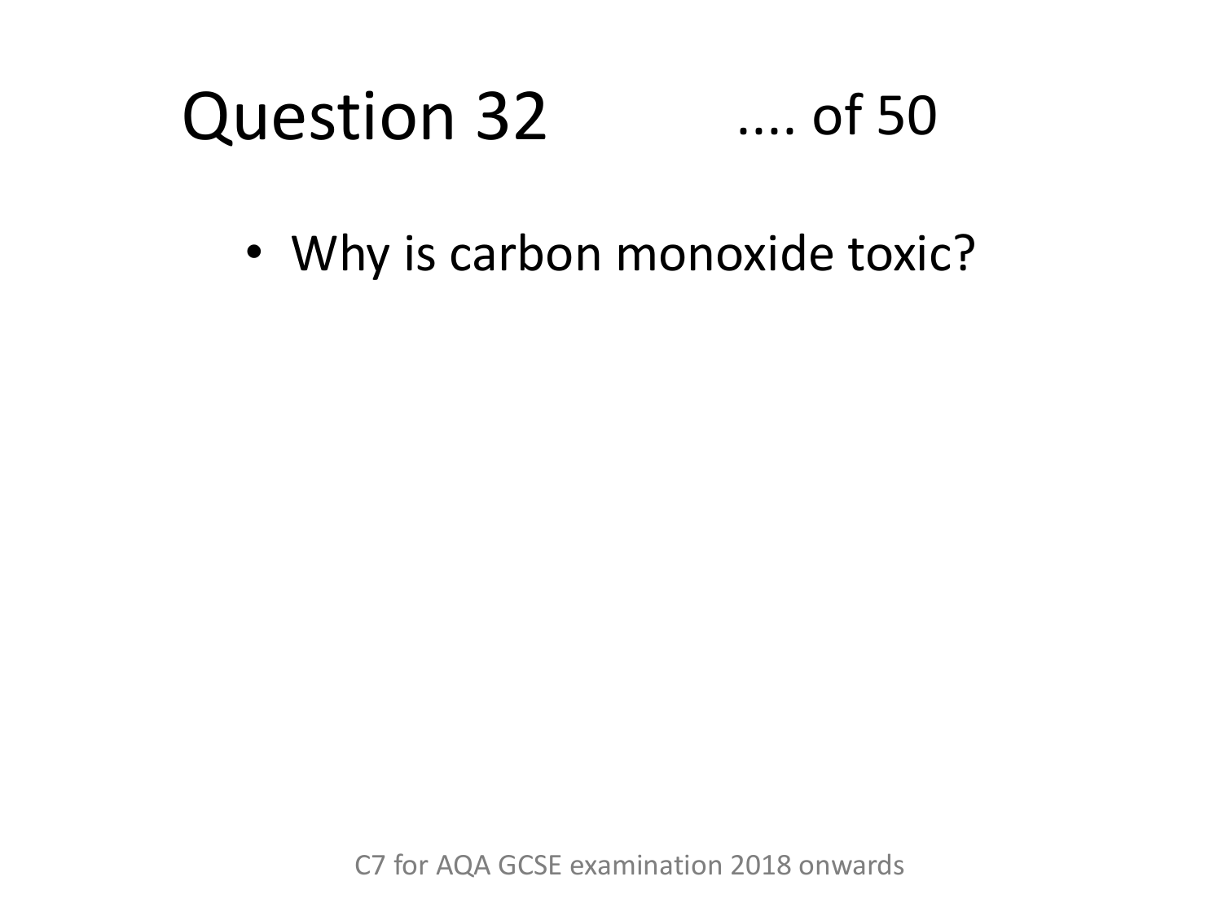# Question 32 .... of 50

- Why is carbon monoxide toxic?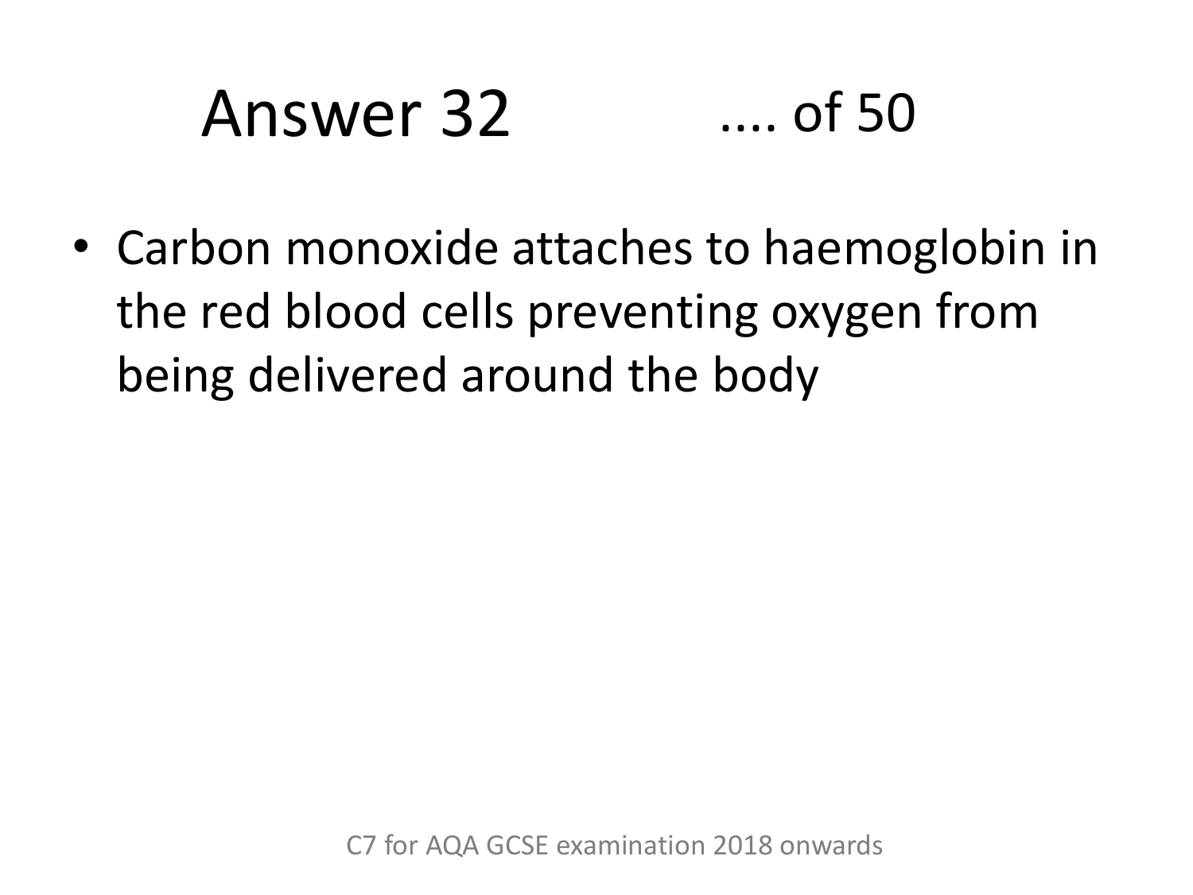# Answer 32 .... of 50

- Carbon monoxide attaches to haemoglobin in the red blood cells preventing oxygen from being delivered around the body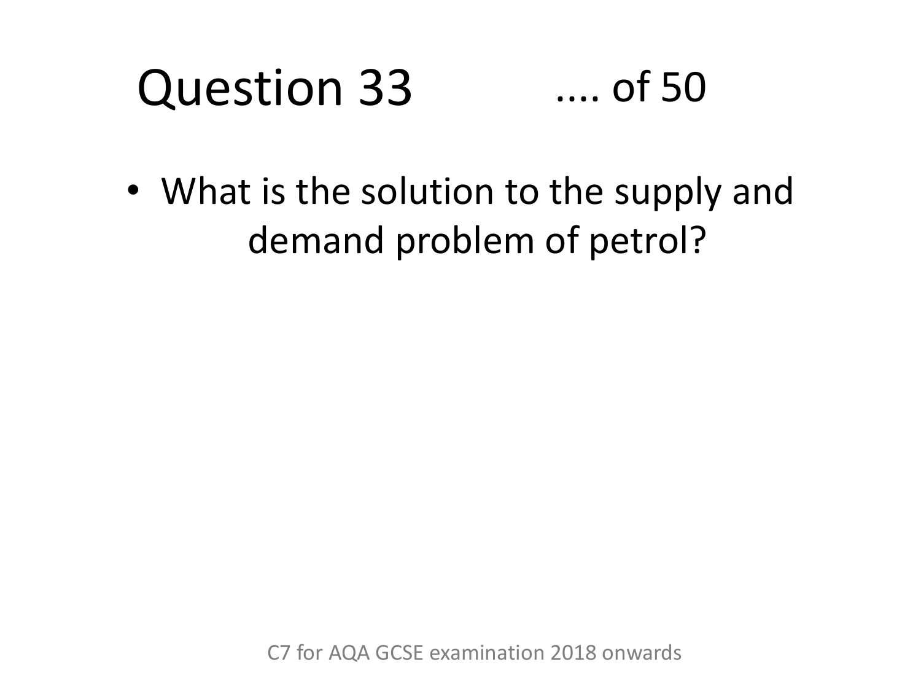# Question 33 .... of 50

- What is the solution to the supply and demand problem of petrol?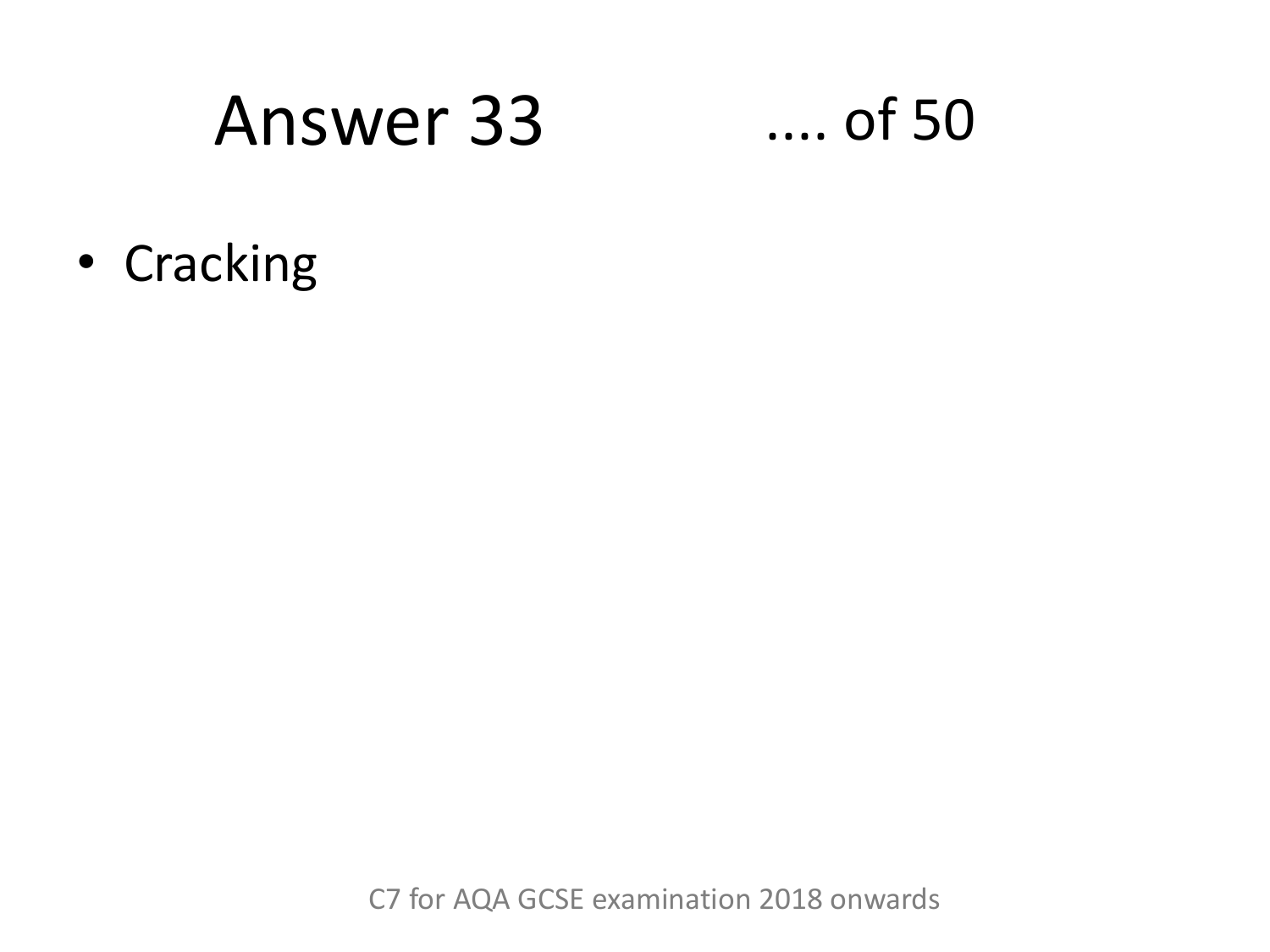# Answer 33

- Cracking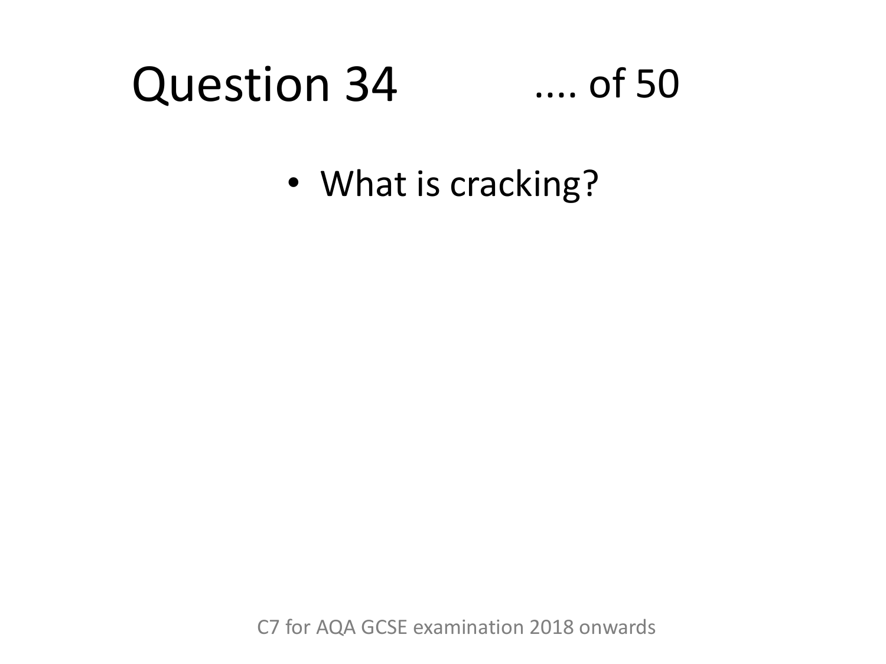# Question 34 .... of 50

- What is cracking?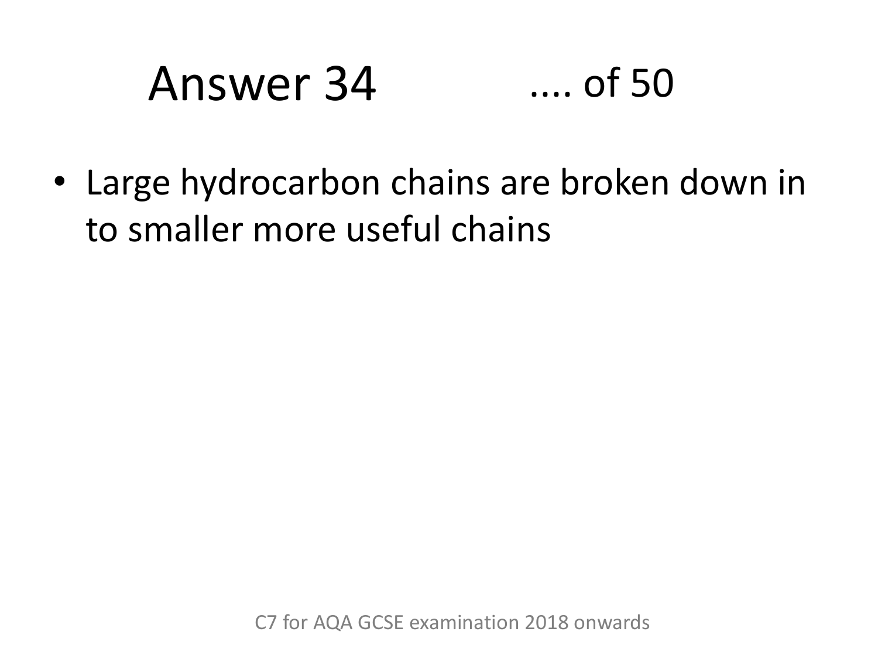# Answer 34 .... of 50

- Large hydrocarbon chains are broken down in to smaller more useful chains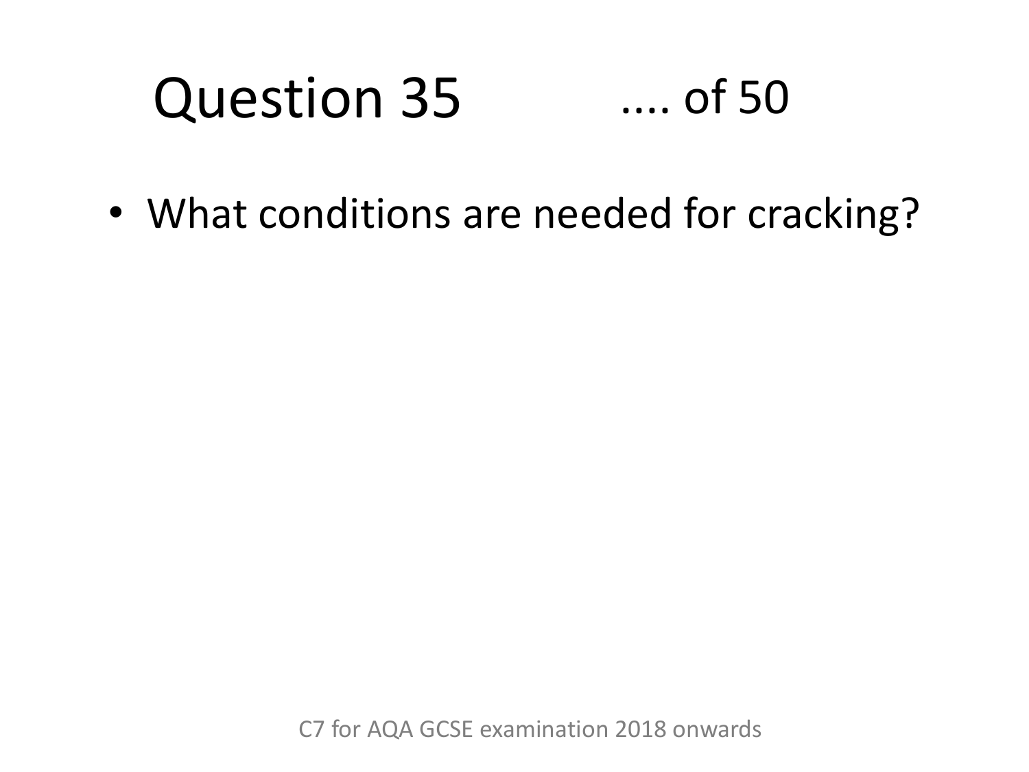# Question 35 .... of 50

- What conditions are needed for cracking?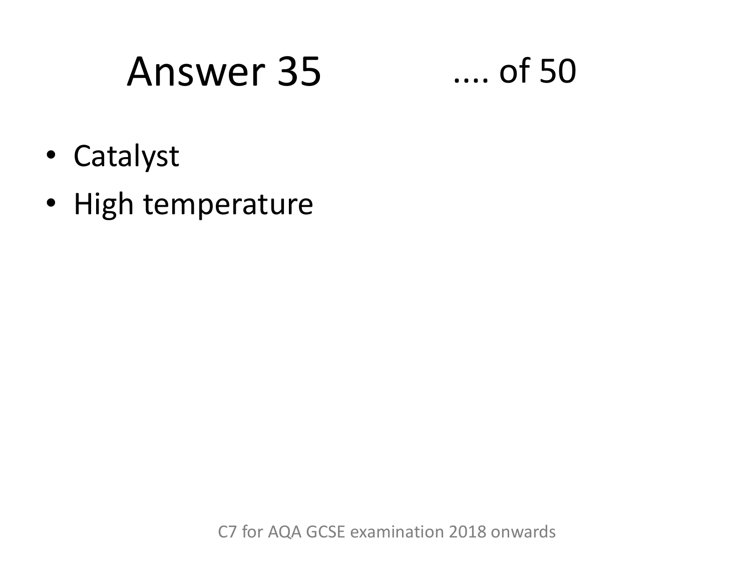# Answer 35

- Catalyst
- High temperature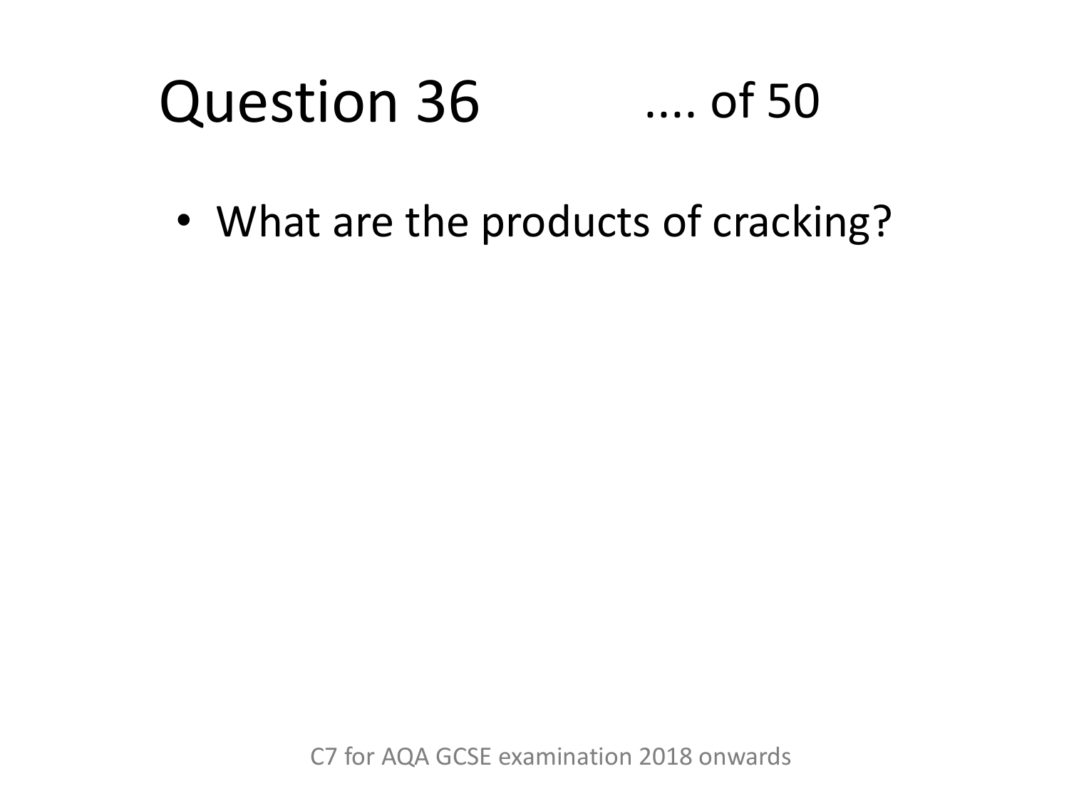# Question 36

.... of 50

- What are the products of cracking?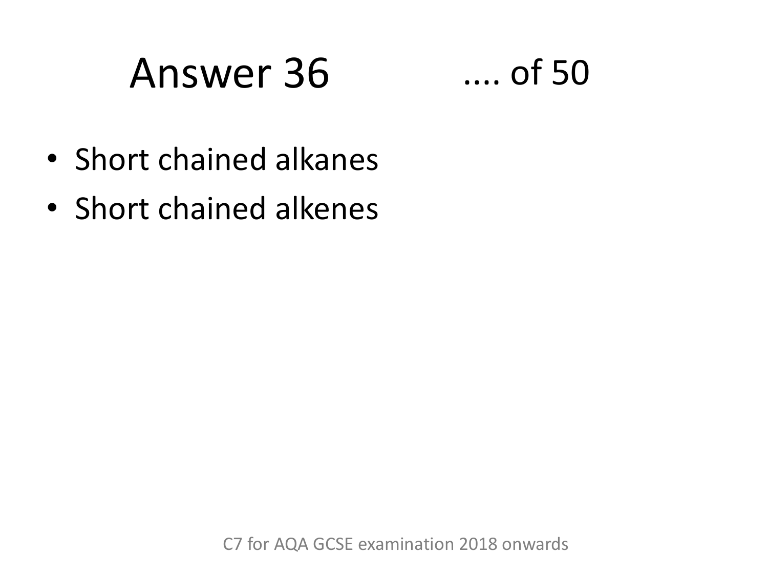# Answer 36

- Short chained alkanes
- Short chained alkenes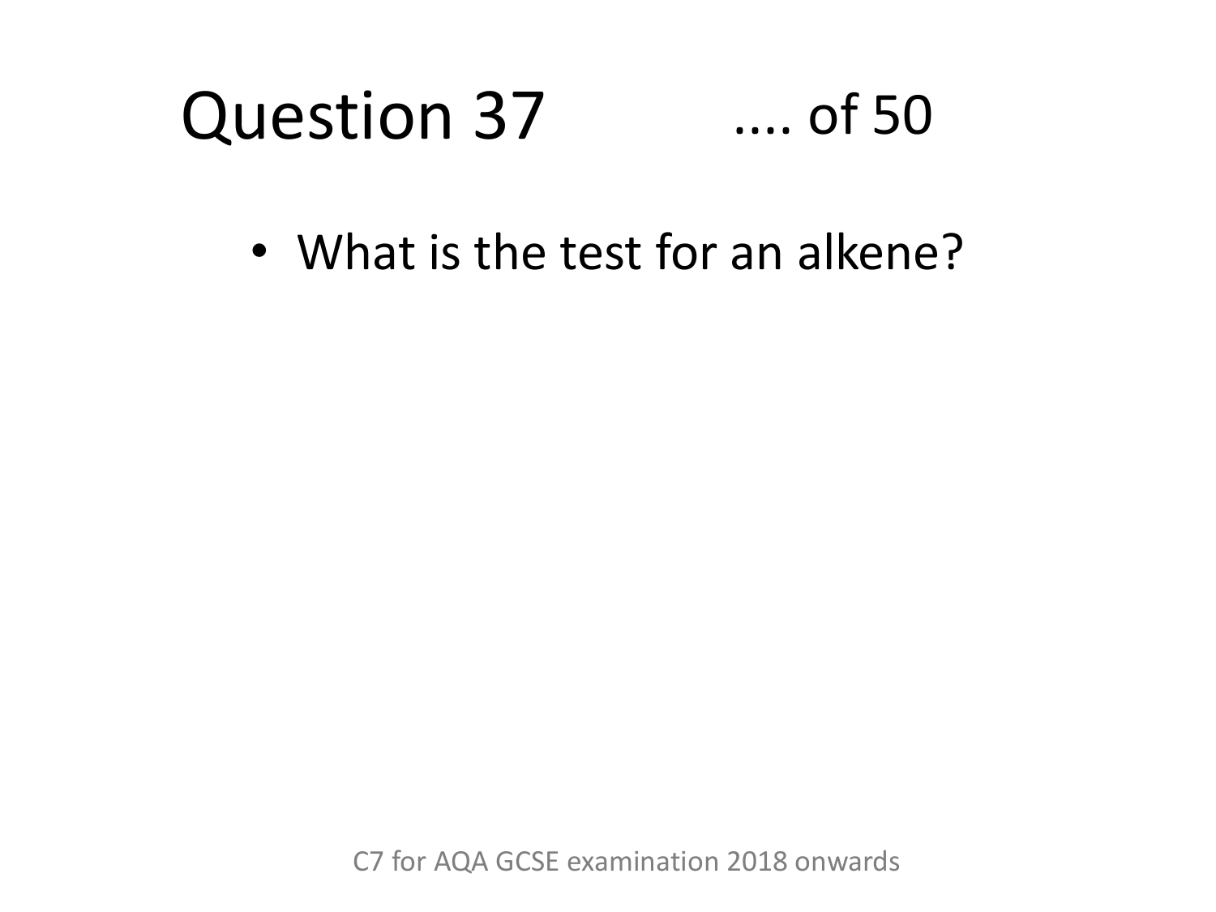# Question 37 .... of 50

- What is the test for an alkene?

C7 for AQA GCSE examination 2018 onwards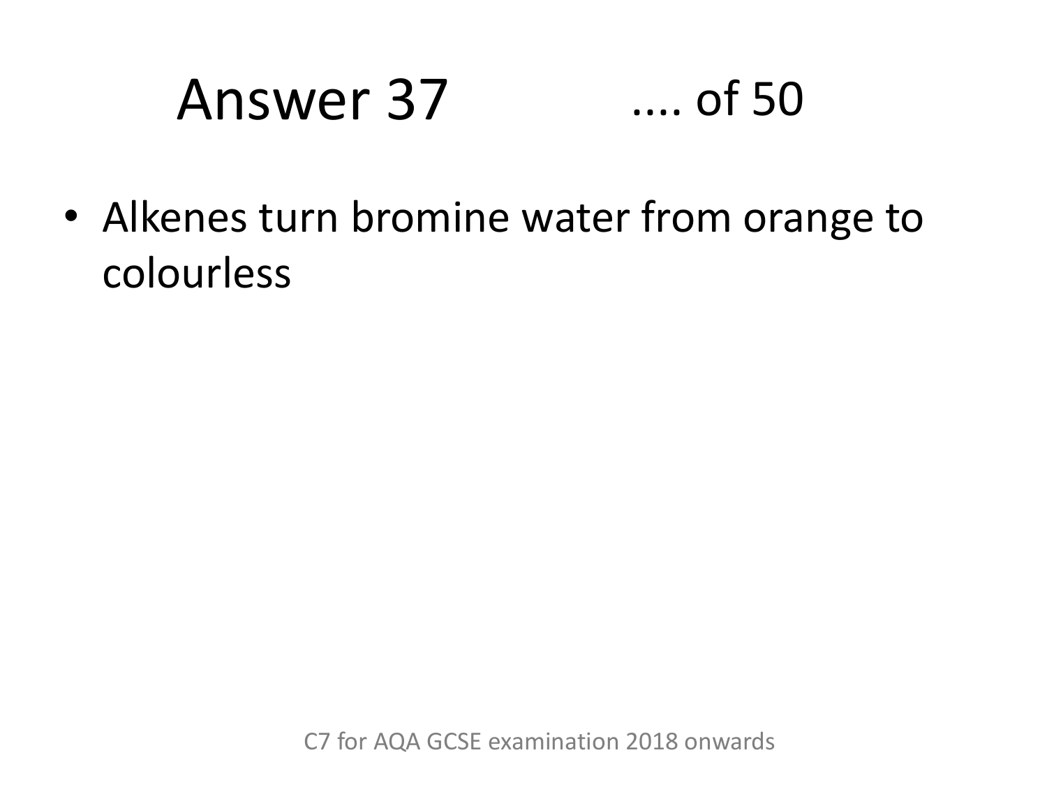# Answer 37 .... of 50

- Alkenes turn bromine water from orange to colourless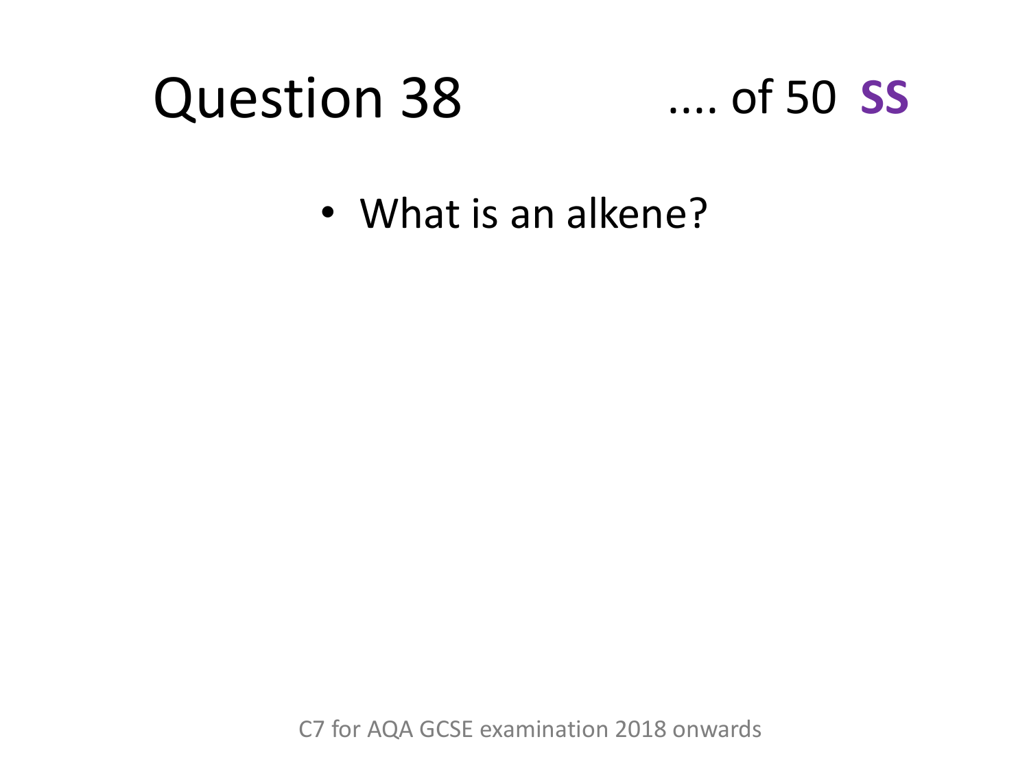# Question 38

.... of 50 **SS**

- What is an alkene?

C7 for AQA GCSE examination 2018 onwards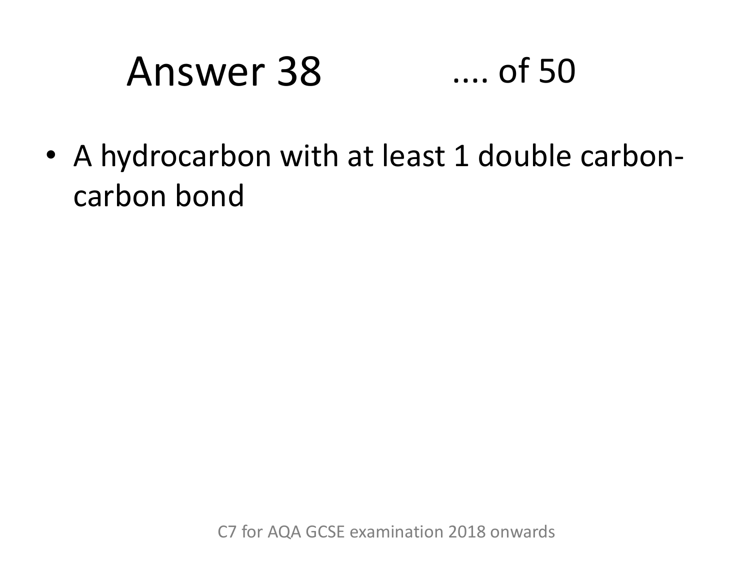# Answer 38 .... of 50

- A hydrocarbon with at least 1 double carbon-carbon bond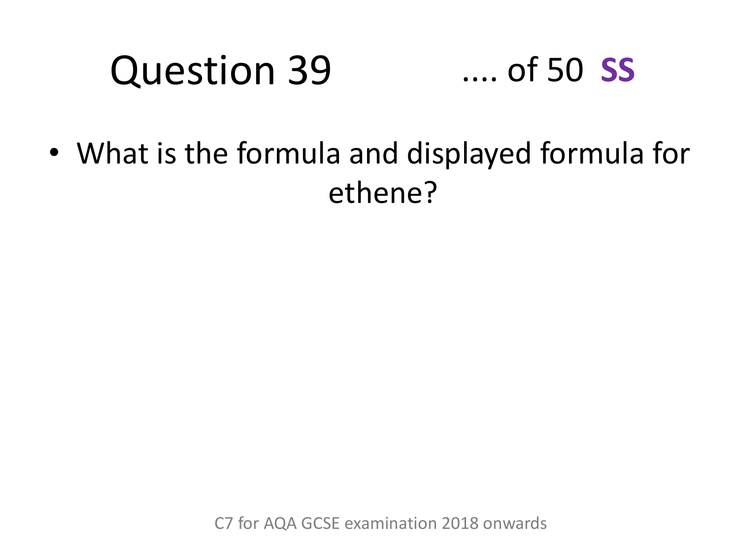# Question 39 .... of 50 **SS**

- What is the formula and displayed formula for ethene?

C7 for AQA GCSE examination 2018 onwards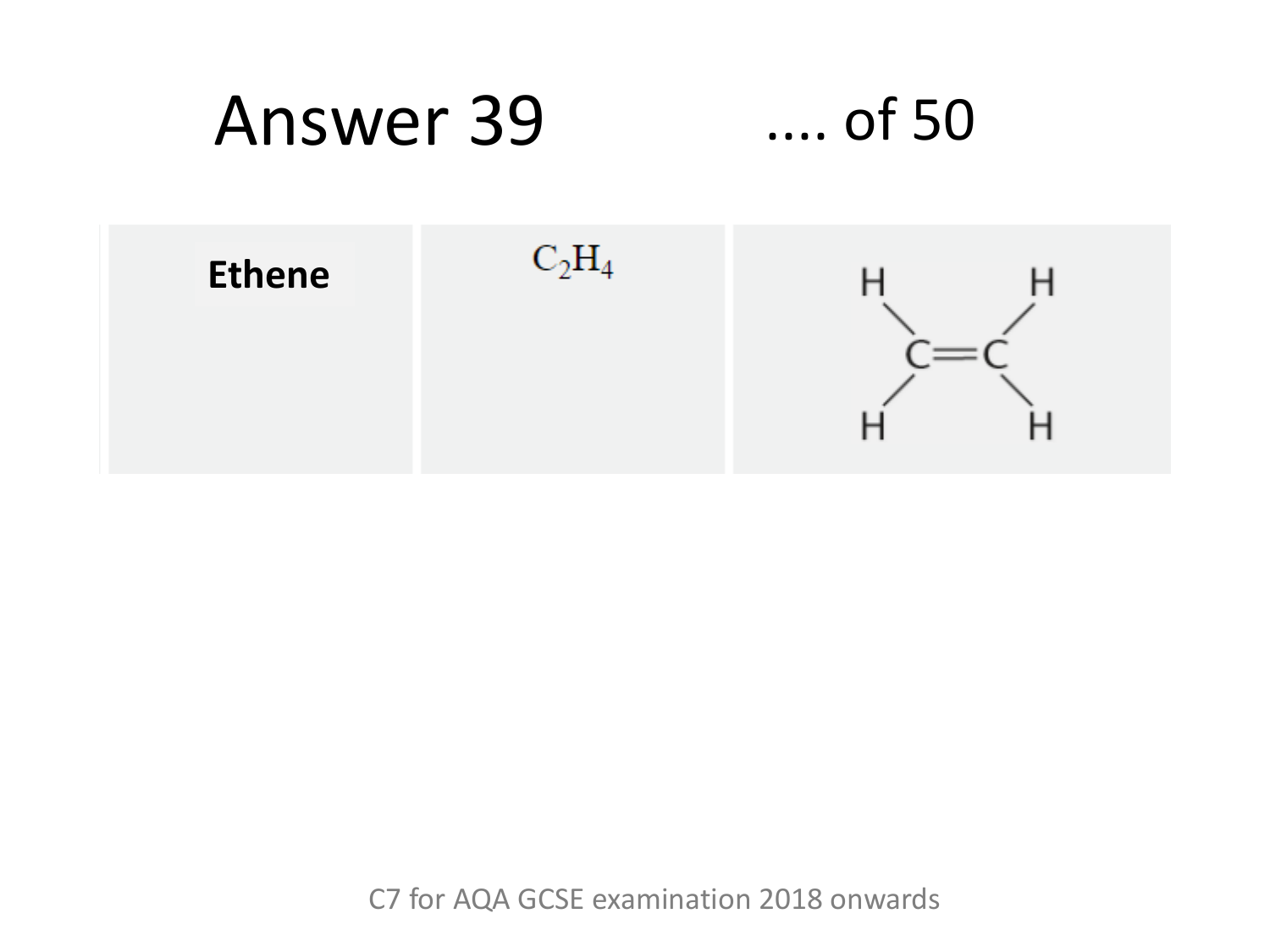# Answer 39

.... of 50

| Ethene | $C_2H_4$ | H H<br>\ /<br>C=C<br>/ \<br>H H |
|---|---|---|

C7 for AQA GCSE examination 2018 onwards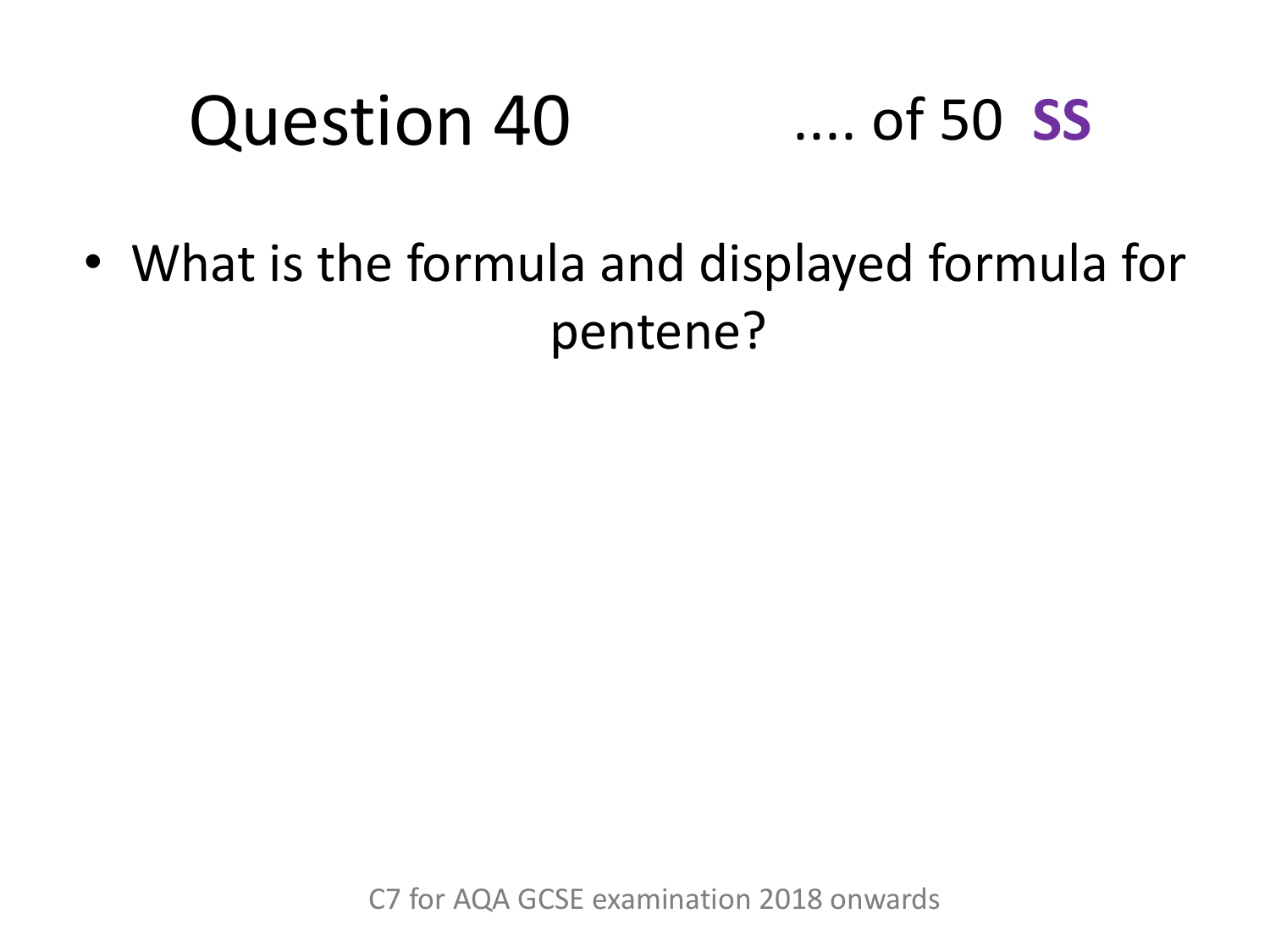# Question 40

.... of 50 **SS**

- What is the formula and displayed formula for pentene?

C7 for AQA GCSE examination 2018 onwards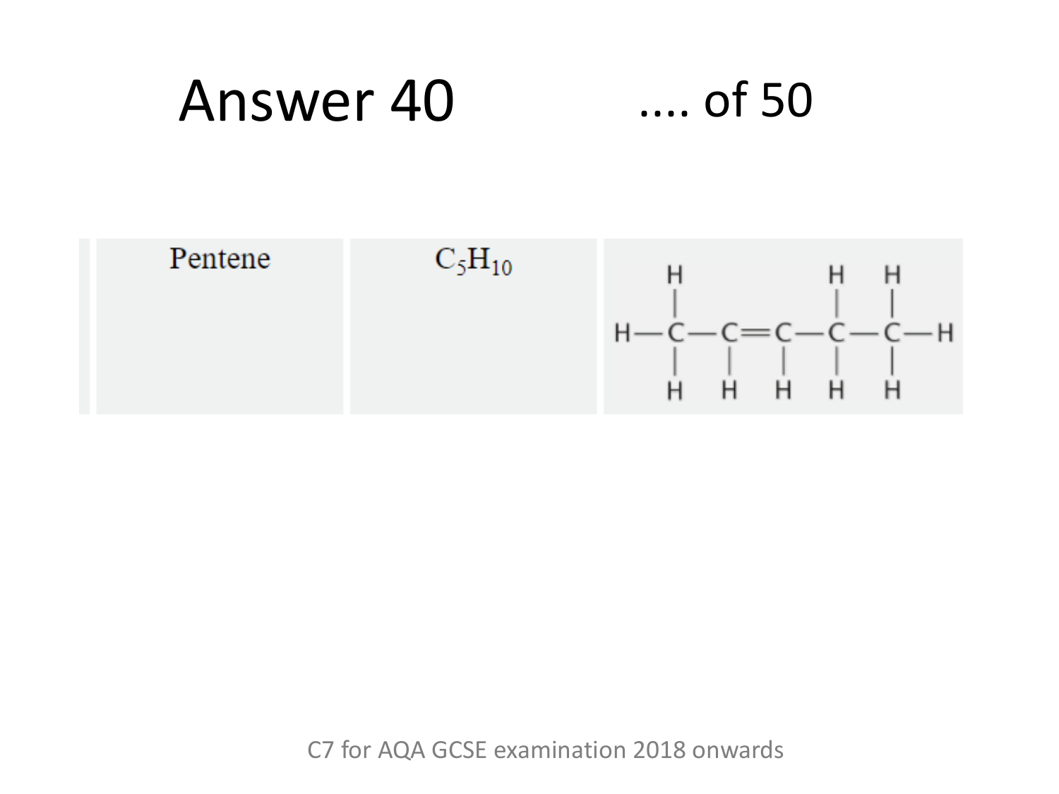# Answer 40

.... of 50

| Pentene | $C_5H_{10}$ | H–C(H)(H)–C(H)=C(H)–C(H)(H)–C(H)(H)–H |
|---|---|---|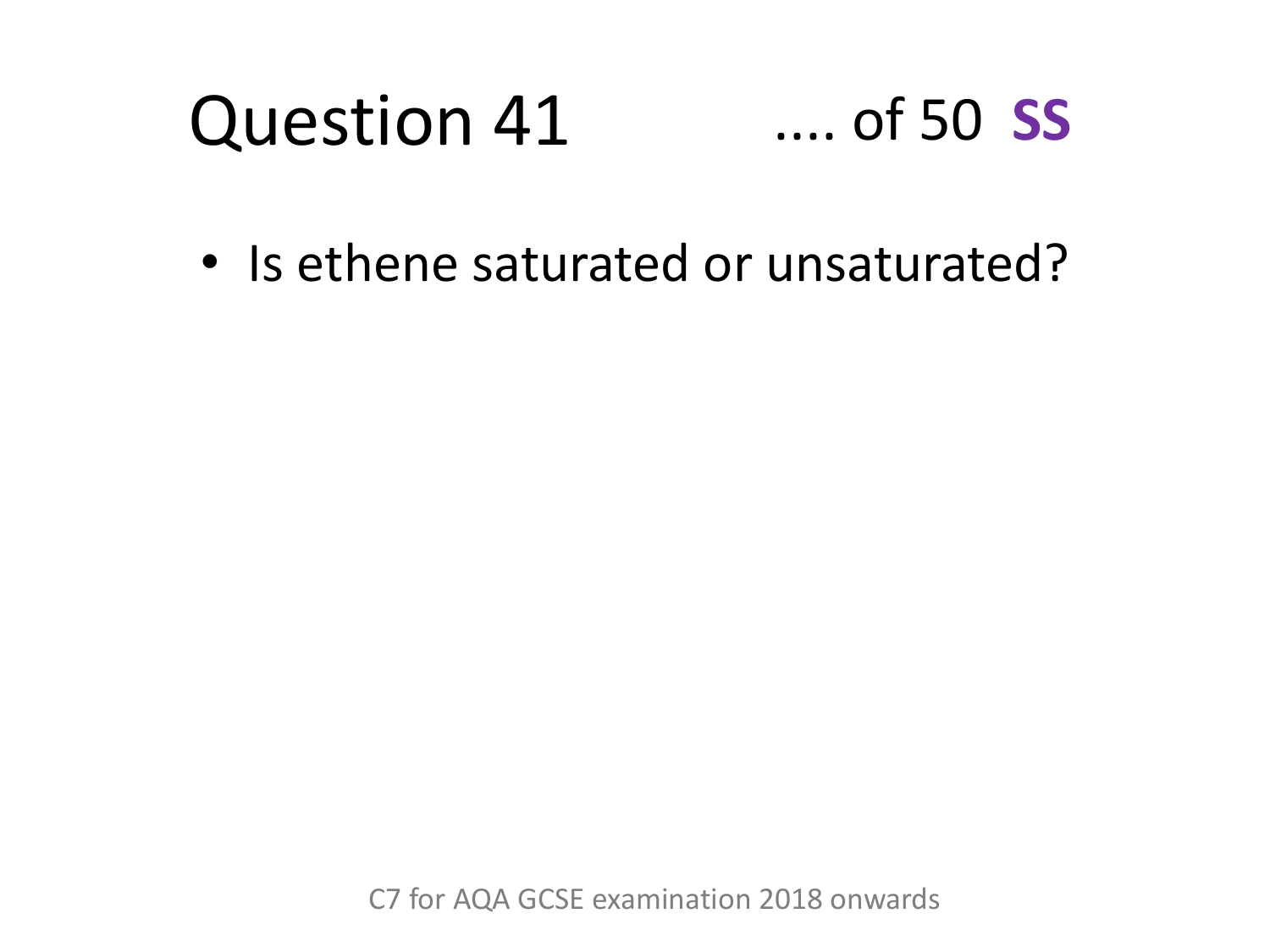# Question 41 .... of 50 **SS**

- Is ethene saturated or unsaturated?

C7 for AQA GCSE examination 2018 onwards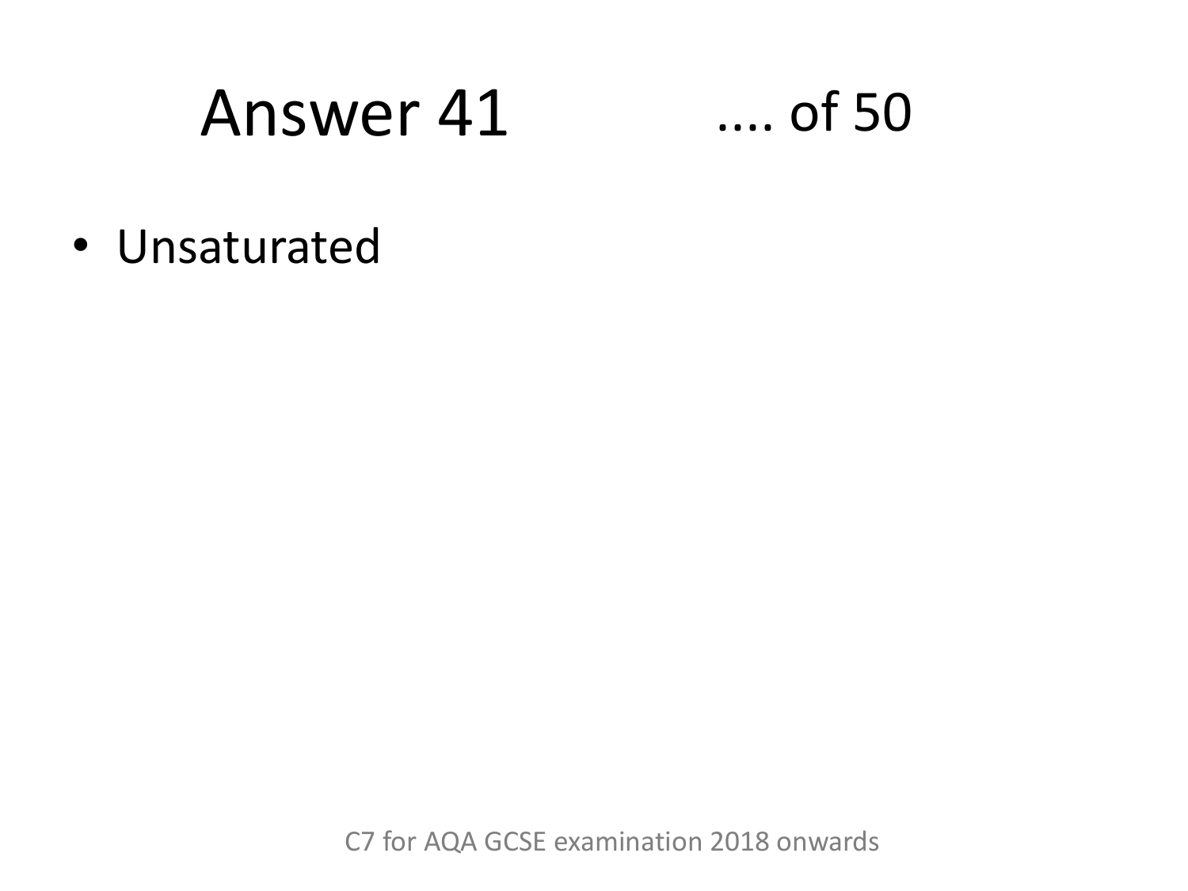# Answer 41

- Unsaturated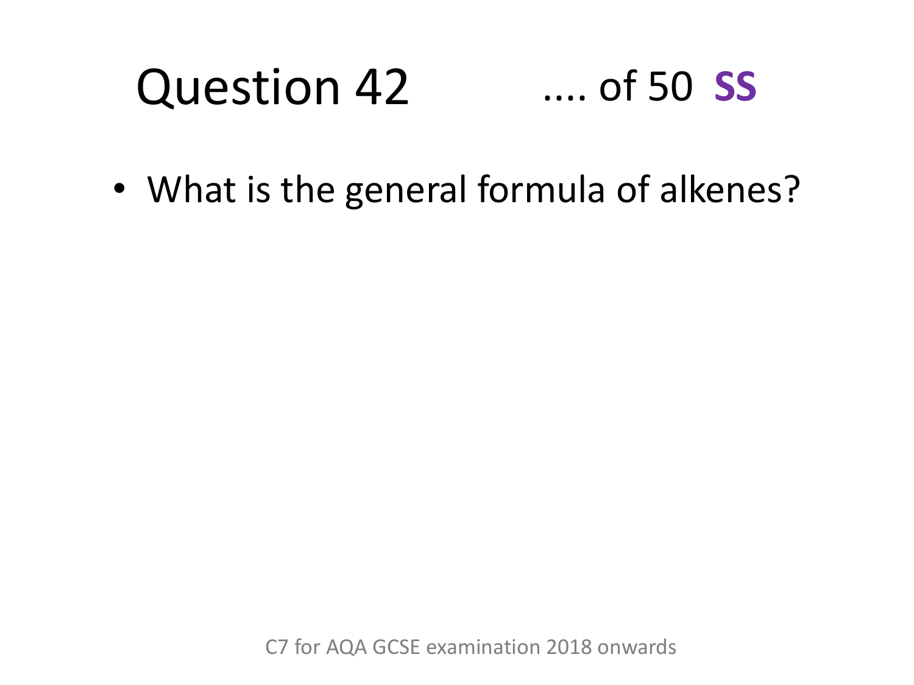# Question 42 .... of 50 **SS**

- What is the general formula of alkenes?

C7 for AQA GCSE examination 2018 onwards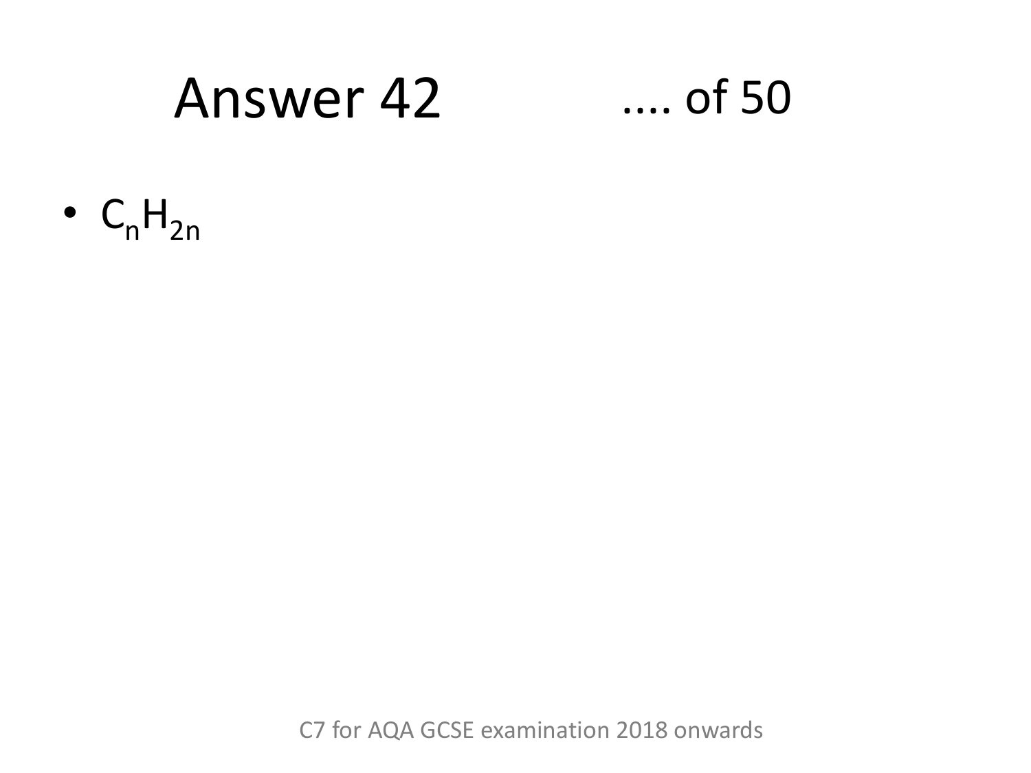# Answer 42 .... of 50

- $C_nH_{2n}$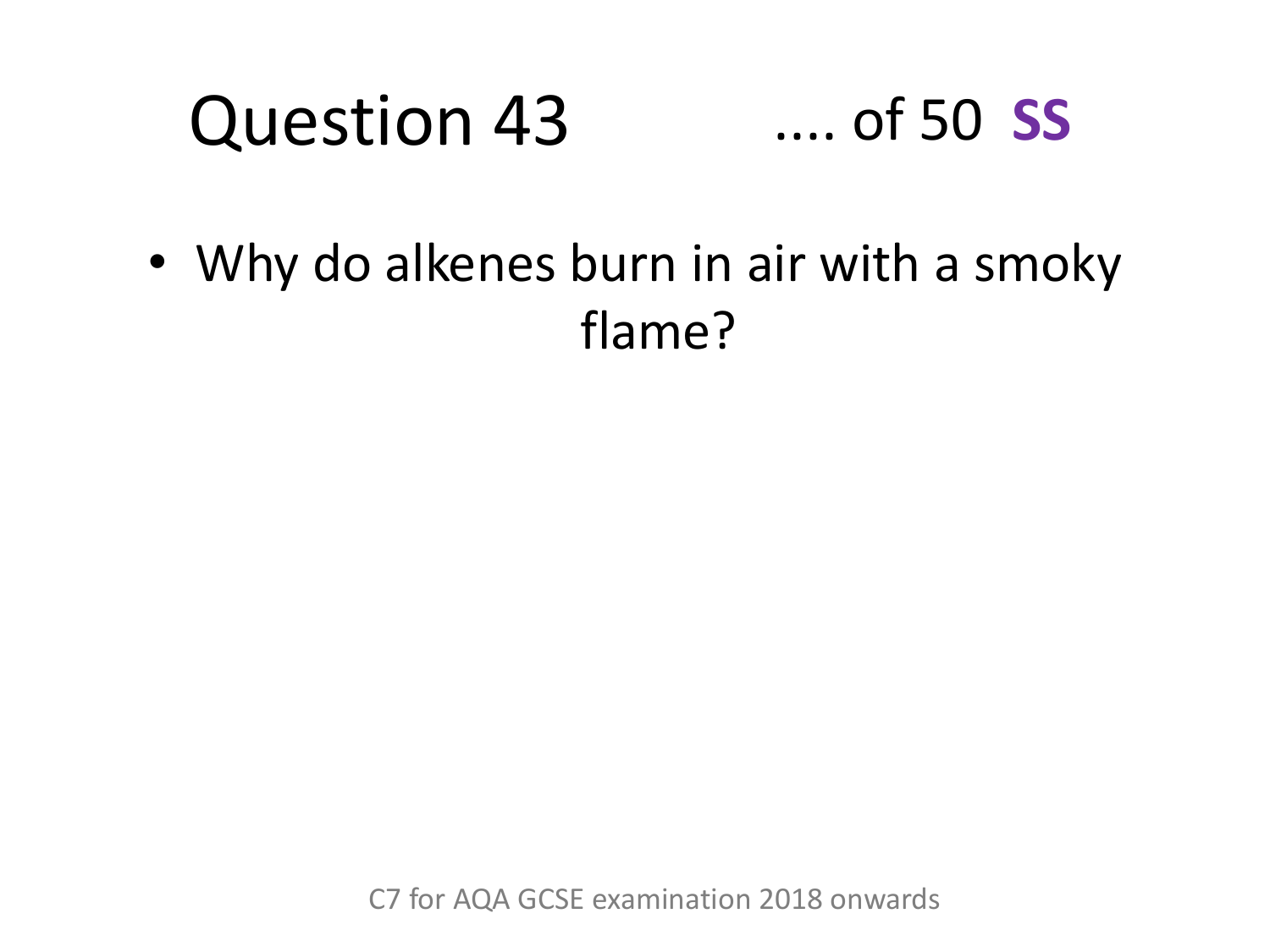# Question 43

.... of 50 **SS**

- Why do alkenes burn in air with a smoky flame?

C7 for AQA GCSE examination 2018 onwards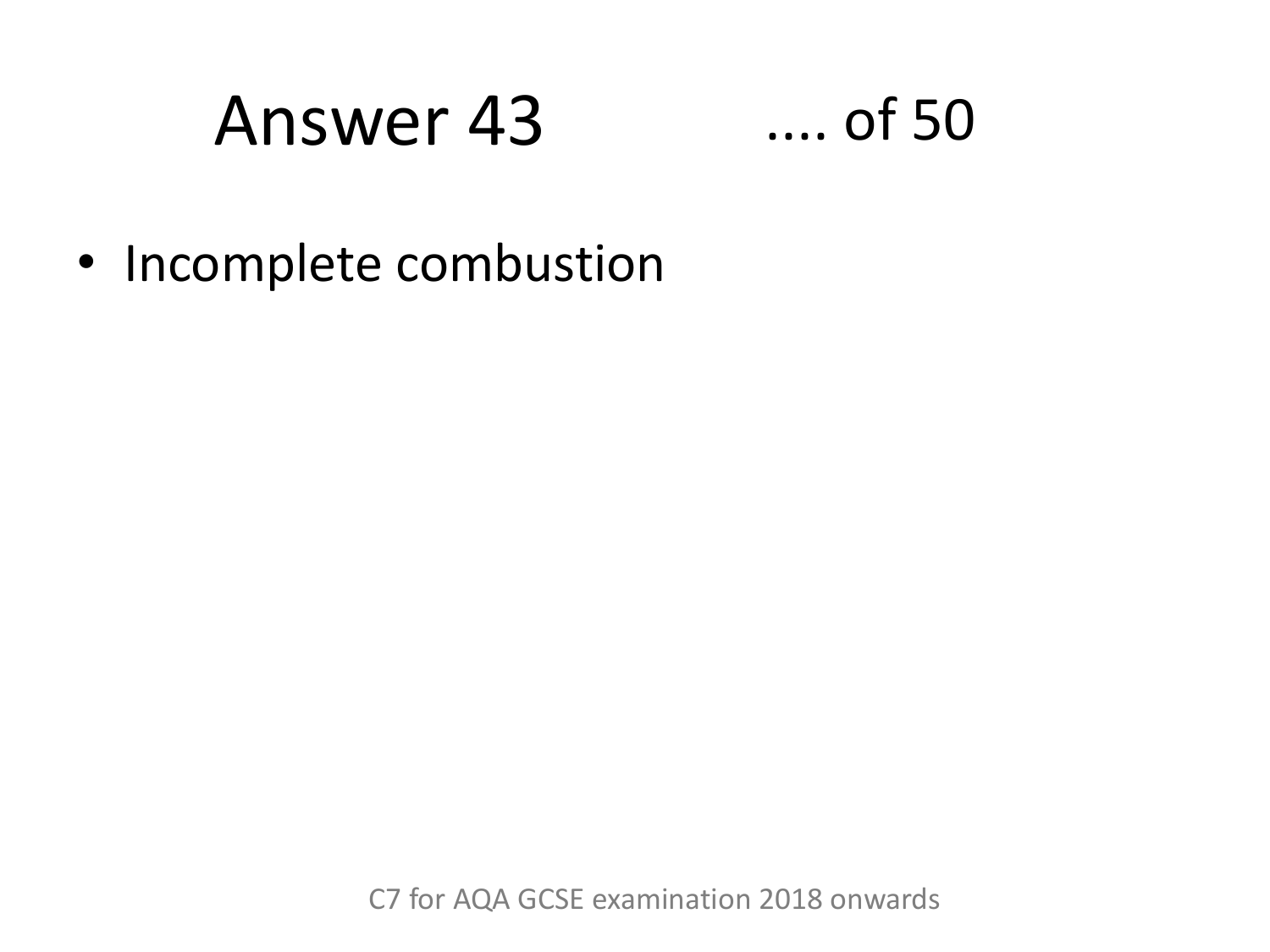# Answer 43 .... of 50

- Incomplete combustion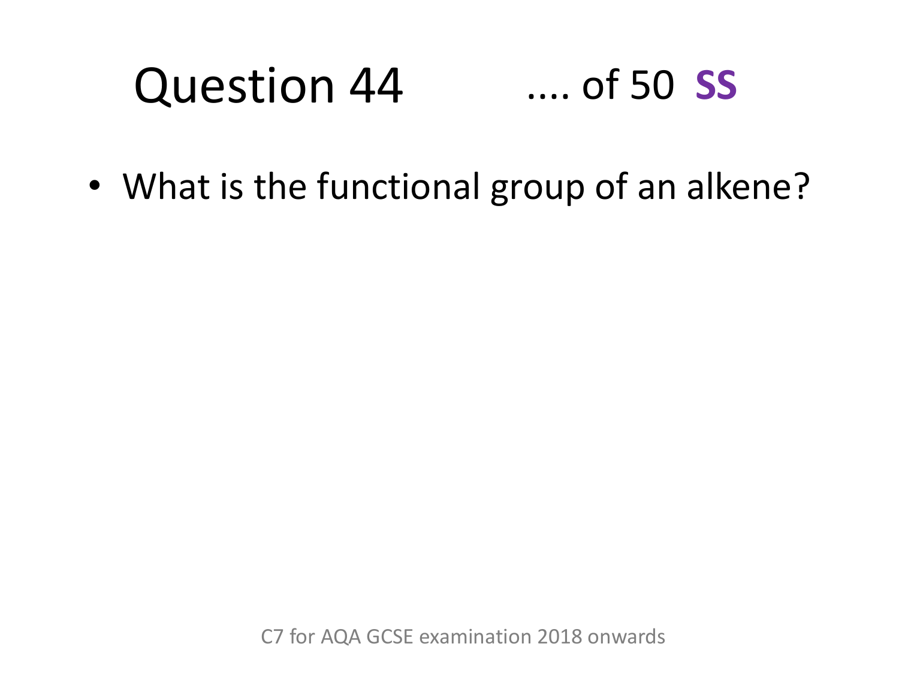# Question 44 .... of 50 **SS**

- What is the functional group of an alkene?

C7 for AQA GCSE examination 2018 onwards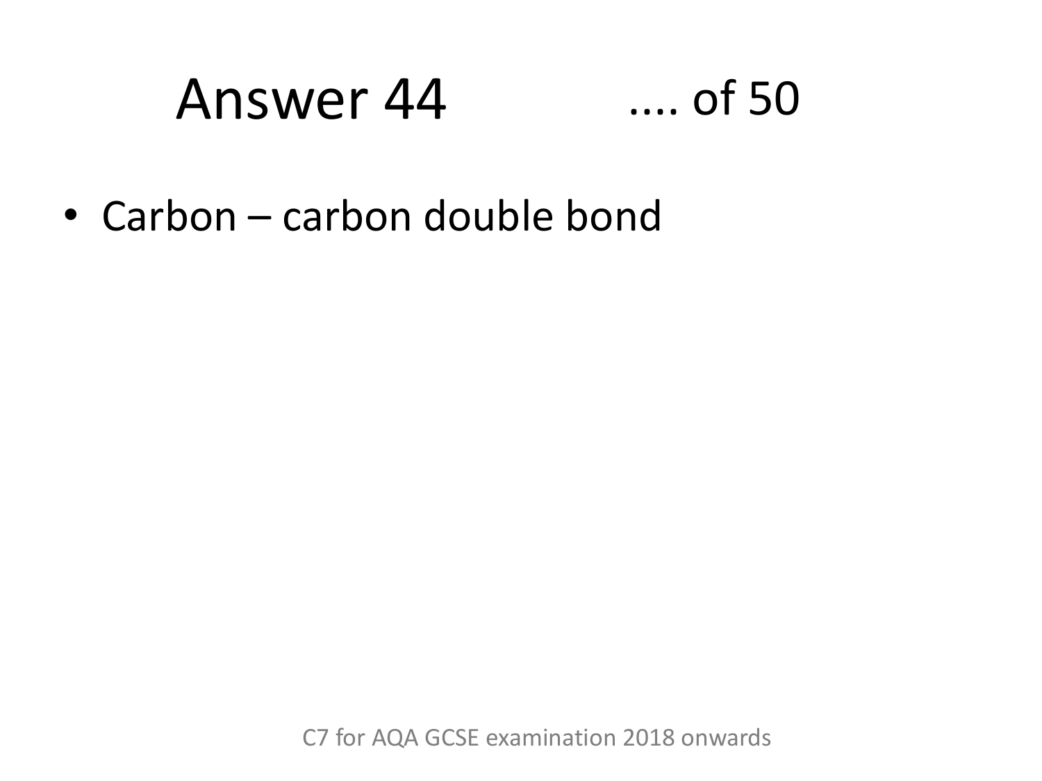# Answer 44 .... of 50

- Carbon – carbon double bond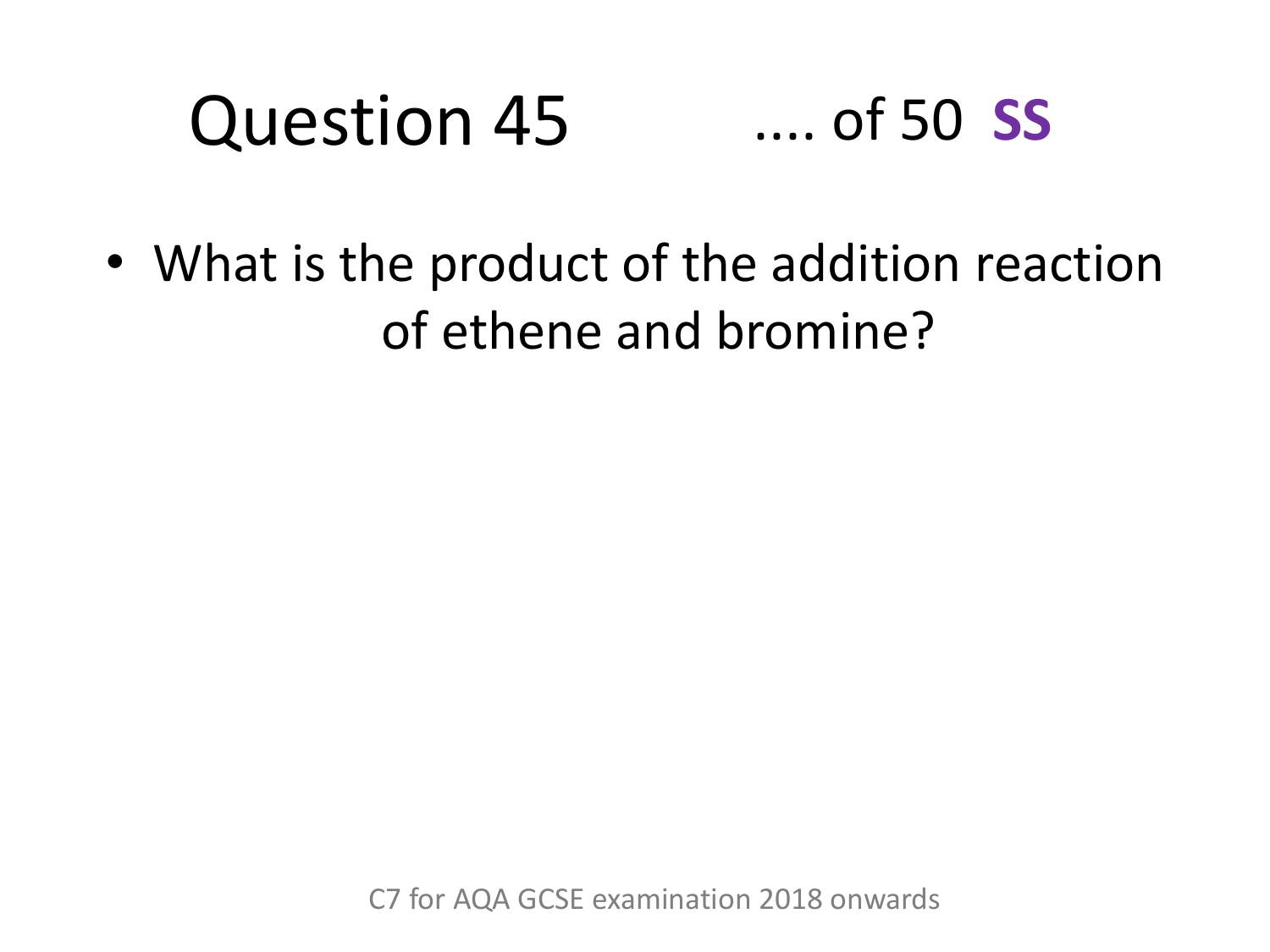# Question 45 .... of 50 **SS**

- What is the product of the addition reaction of ethene and bromine?

C7 for AQA GCSE examination 2018 onwards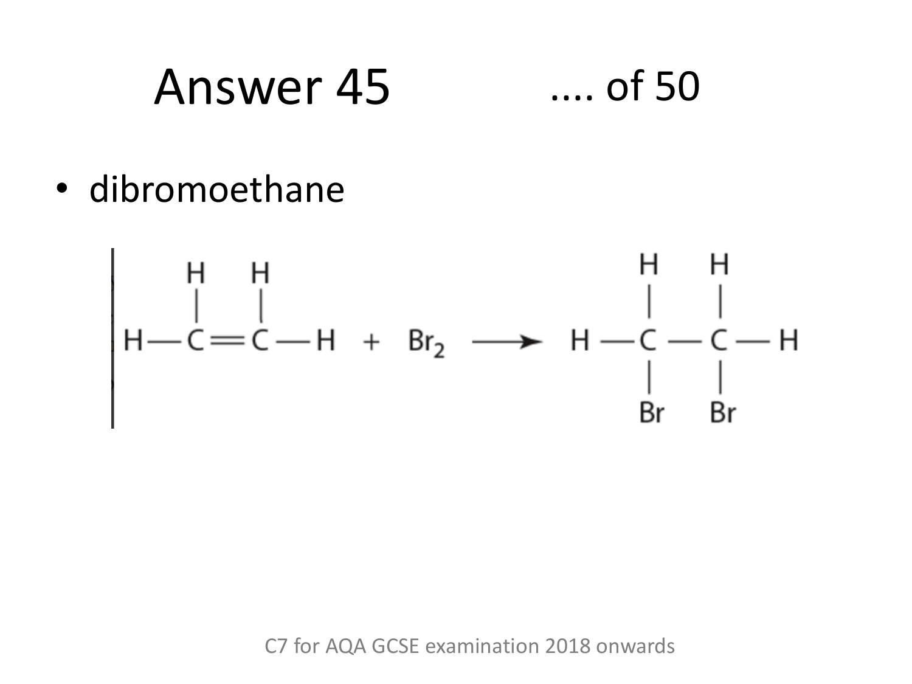# Answer 45

- dibromoethane

$$
\begin{array}{ccccccc}
 & H & & H & & \\
 & | & & | & & \\
H- & C & = & C & -H
\end{array}
\quad + \quad Br_2 \quad \longrightarrow \quad
\begin{array}{ccccccc}
 & H & & H & & \\
 & | & & | & & \\
H- & C & - & C & -H \\
 & | & & | & & \\
 & Br & & Br & &
\end{array}
$$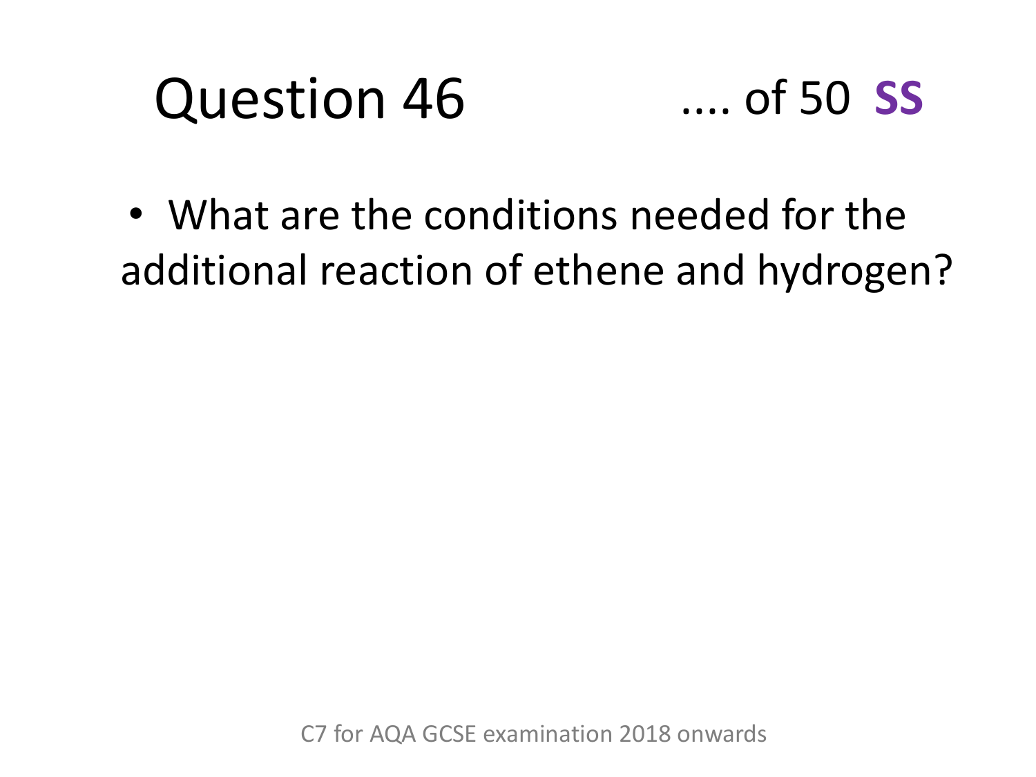# Question 46

.... of 50 **SS**

- What are the conditions needed for the additional reaction of ethene and hydrogen?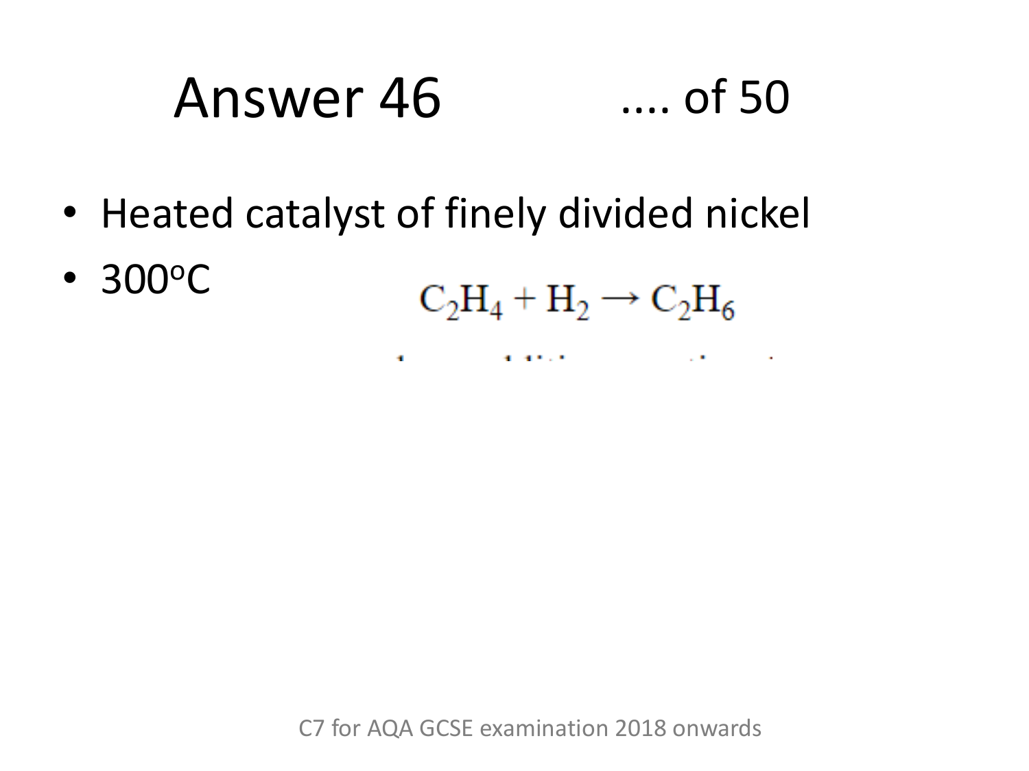# Answer 46

.... of 50

- Heated catalyst of finely divided nickel
- $300^oC$

$$C_2H_4 + H_2 \rightarrow C_2H_6$$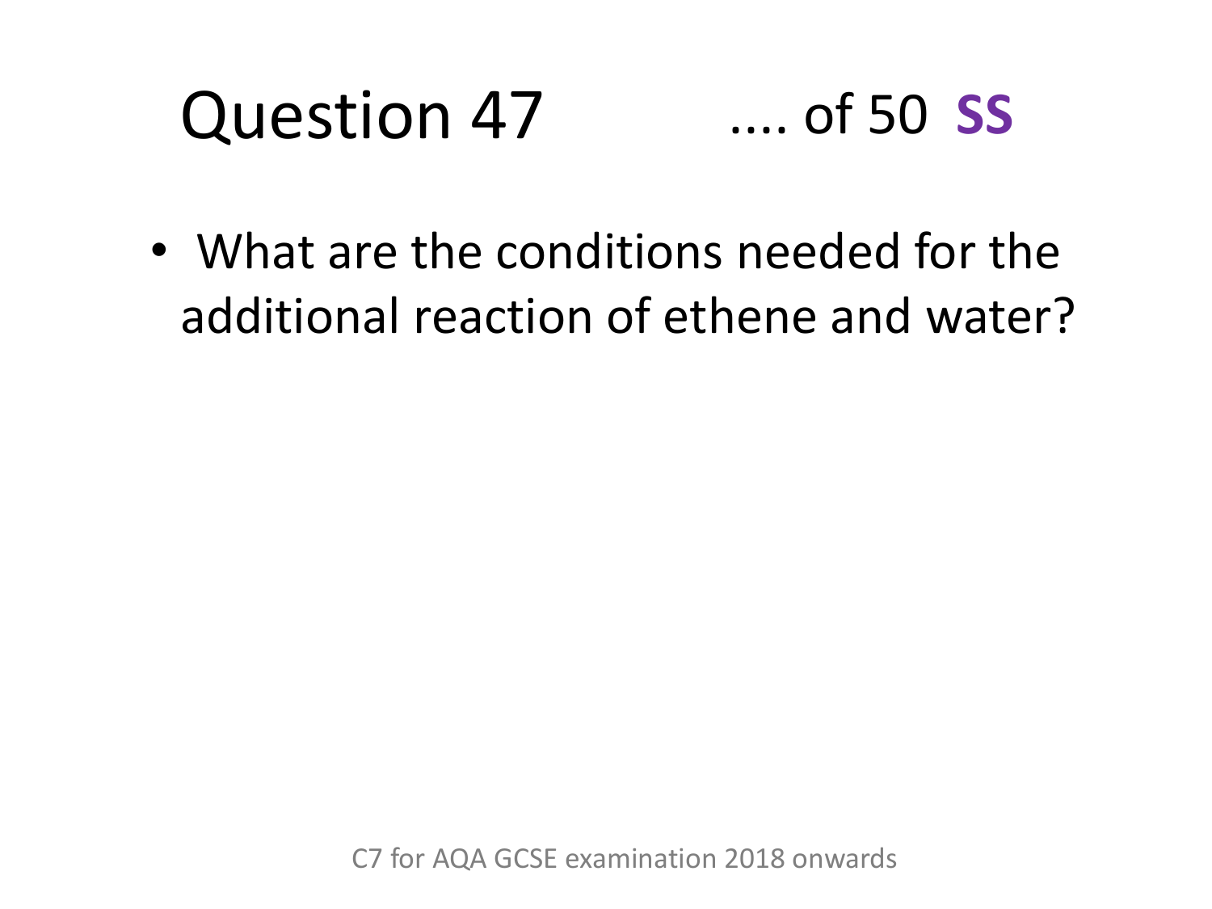# Question 47

.... of 50 **SS**

- What are the conditions needed for the additional reaction of ethene and water?

C7 for AQA GCSE examination 2018 onwards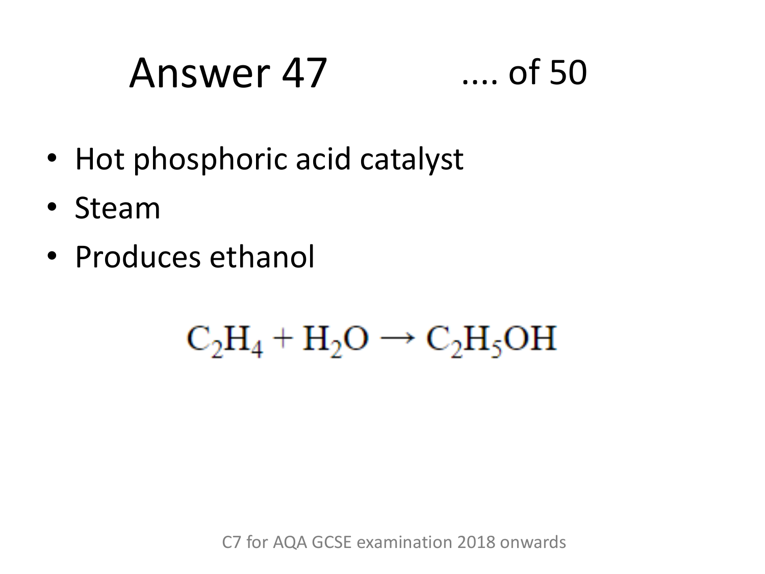# Answer 47

- Hot phosphoric acid catalyst
- Steam
- Produces ethanol

$$C_2H_4 + H_2O \rightarrow C_2H_5OH$$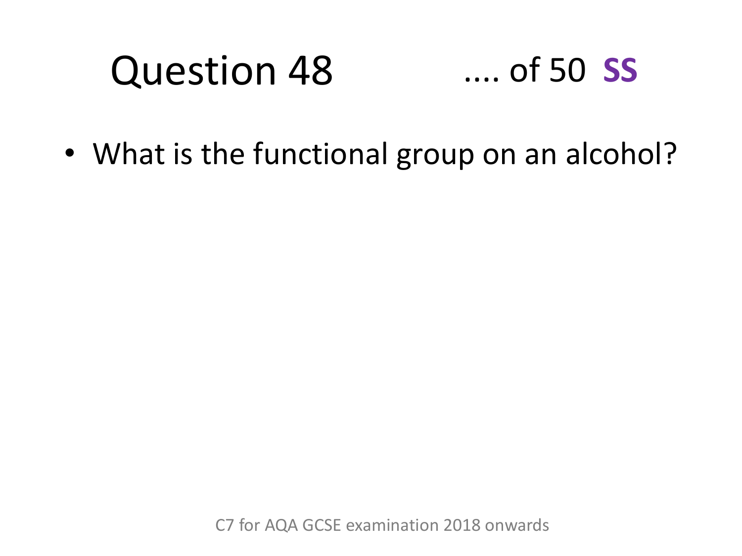# Question 48 .... of 50 **SS**

- What is the functional group on an alcohol?

C7 for AQA GCSE examination 2018 onwards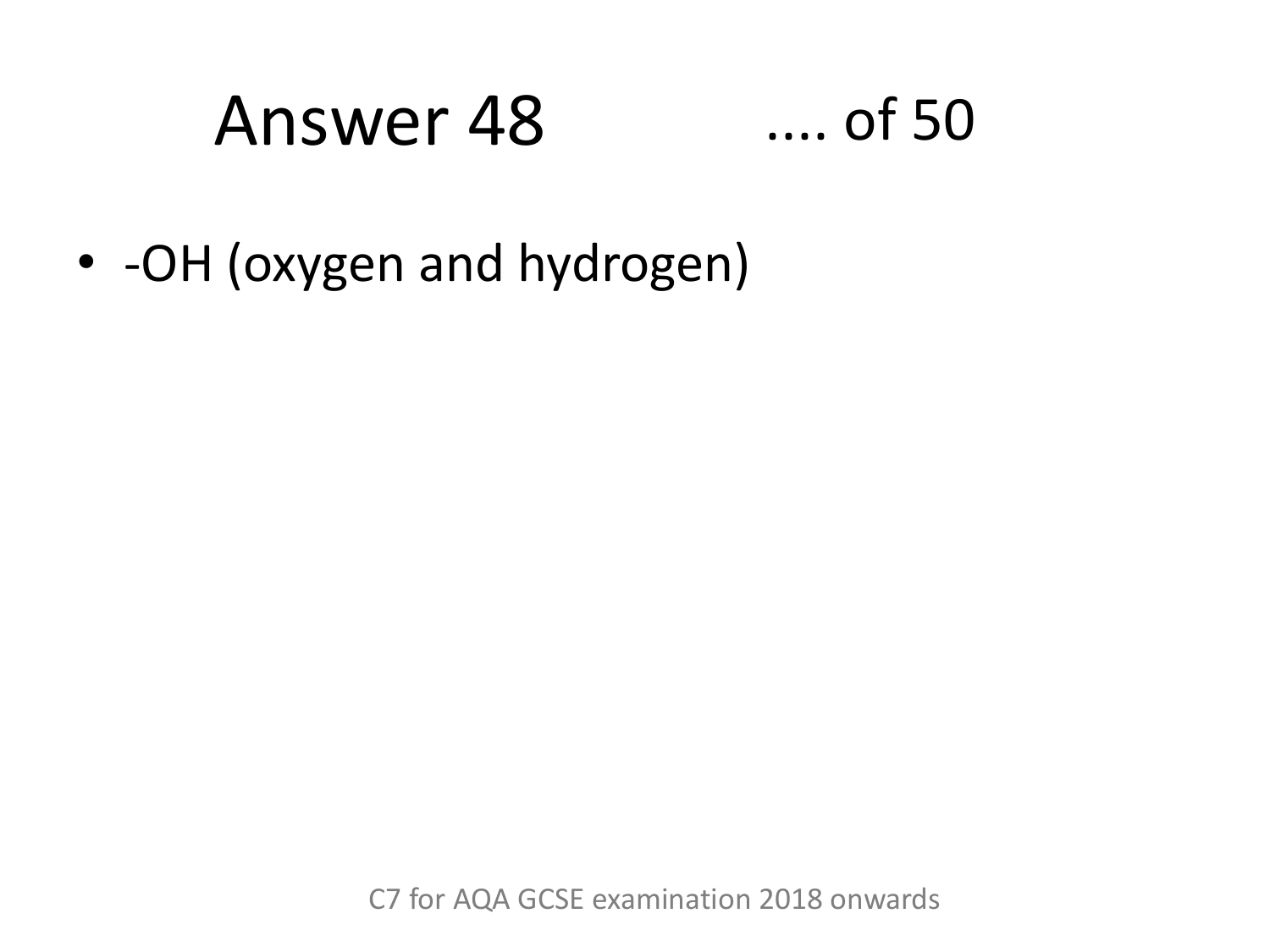# Answer 48

.... of 50

- -OH (oxygen and hydrogen)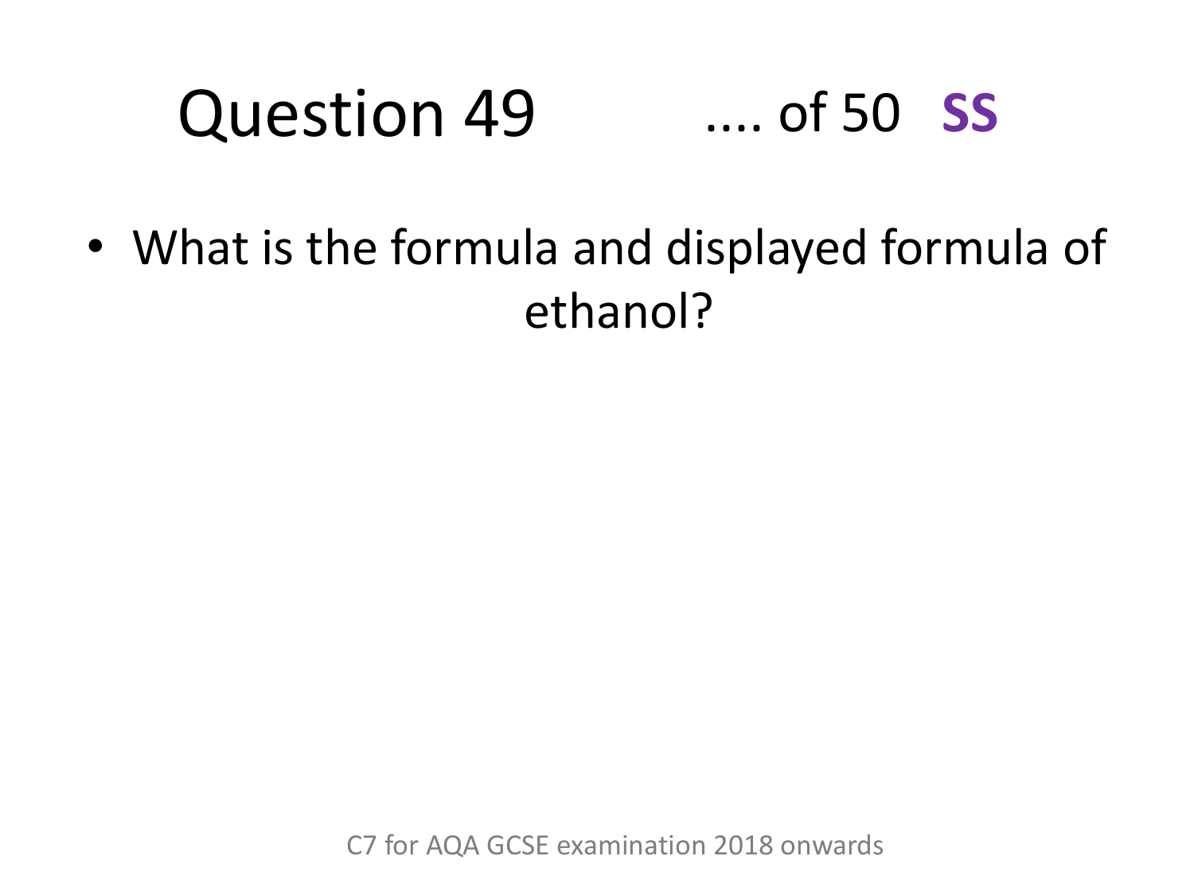# Question 49 .... of 50 **SS**

- What is the formula and displayed formula of ethanol?

C7 for AQA GCSE examination 2018 onwards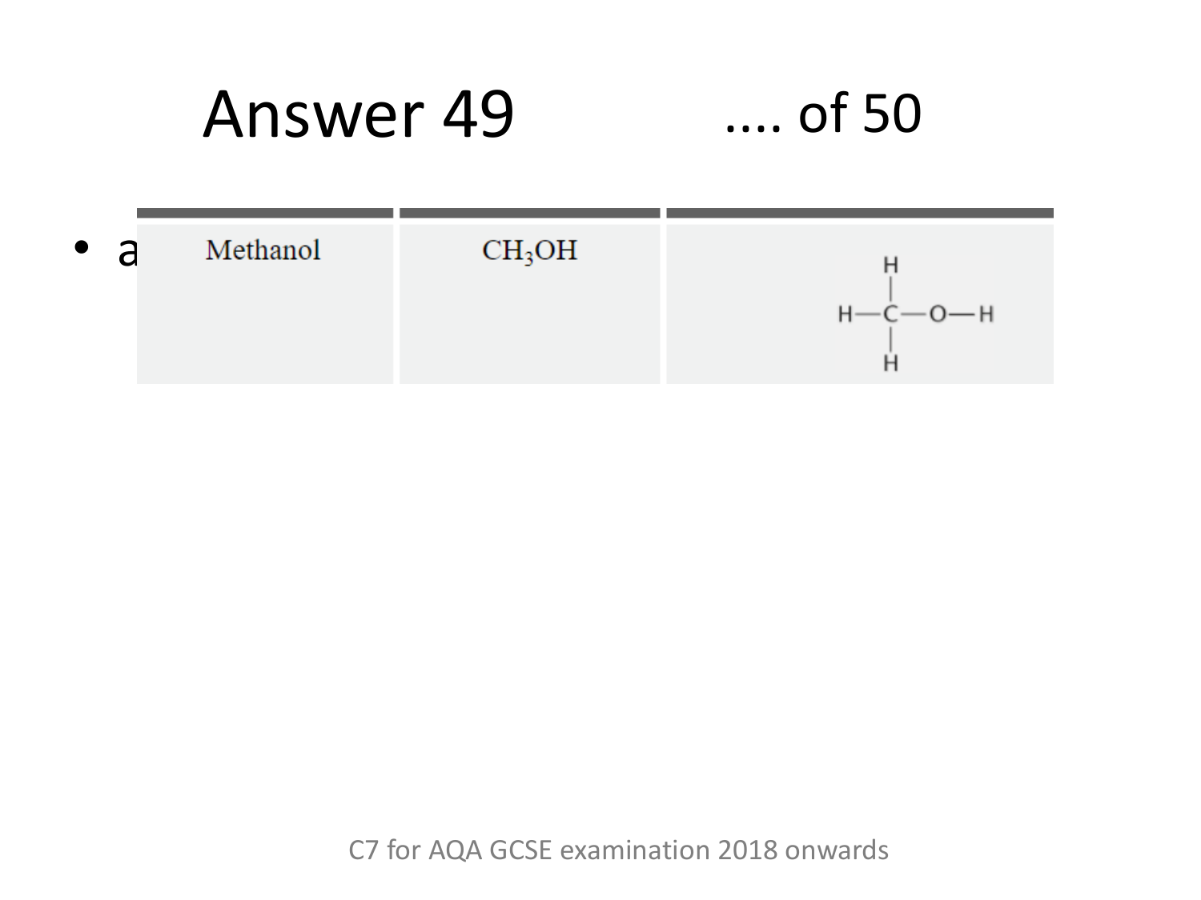# Answer 49 .... of 50

- a

| Methanol | $CH_3OH$ | H–C(H)(H)–O–H |
|---|---|---|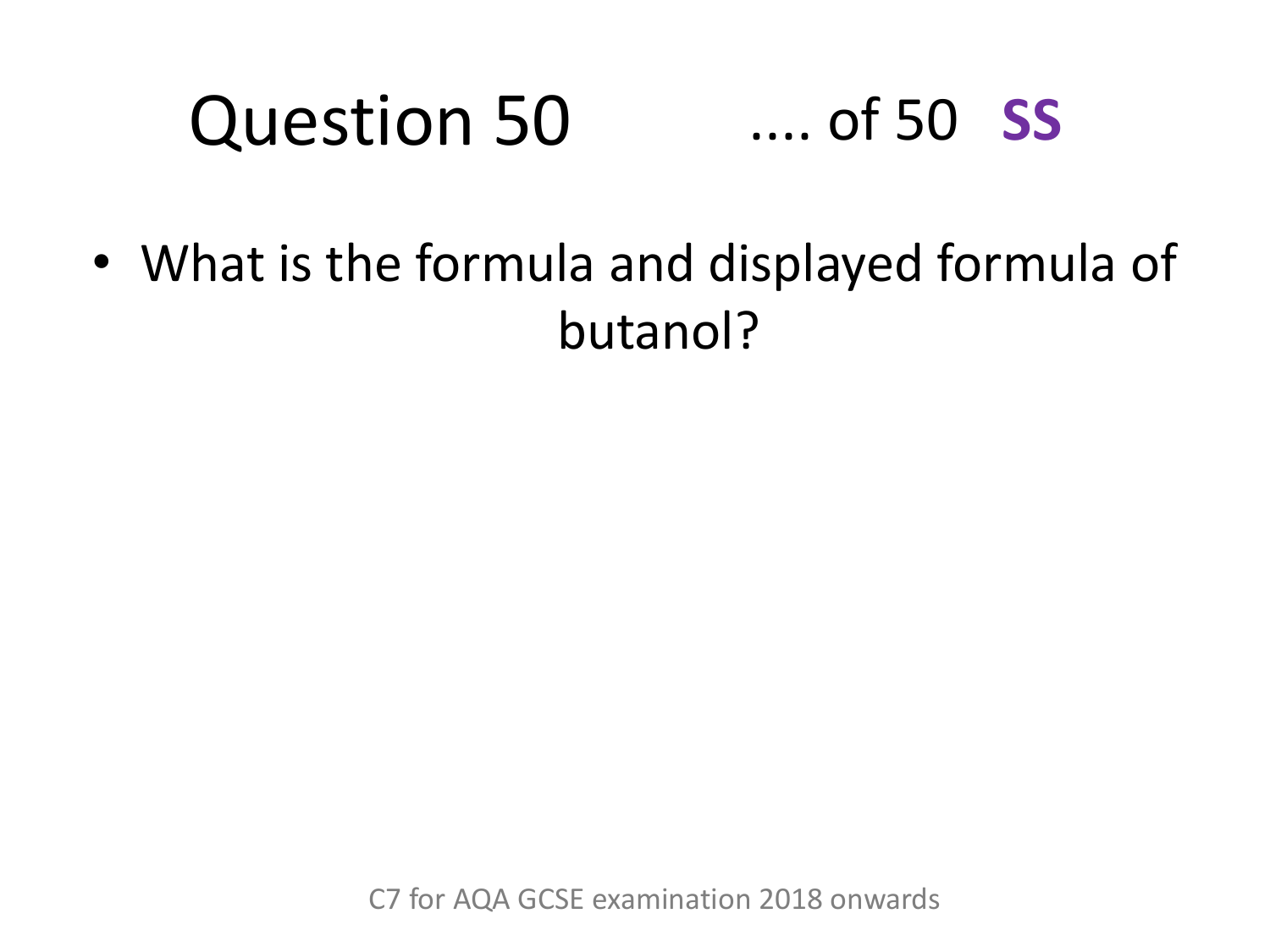# Question 50 .... of 50 **SS**

- What is the formula and displayed formula of butanol?

C7 for AQA GCSE examination 2018 onwards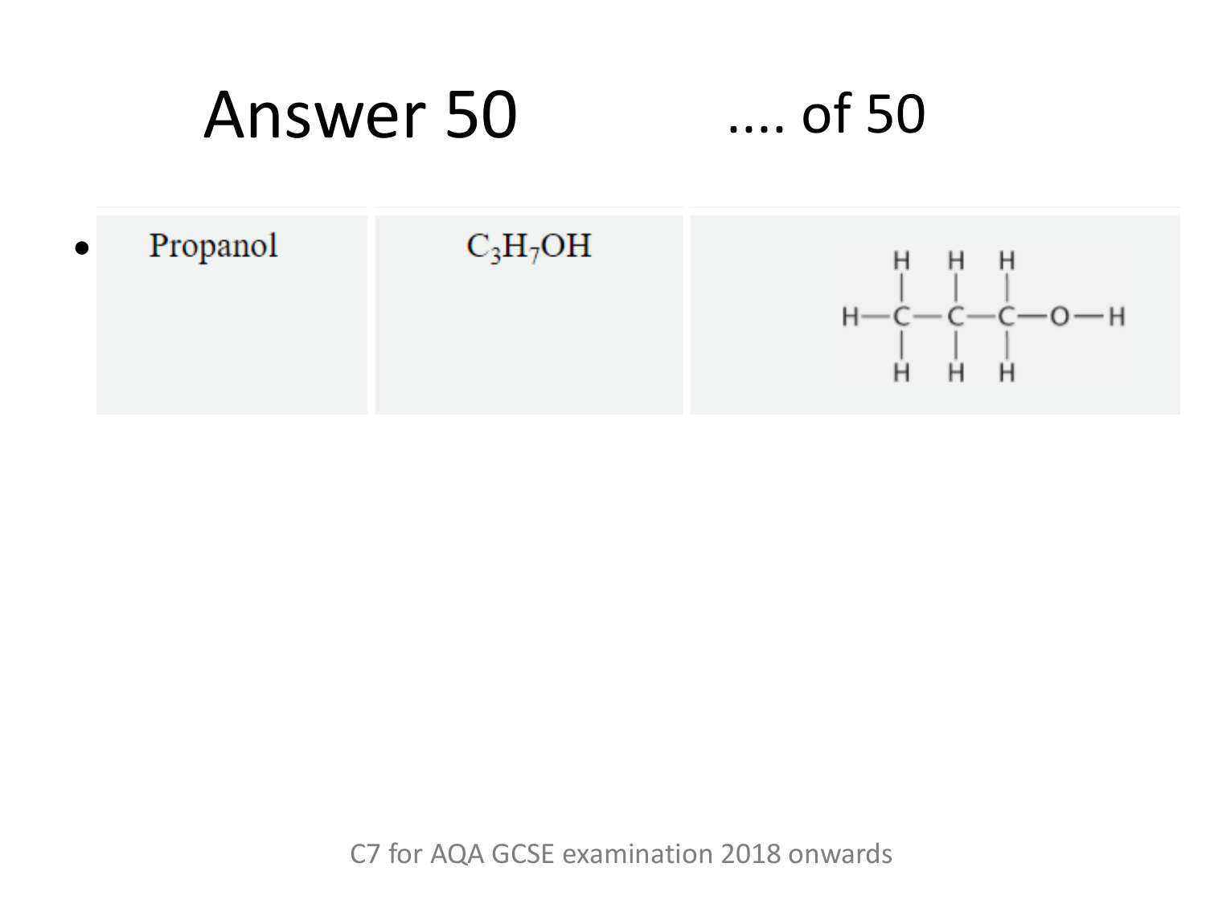# Answer 50 .... of 50

| Propanol | $C_3H_7OH$ | H–C(H)(H)–C(H)(H)–C(H)(H)–O–H |
|---|---|---|

C7 for AQA GCSE examination 2018 onwards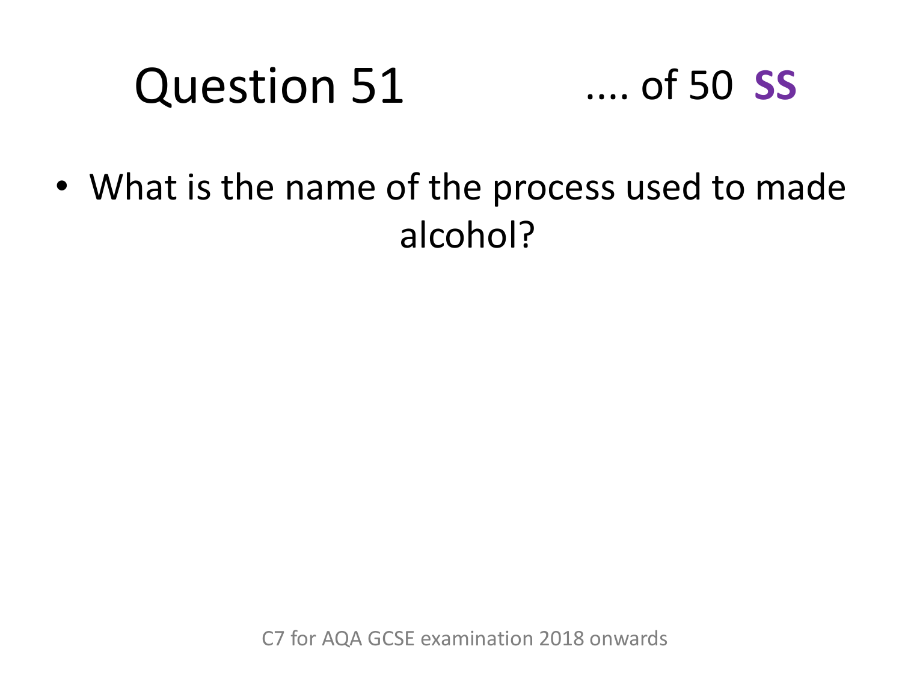# Question 51

.... of 50 **SS**

- What is the name of the process used to made alcohol?

C7 for AQA GCSE examination 2018 onwards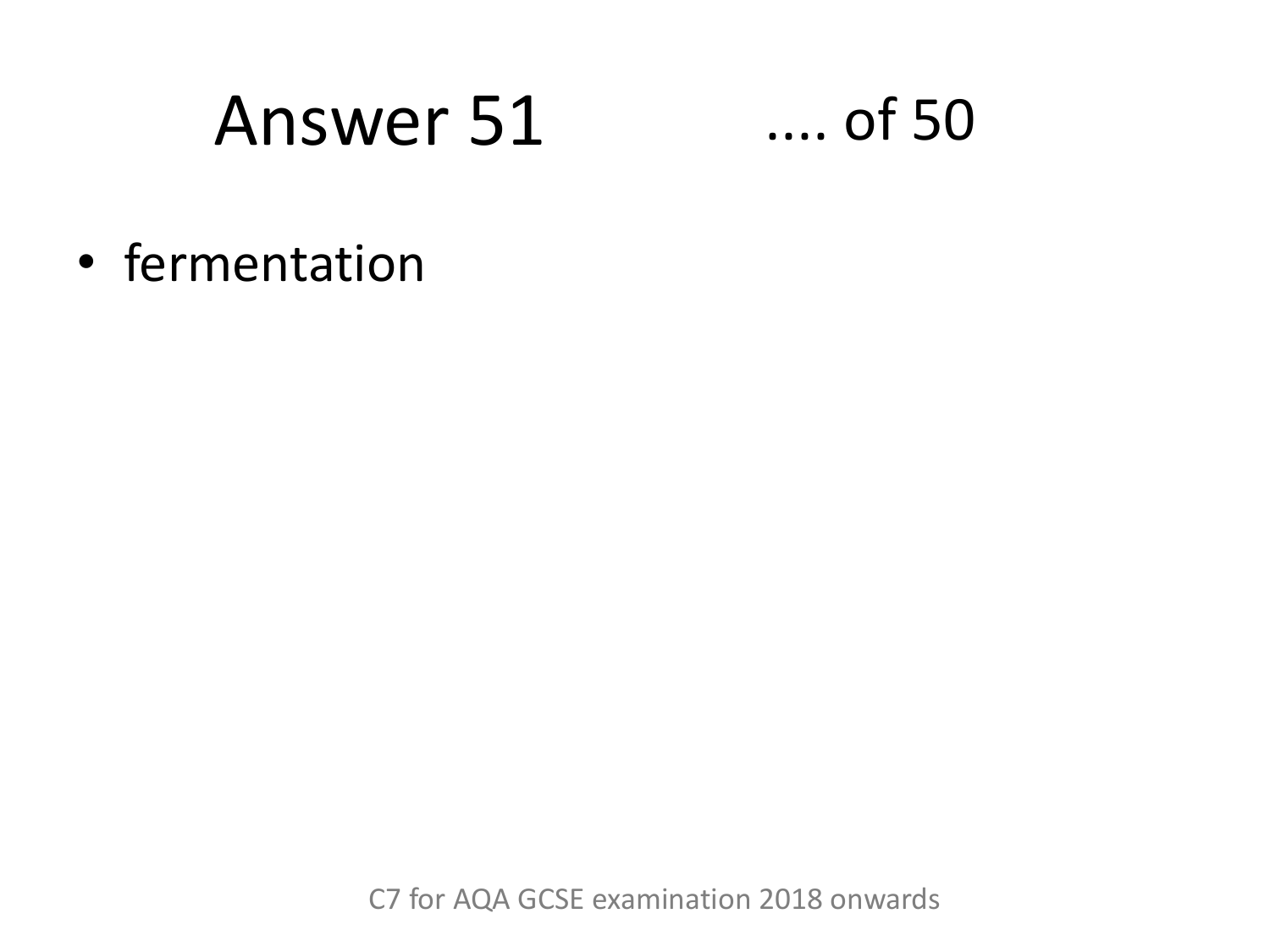# Answer 51 .... of 50

- fermentation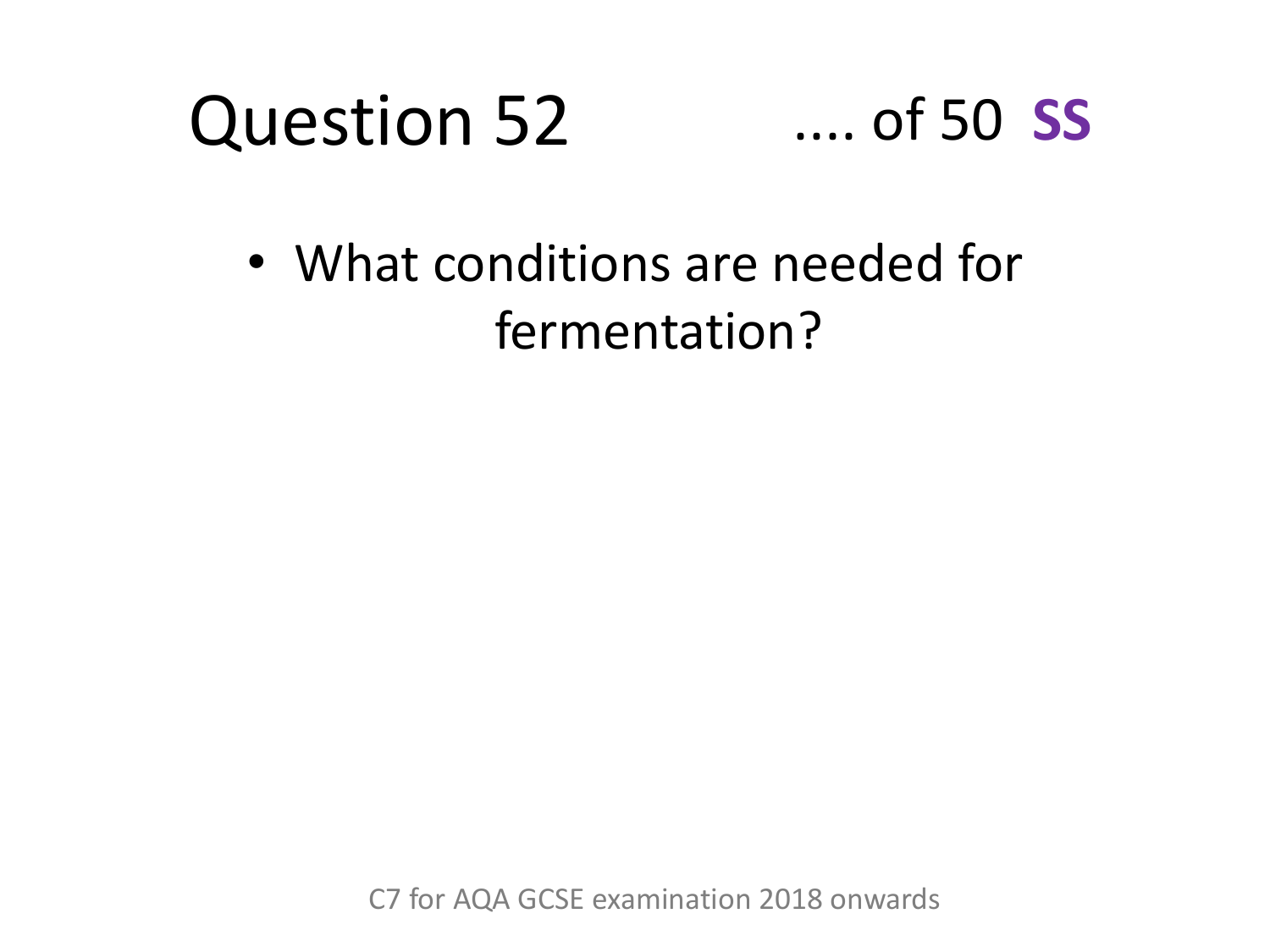# Question 52 .... of 50 **SS**

- What conditions are needed for fermentation?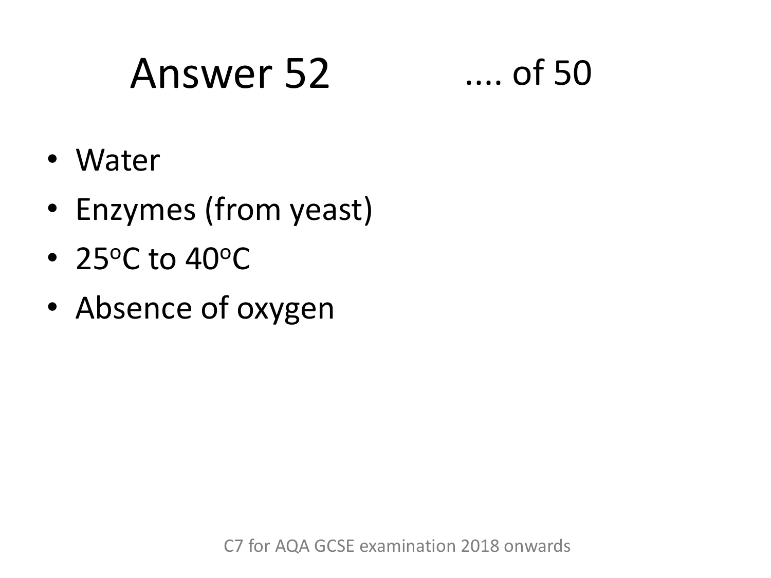# Answer 52

.... of 50

- Water
- Enzymes (from yeast)
- $25^{o}C$ to $40^{o}C$
- Absence of oxygen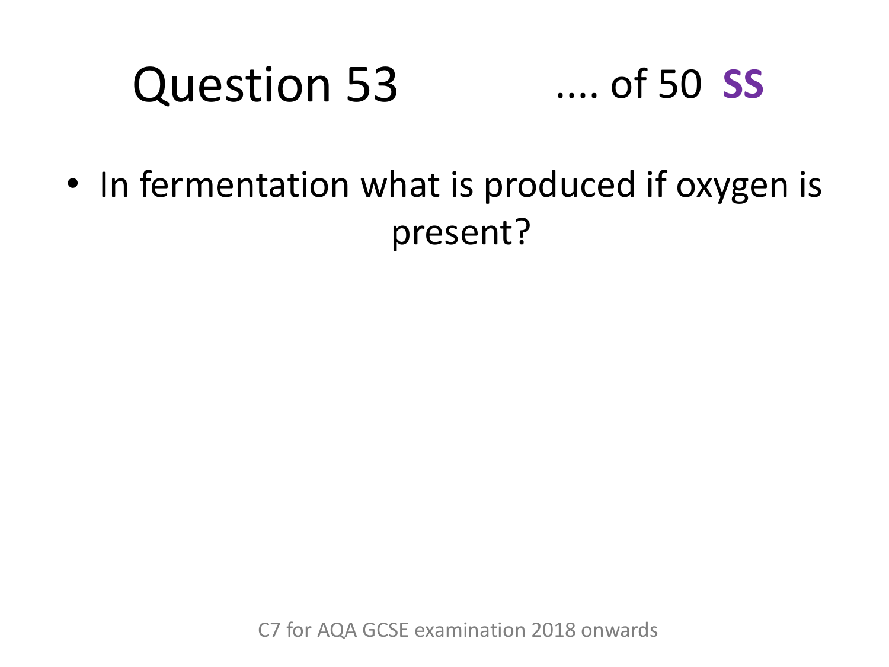# Question 53 .... of 50 **SS**

- In fermentation what is produced if oxygen is present?

C7 for AQA GCSE examination 2018 onwards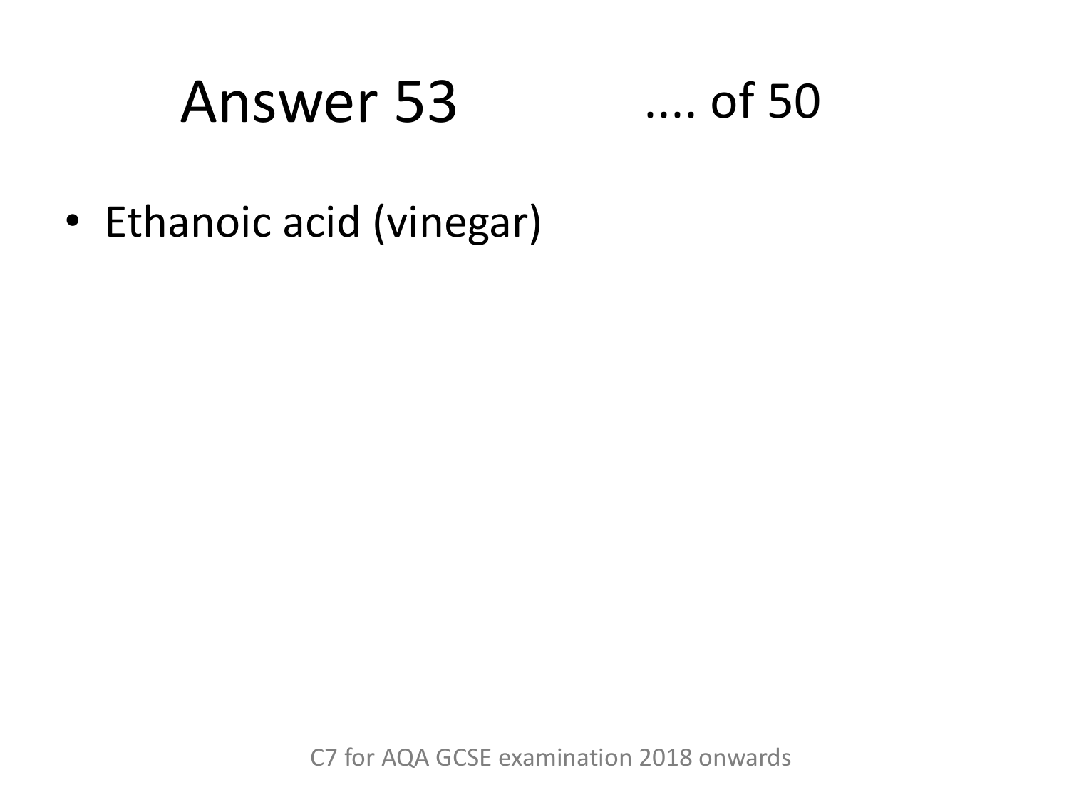# Answer 53 .... of 50

- Ethanoic acid (vinegar)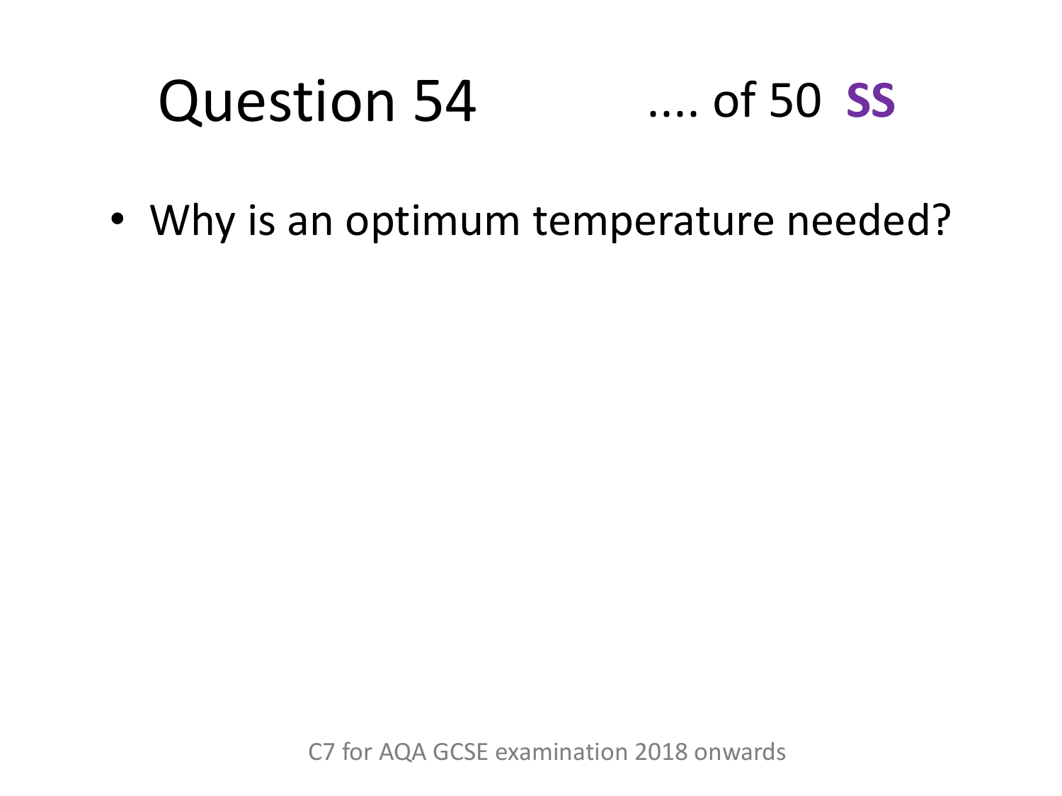# Question 54 .... of 50 **SS**

- Why is an optimum temperature needed?

C7 for AQA GCSE examination 2018 onwards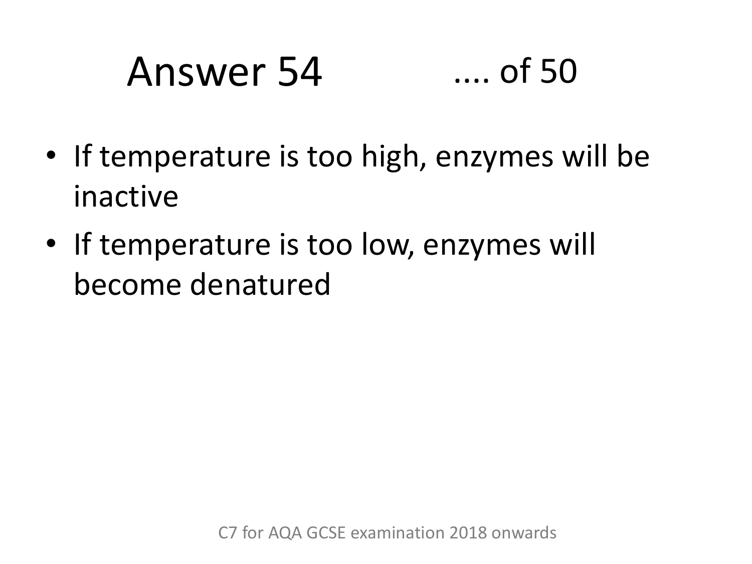# Answer 54 .... of 50

- If temperature is too high, enzymes will be inactive
- If temperature is too low, enzymes will become denatured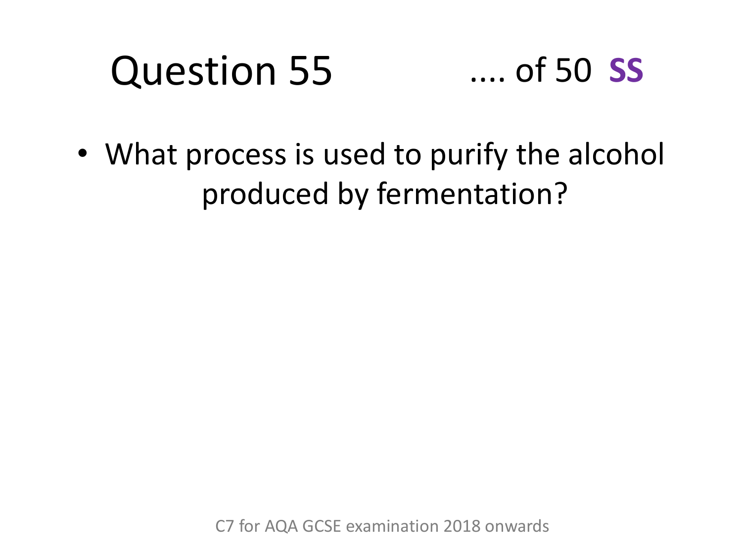# Question 55 .... of 50 **SS**

- What process is used to purify the alcohol produced by fermentation?

C7 for AQA GCSE examination 2018 onwards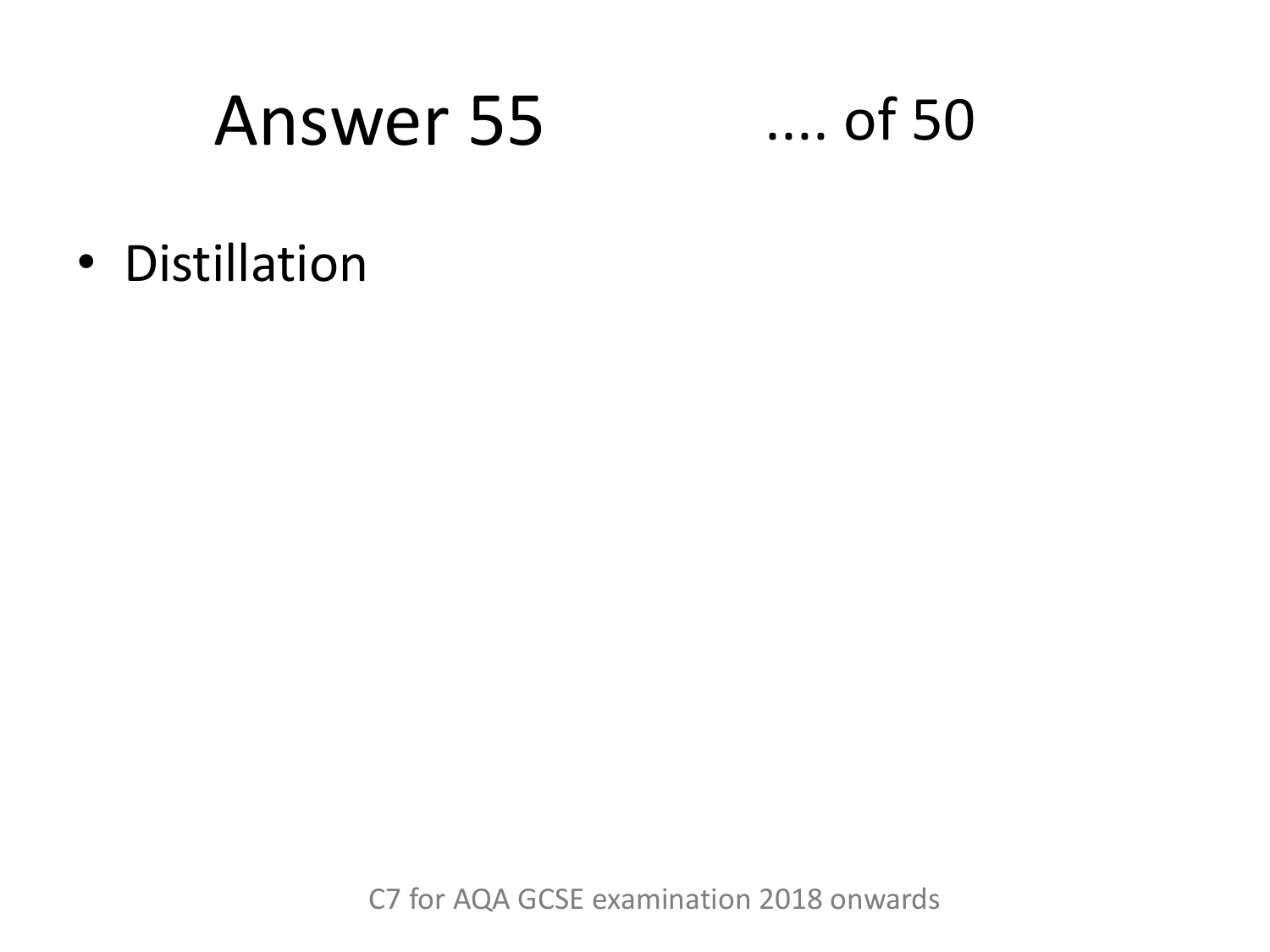# Answer 55 .... of 50

- Distillation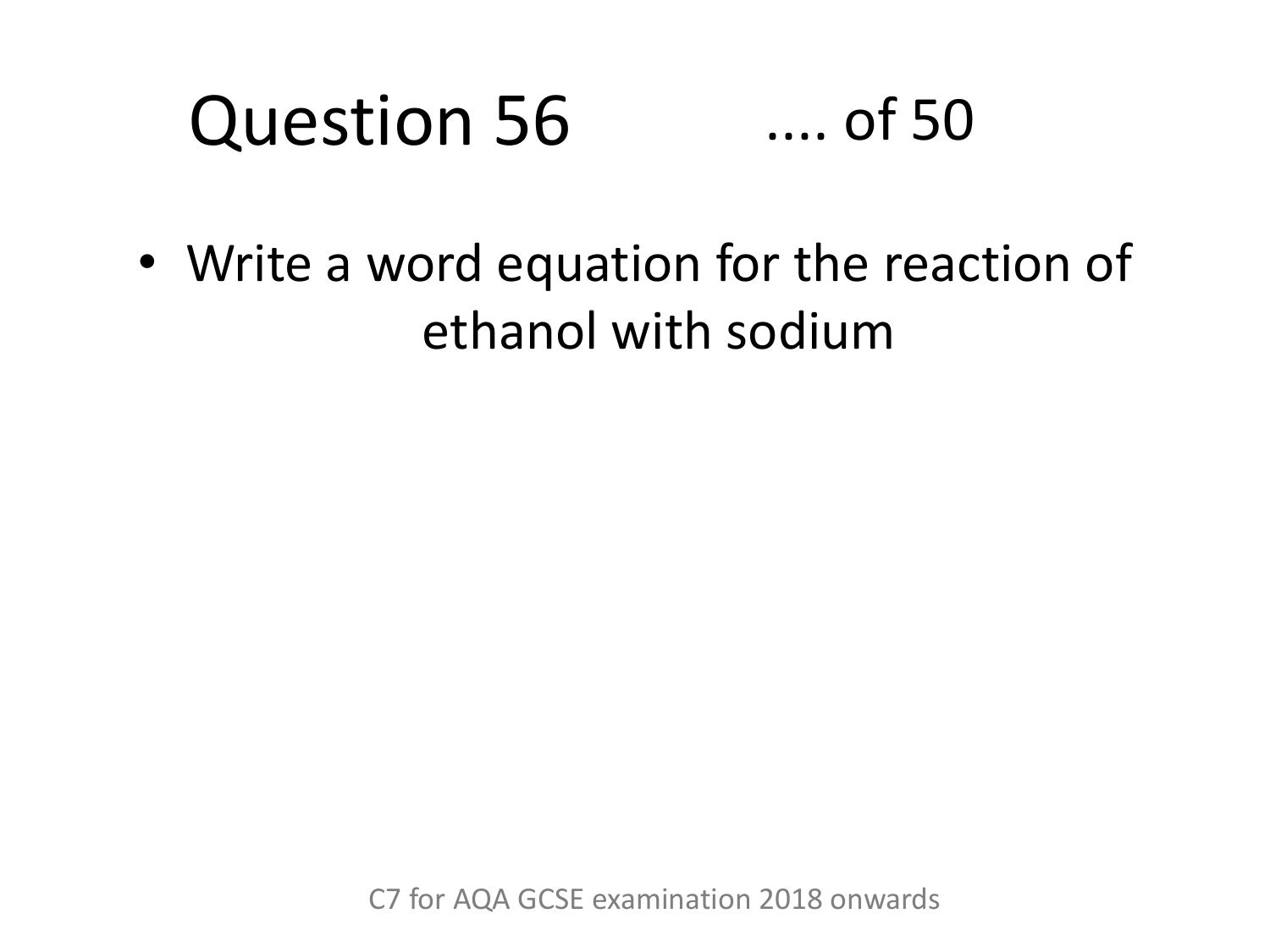# Question 56 .... of 50

- Write a word equation for the reaction of ethanol with sodium

C7 for AQA GCSE examination 2018 onwards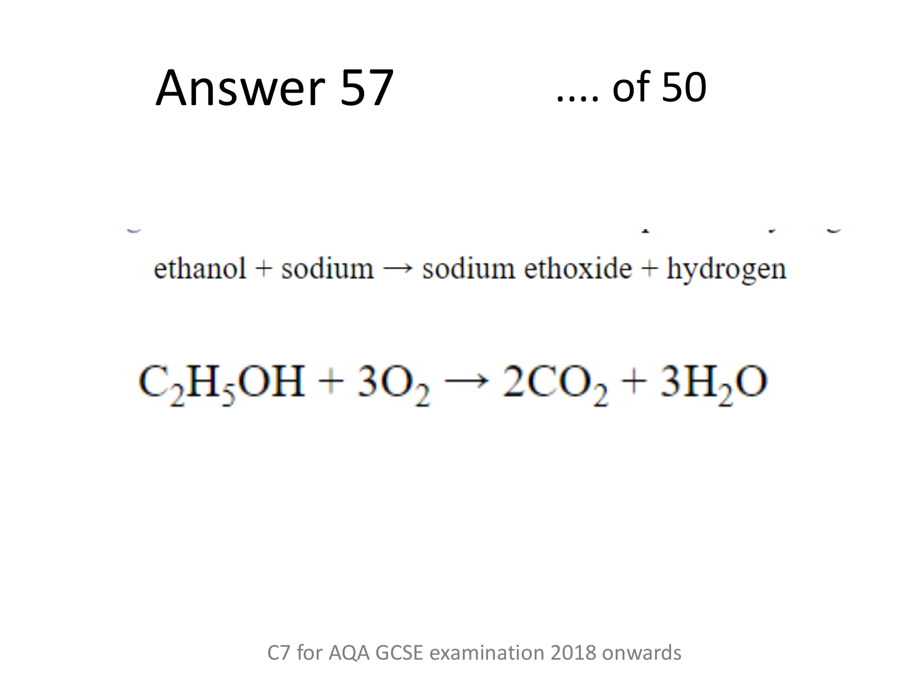# Answer 57

.... of 50

ethanol + sodium → sodium ethoxide + hydrogen

$$C_2H_5OH + 3O_2 \rightarrow 2CO_2 + 3H_2O$$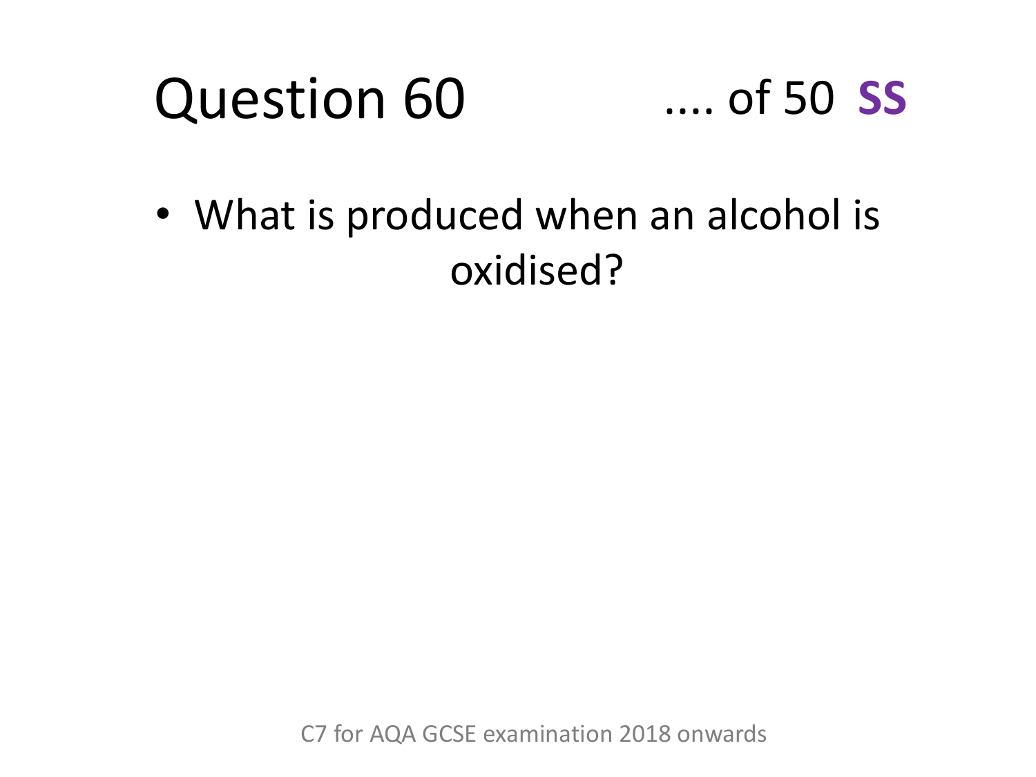# Question 60

.... of 50 **SS**

- What is produced when an alcohol is oxidised?

C7 for AQA GCSE examination 2018 onwards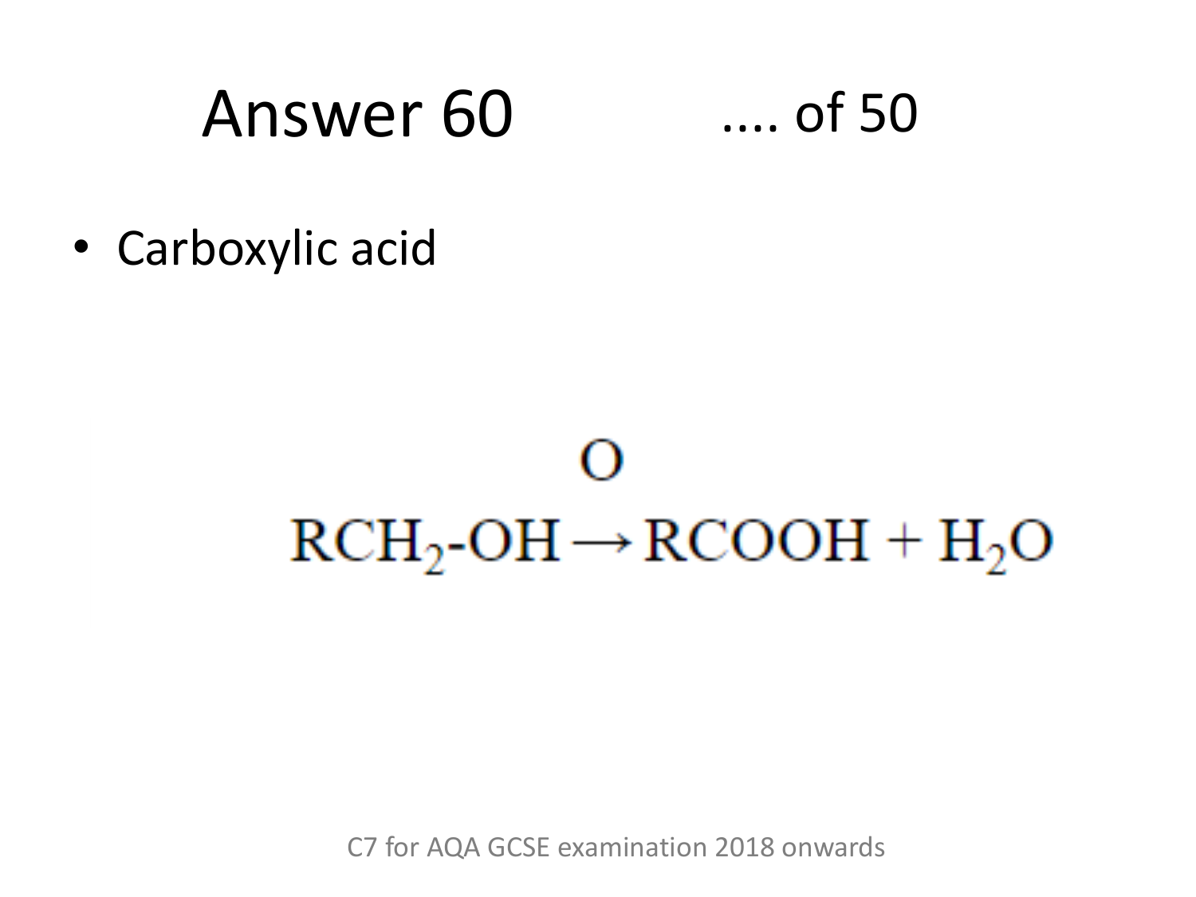# Answer 60 .... of 50

- Carboxylic acid

$$\mathrm{RCH_2\text{-}OH} \xrightarrow{\mathrm{O}} \mathrm{RCOOH + H_2O}$$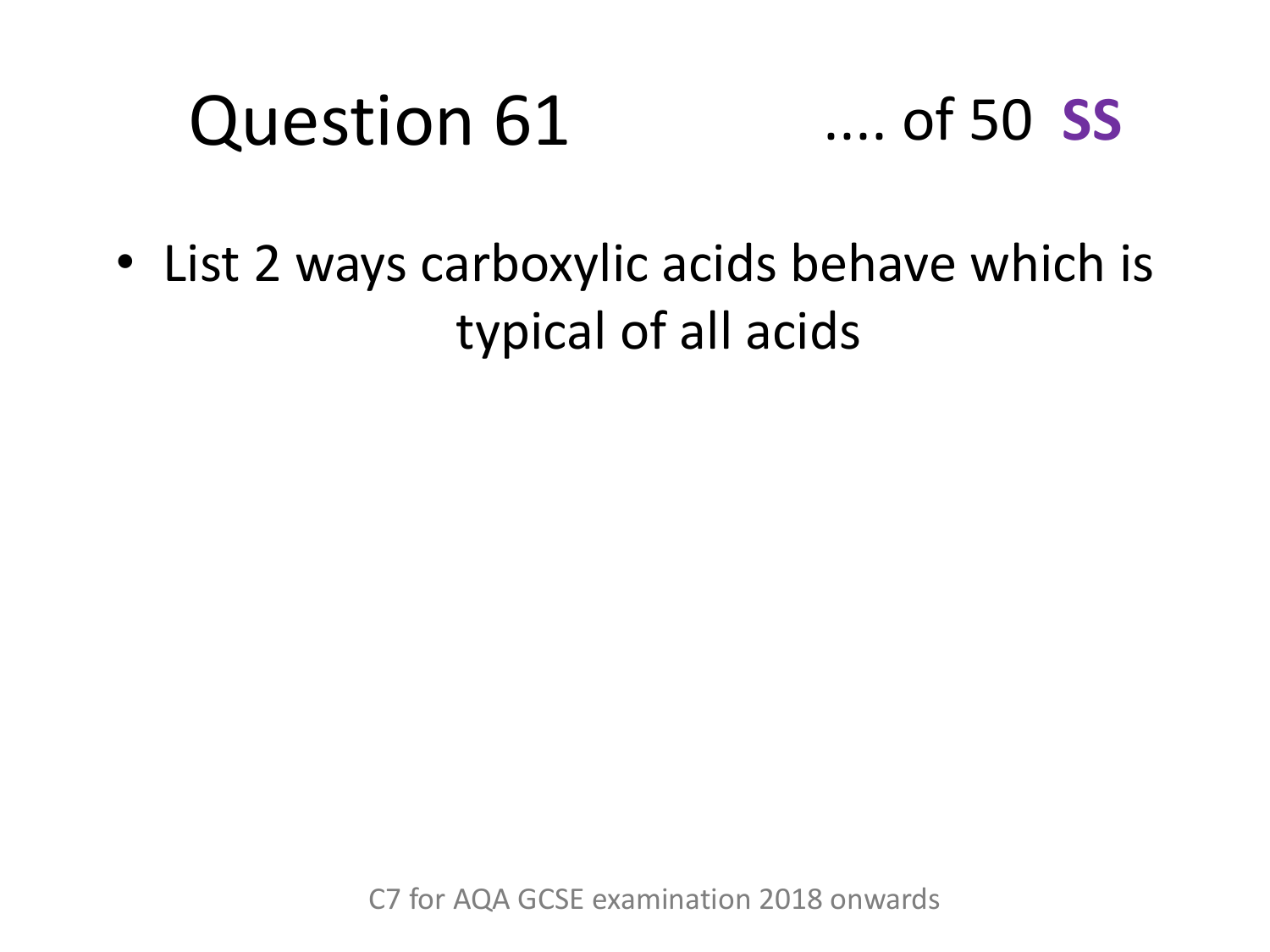# Question 61

.... of 50 **SS**

- List 2 ways carboxylic acids behave which is typical of all acids

C7 for AQA GCSE examination 2018 onwards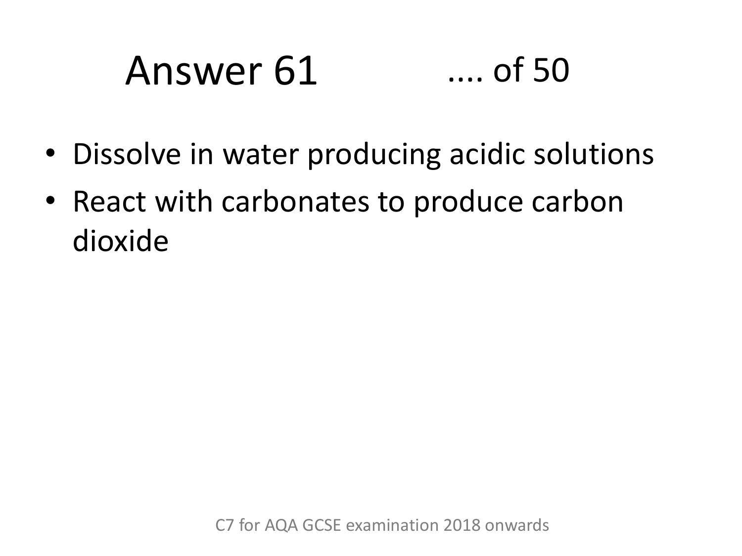# Answer 61 .... of 50

- Dissolve in water producing acidic solutions
- React with carbonates to produce carbon dioxide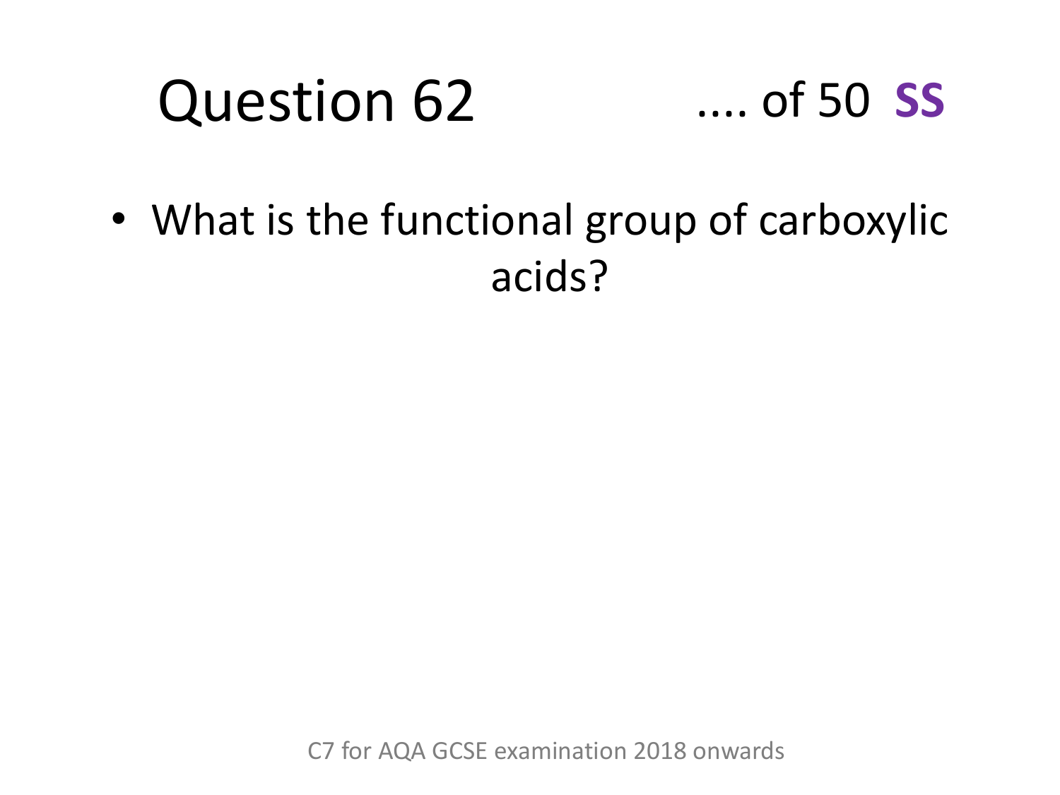# Question 62

.... of 50 **SS**

- What is the functional group of carboxylic acids?

C7 for AQA GCSE examination 2018 onwards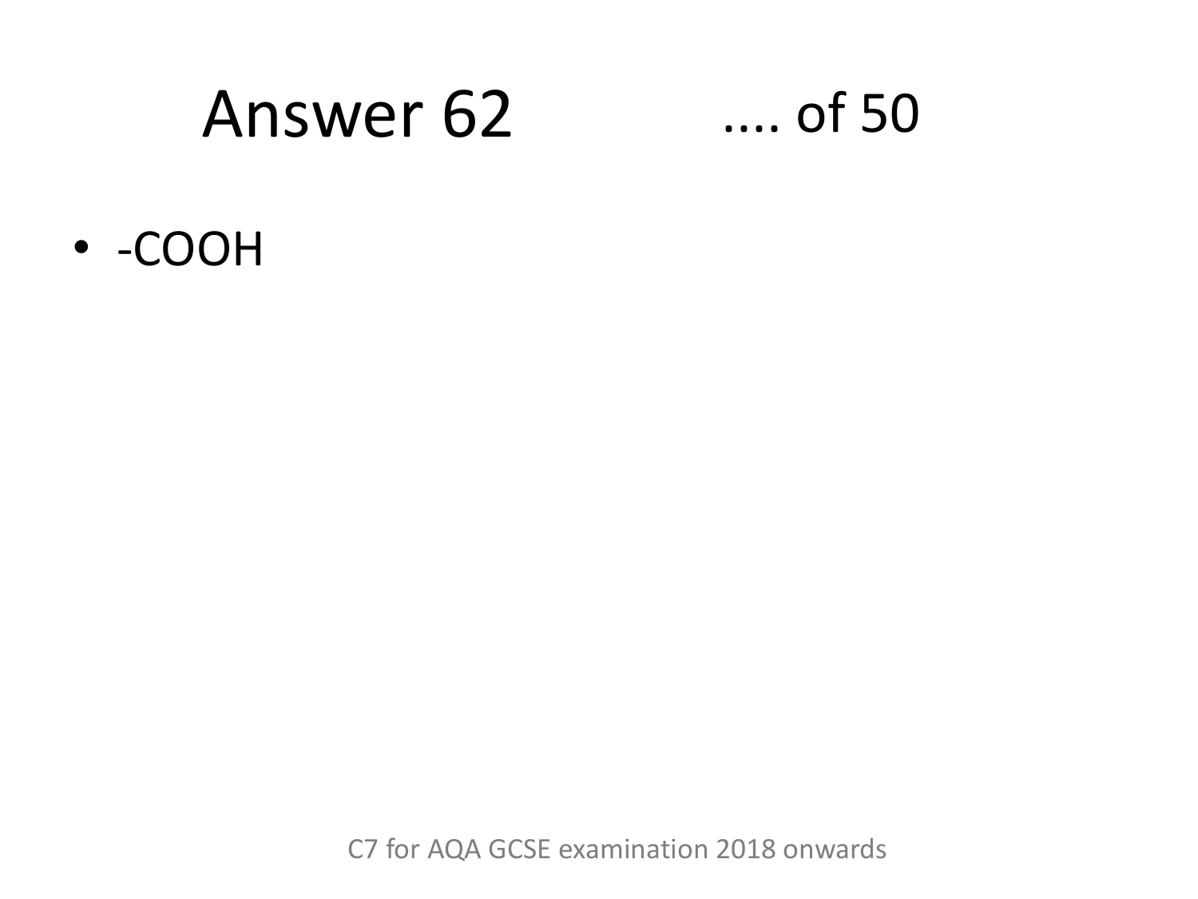# Answer 62 .... of 50

- -COOH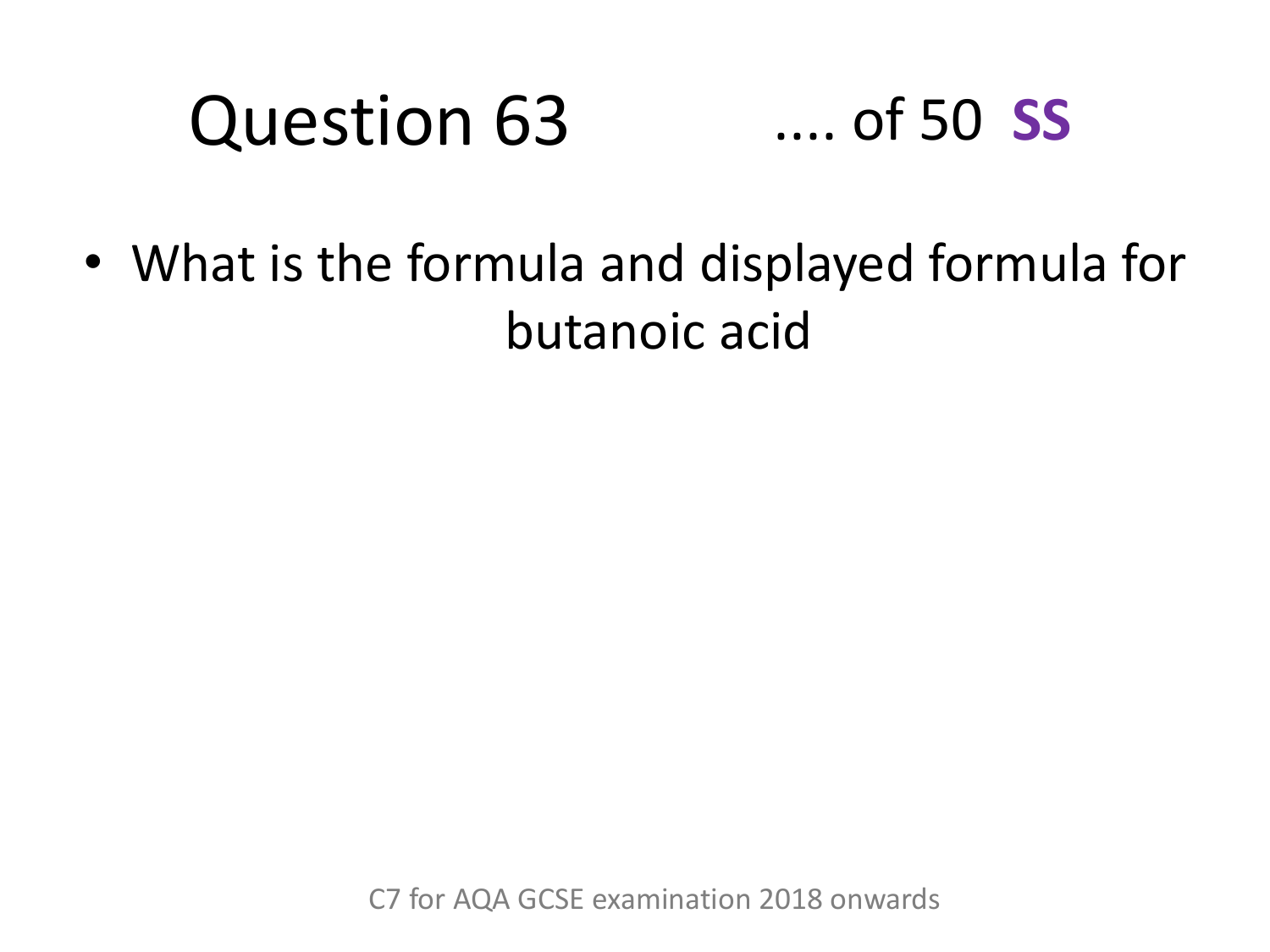# Question 63 .... of 50 **SS**

- What is the formula and displayed formula for butanoic acid

C7 for AQA GCSE examination 2018 onwards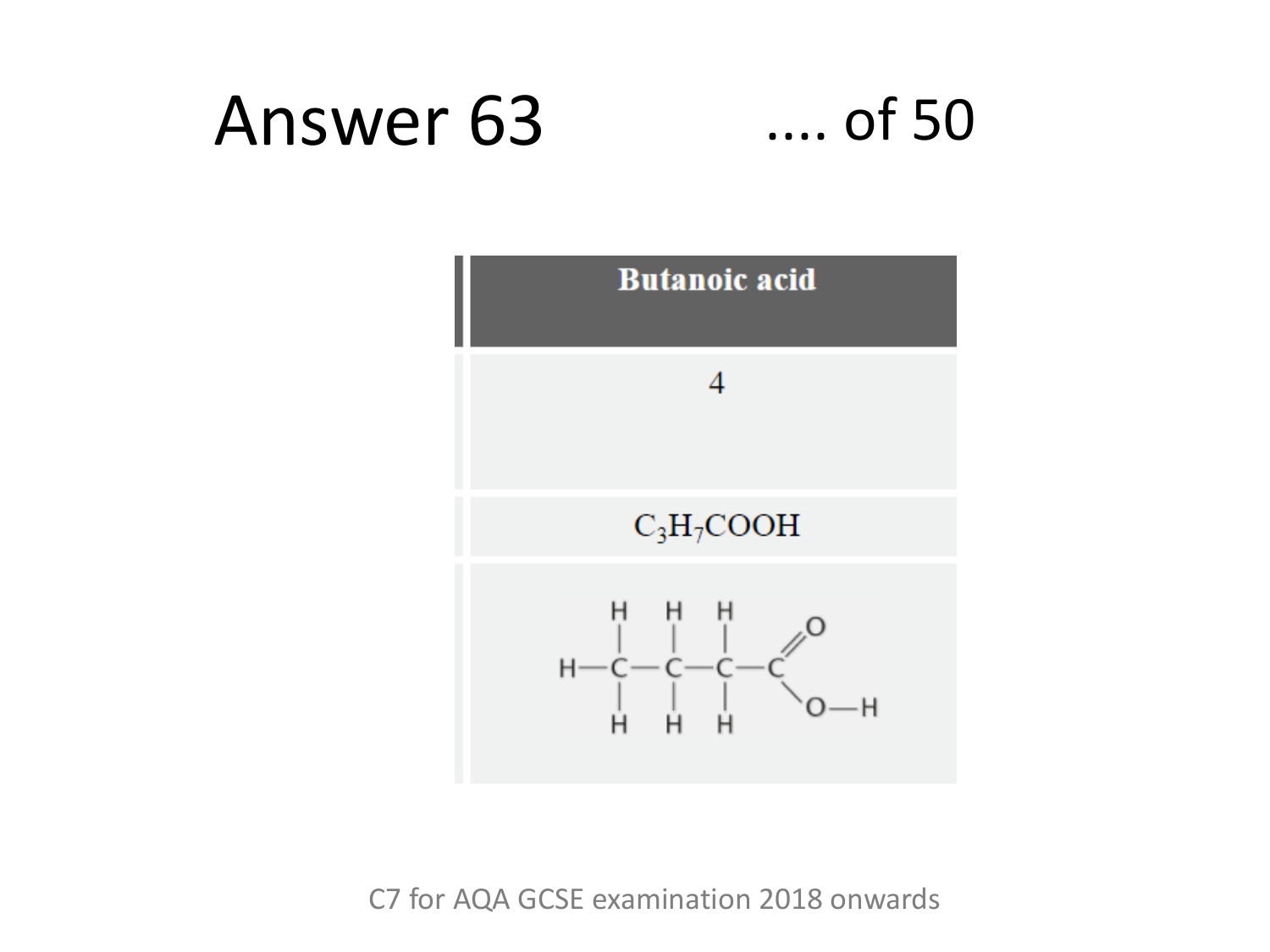# Answer 63

.... of 50

| Butanoic acid |
| --- |
| 4 |
| $C_3H_7COOH$ |
| $CH_3-CH_2-CH_2-C(=O)-O-H$ |

C7 for AQA GCSE examination 2018 onwards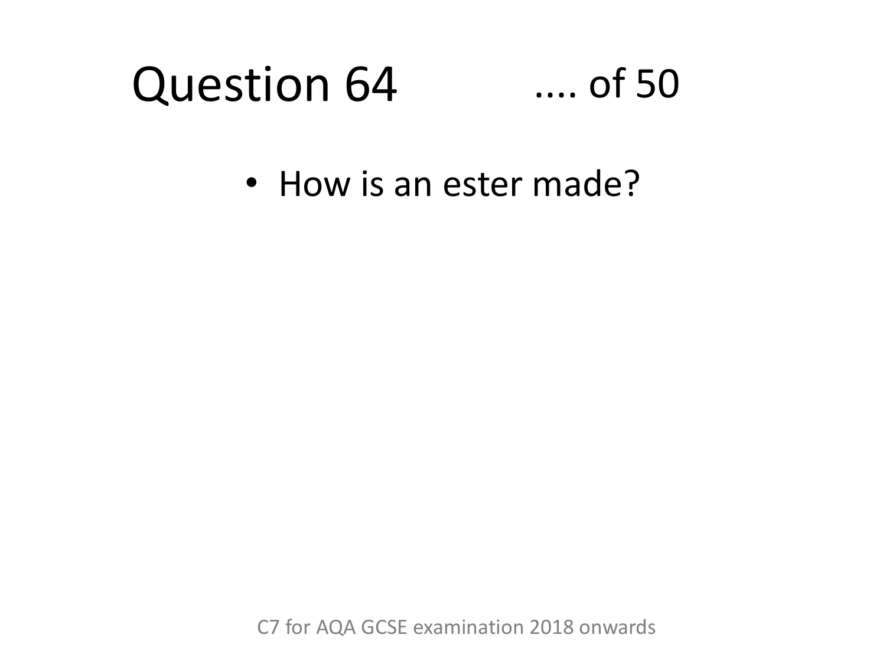# Question 64 .... of 50

- How is an ester made?

C7 for AQA GCSE examination 2018 onwards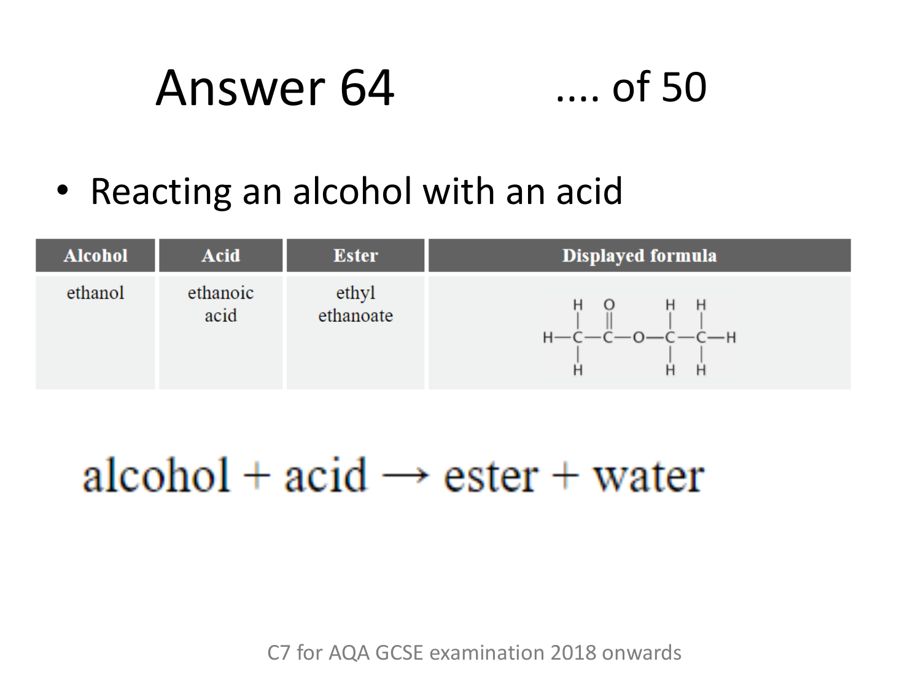# Answer 64

- Reacting an alcohol with an acid

| Alcohol | Acid | Ester | Displayed formula |
|---|---|---|---|
| ethanol | ethanoic acid | ethyl ethanoate | $CH_3COOCH_2CH_3$ |

$$\text{alcohol} + \text{acid} \rightarrow \text{ester} + \text{water}$$

C7 for AQA GCSE examination 2018 onwards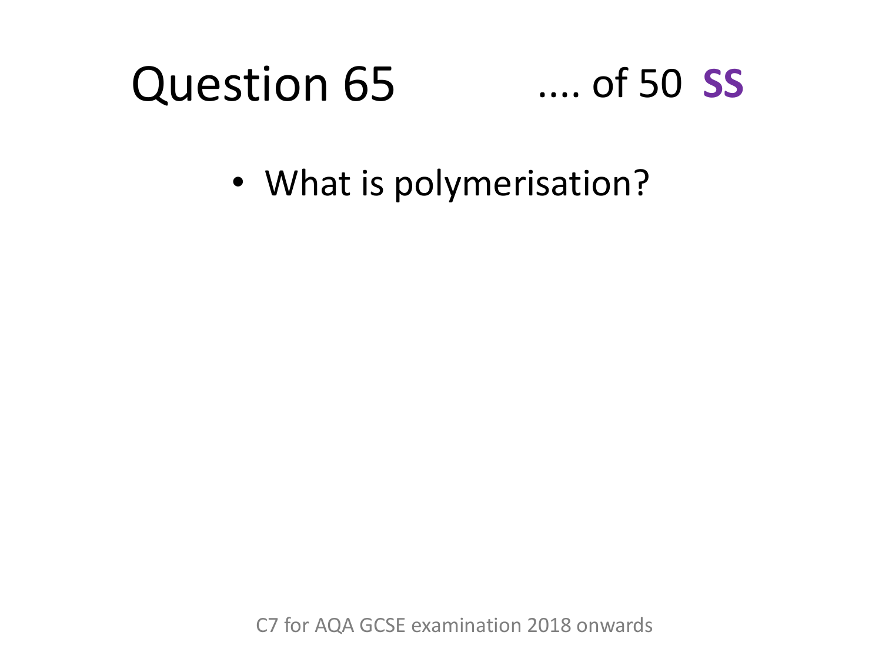# Question 65 .... of 50 **SS**

- What is polymerisation?

C7 for AQA GCSE examination 2018 onwards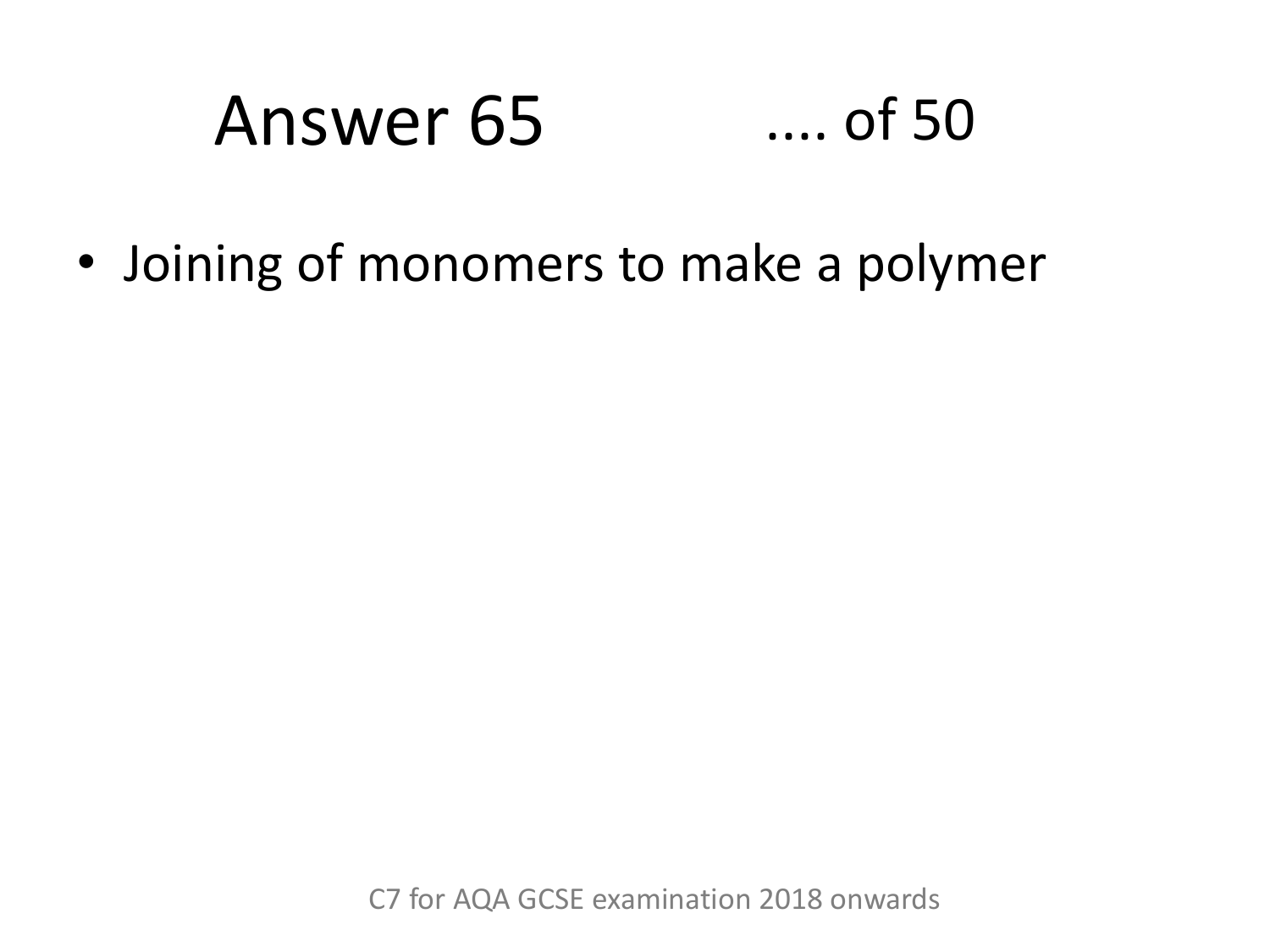# Answer 65 .... of 50

- Joining of monomers to make a polymer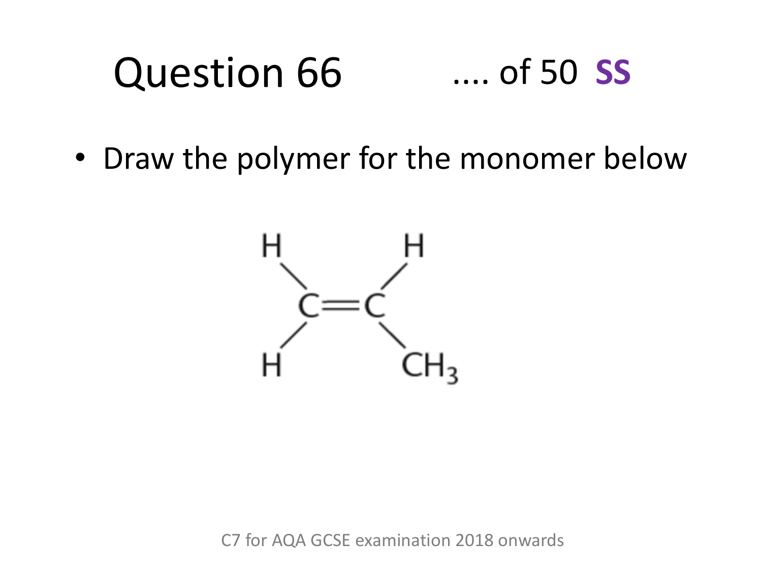# Question 66

.... of 50 **SS**

- Draw the polymer for the monomer below

C7 for AQA GCSE examination 2018 onwards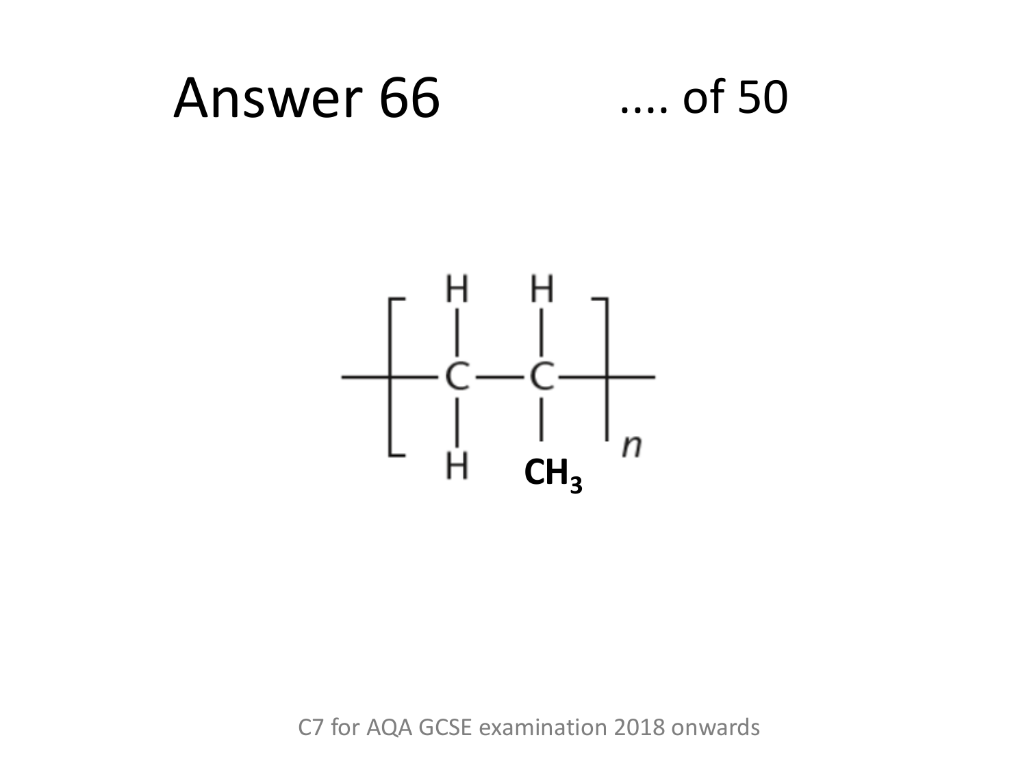# Answer 66

$$\left[ -\overset{\displaystyle H}{\underset{\displaystyle H}{\overset{|}{\underset{|}{C}}}} - \overset{\displaystyle H}{\underset{\displaystyle CH_3}{\overset{|}{\underset{|}{C}}}} - \right]_n$$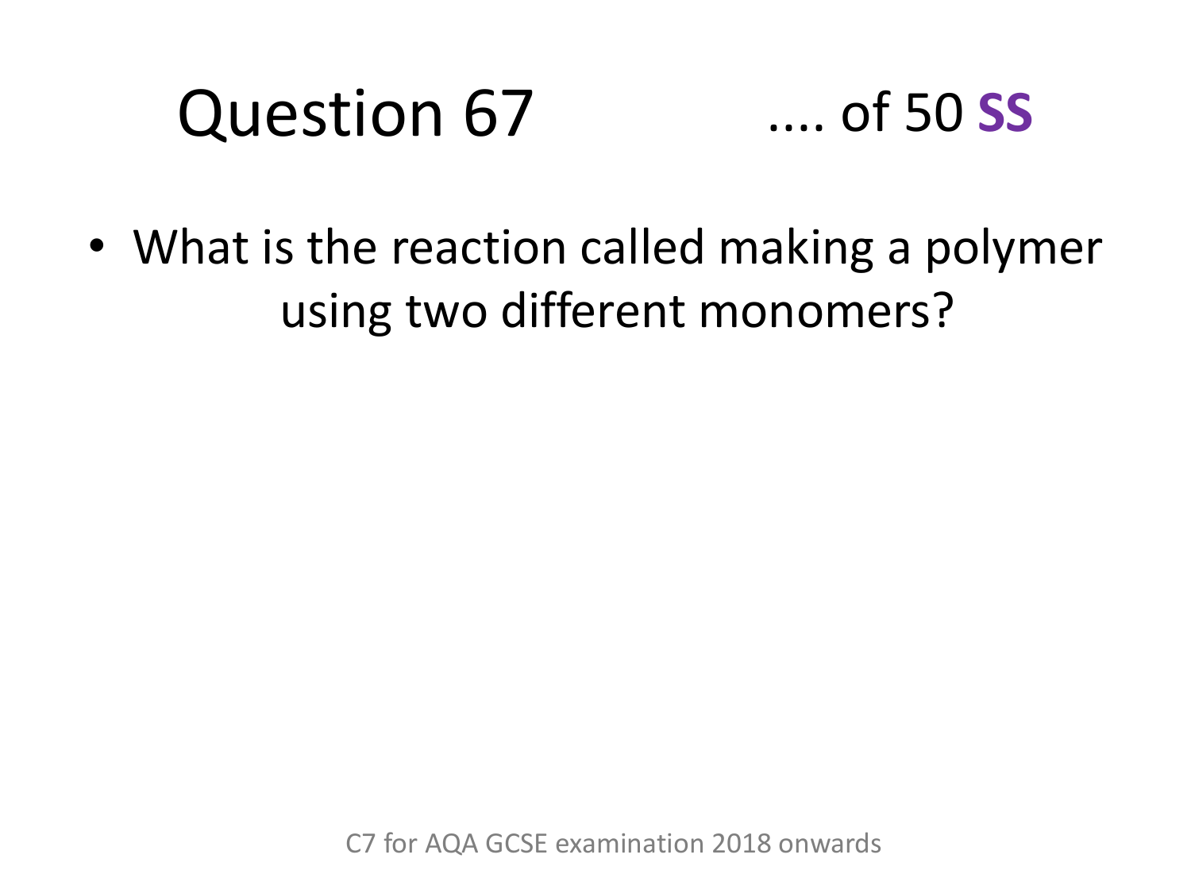# Question 67

.... of 50 **SS**

- What is the reaction called making a polymer using two different monomers?

C7 for AQA GCSE examination 2018 onwards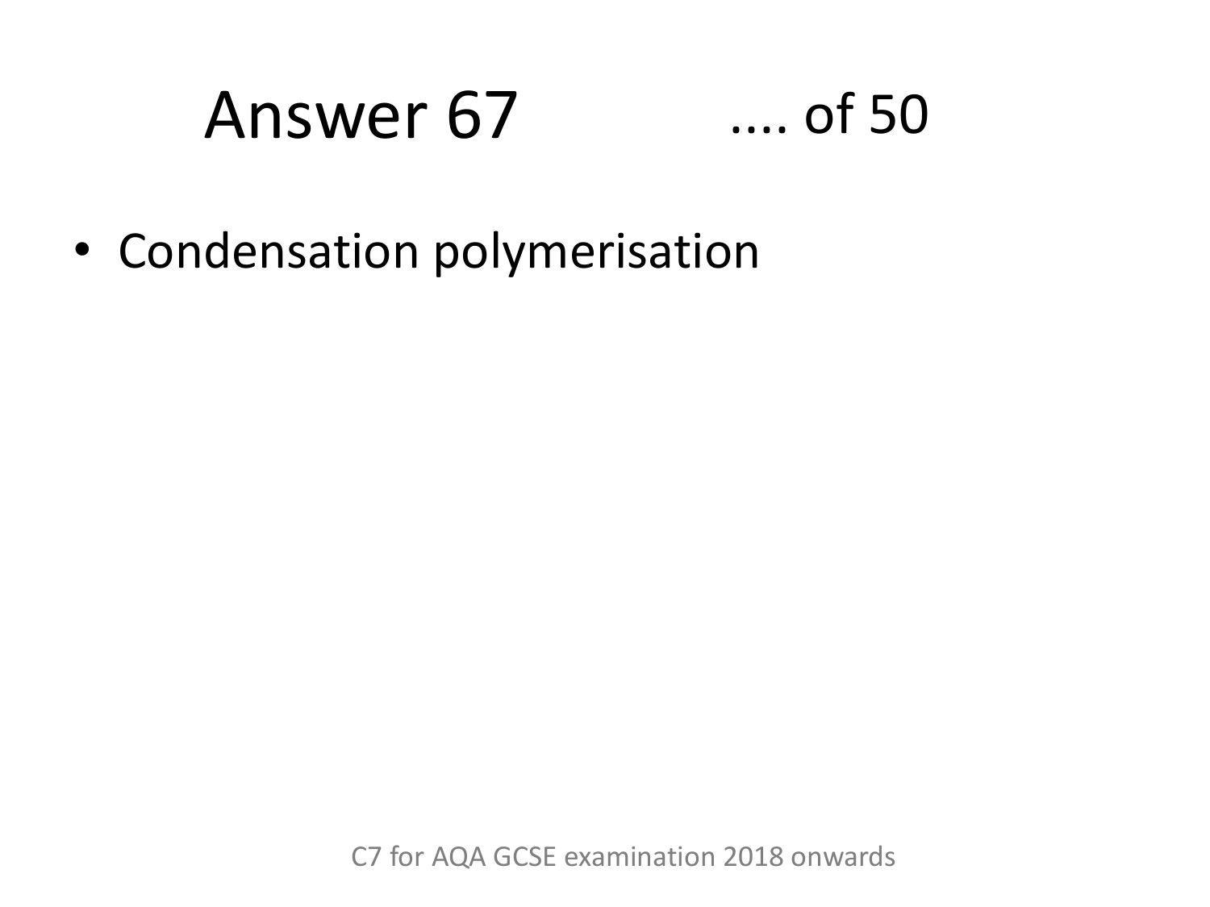# Answer 67 .... of 50

- Condensation polymerisation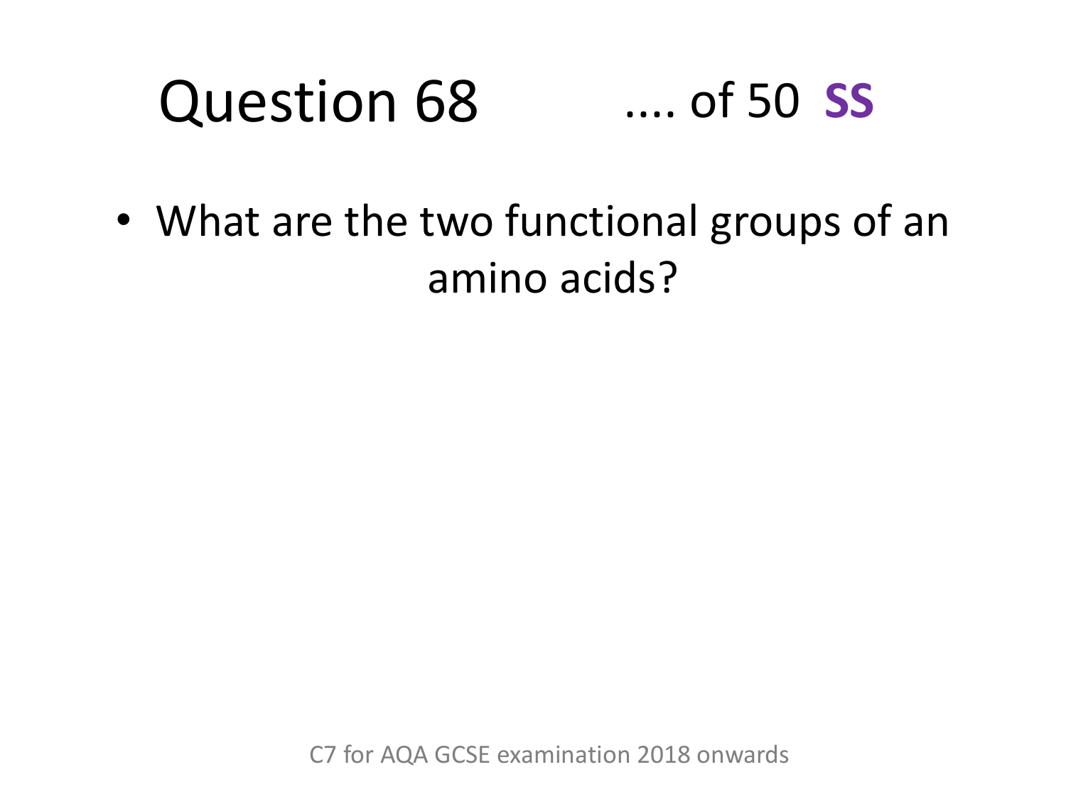# Question 68 .... of 50 **SS**

- What are the two functional groups of an amino acids?

C7 for AQA GCSE examination 2018 onwards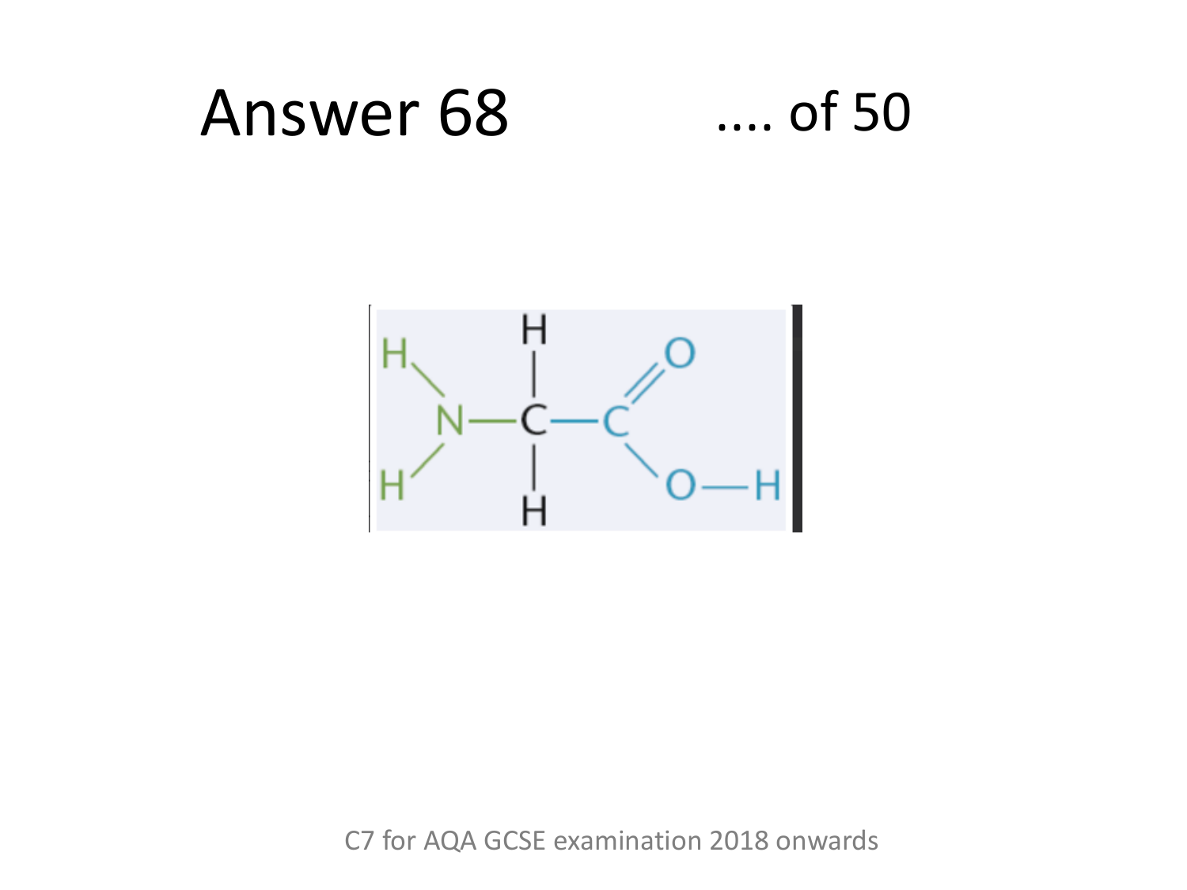# Answer 68

.... of 50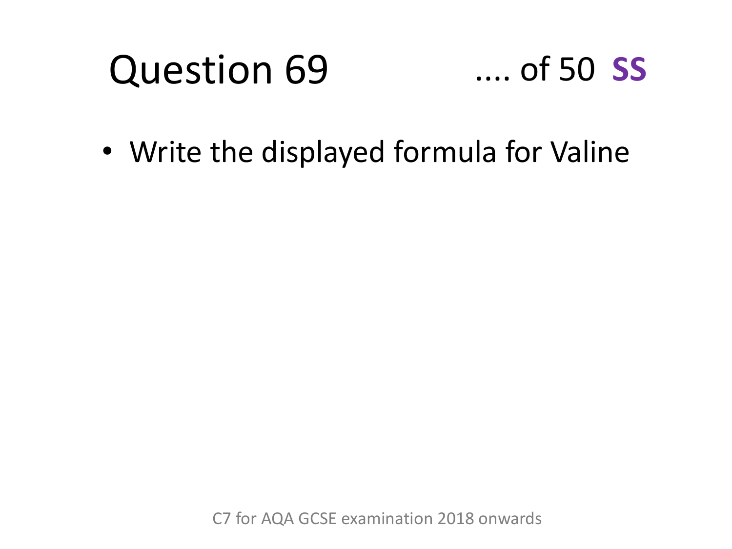# Question 69

.... of 50 **SS**

- Write the displayed formula for Valine

C7 for AQA GCSE examination 2018 onwards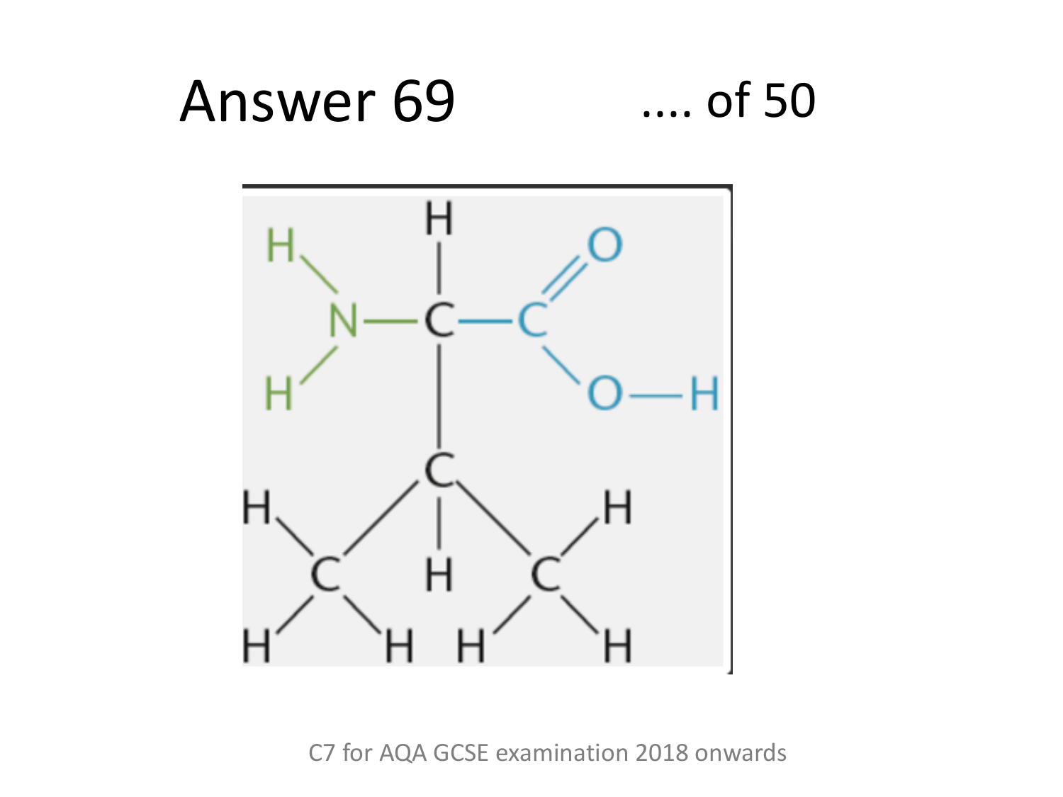# Answer 69

.... of 50

C7 for AQA GCSE examination 2018 onwards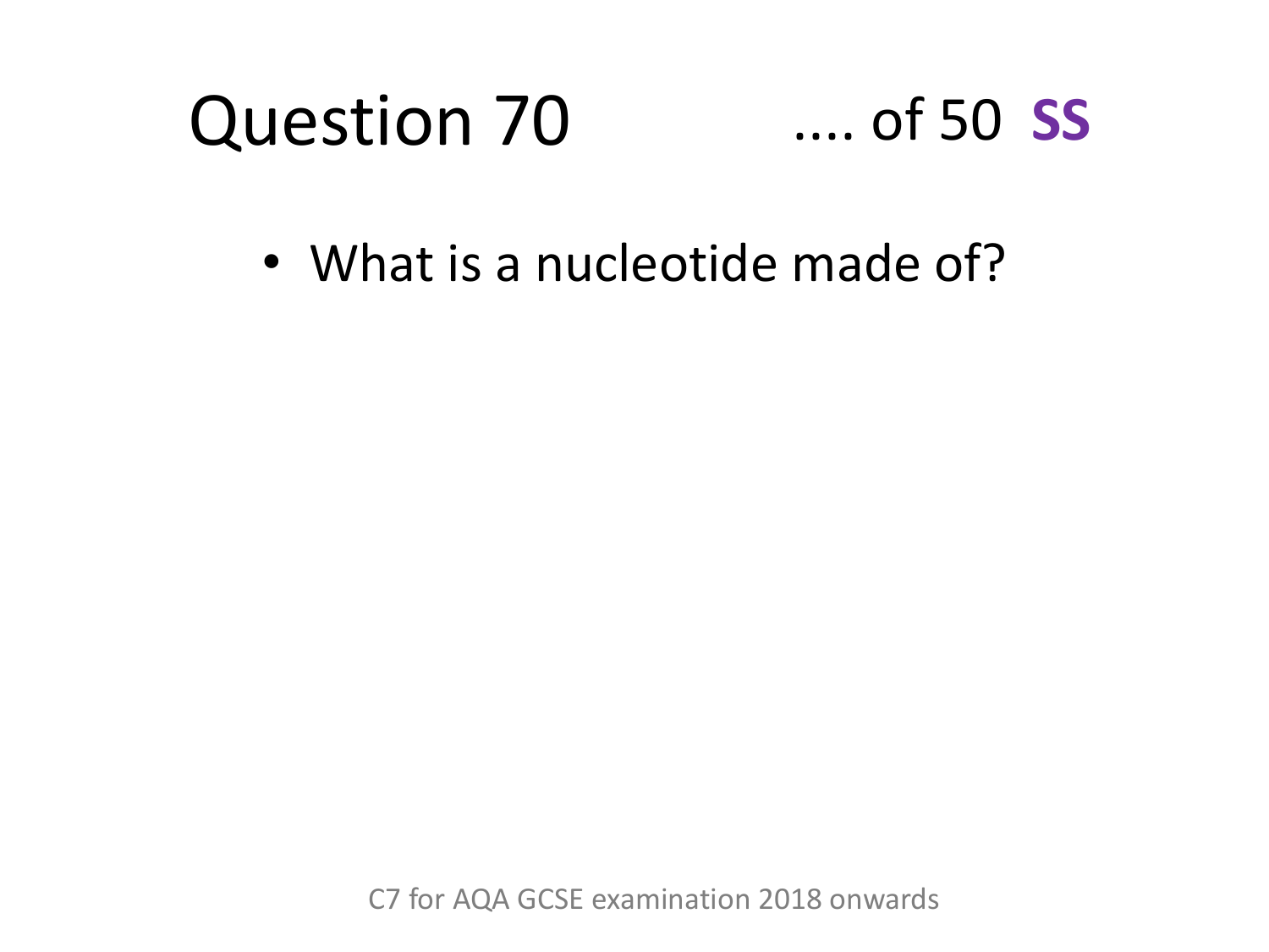# Question 70 .... of 50 **SS**

- What is a nucleotide made of?

C7 for AQA GCSE examination 2018 onwards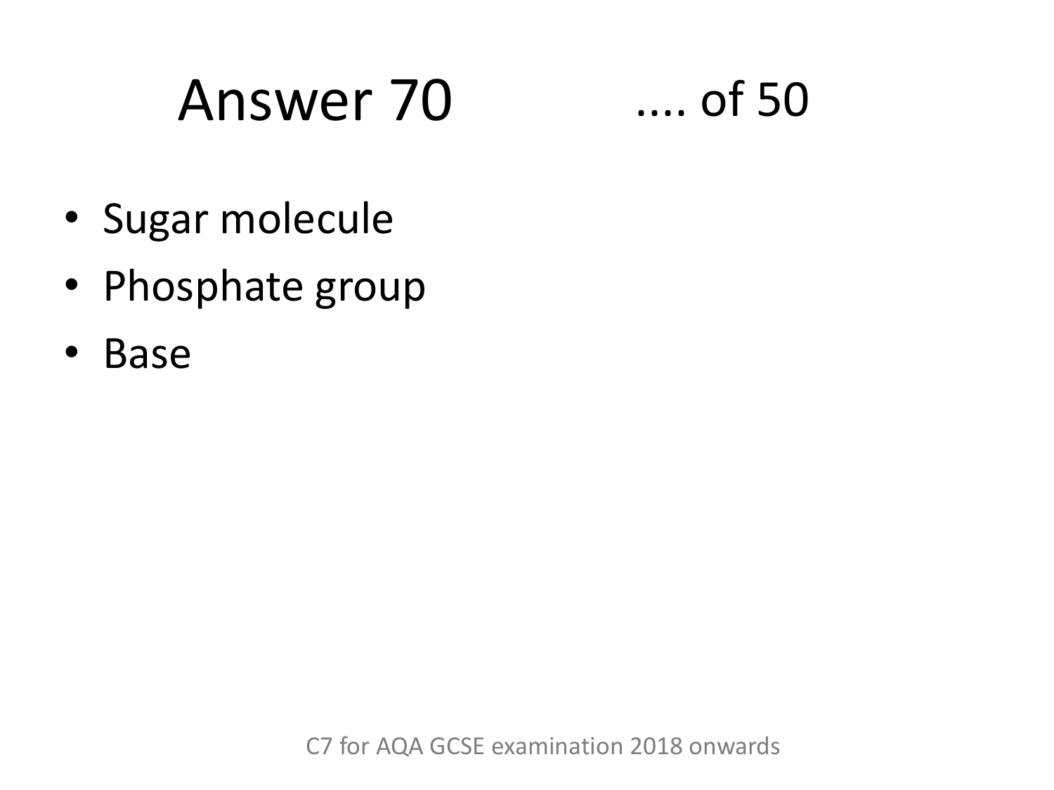# Answer 70 .... of 50

- Sugar molecule
- Phosphate group
- Base